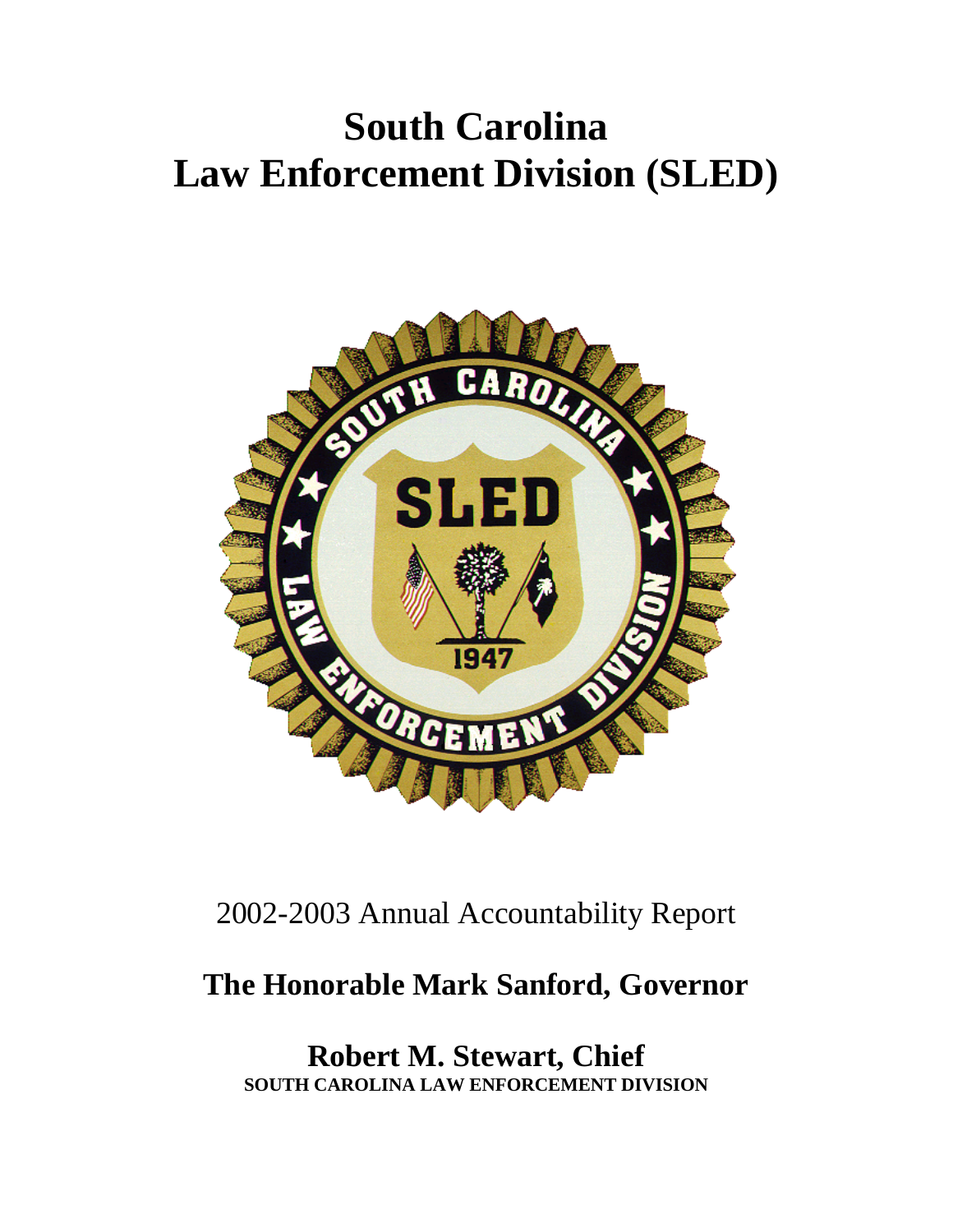# South Carolina
# Law Enforcement Division (SLED)

2002-2003 Annual Accountability Report

**The Honorable Mark Sanford, Governor**

**Robert M. Stewart, Chief**
**SOUTH CAROLINA LAW ENFORCEMENT DIVISION**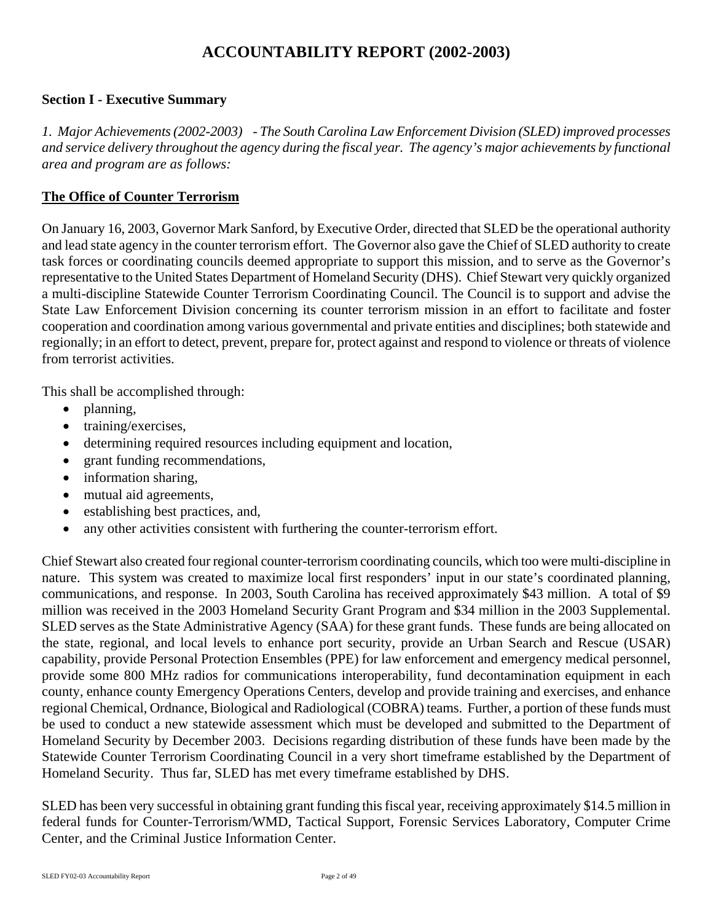# ACCOUNTABILITY REPORT (2002-2003)

## Section I - Executive Summary

*1. Major Achievements (2002-2003) - The South Carolina Law Enforcement Division (SLED) improved processes and service delivery throughout the agency during the fiscal year. The agency's major achievements by functional area and program are as follows:*

### The Office of Counter Terrorism

On January 16, 2003, Governor Mark Sanford, by Executive Order, directed that SLED be the operational authority and lead state agency in the counter terrorism effort. The Governor also gave the Chief of SLED authority to create task forces or coordinating councils deemed appropriate to support this mission, and to serve as the Governor's representative to the United States Department of Homeland Security (DHS). Chief Stewart very quickly organized a multi-discipline Statewide Counter Terrorism Coordinating Council. The Council is to support and advise the State Law Enforcement Division concerning its counter terrorism mission in an effort to facilitate and foster cooperation and coordination among various governmental and private entities and disciplines; both statewide and regionally; in an effort to detect, prevent, prepare for, protect against and respond to violence or threats of violence from terrorist activities.

This shall be accomplished through:

- planning,
- training/exercises,
- determining required resources including equipment and location,
- grant funding recommendations,
- information sharing,
- mutual aid agreements,
- establishing best practices, and,
- any other activities consistent with furthering the counter-terrorism effort.

Chief Stewart also created four regional counter-terrorism coordinating councils, which too were multi-discipline in nature. This system was created to maximize local first responders' input in our state's coordinated planning, communications, and response. In 2003, South Carolina has received approximately $43 million. A total of $9 million was received in the 2003 Homeland Security Grant Program and $34 million in the 2003 Supplemental. SLED serves as the State Administrative Agency (SAA) for these grant funds. These funds are being allocated on the state, regional, and local levels to enhance port security, provide an Urban Search and Rescue (USAR) capability, provide Personal Protection Ensembles (PPE) for law enforcement and emergency medical personnel, provide some 800 MHz radios for communications interoperability, fund decontamination equipment in each county, enhance county Emergency Operations Centers, develop and provide training and exercises, and enhance regional Chemical, Ordnance, Biological and Radiological (COBRA) teams. Further, a portion of these funds must be used to conduct a new statewide assessment which must be developed and submitted to the Department of Homeland Security by December 2003. Decisions regarding distribution of these funds have been made by the Statewide Counter Terrorism Coordinating Council in a very short timeframe established by the Department of Homeland Security. Thus far, SLED has met every timeframe established by DHS.

SLED has been very successful in obtaining grant funding this fiscal year, receiving approximately $14.5 million in federal funds for Counter-Terrorism/WMD, Tactical Support, Forensic Services Laboratory, Computer Crime Center, and the Criminal Justice Information Center.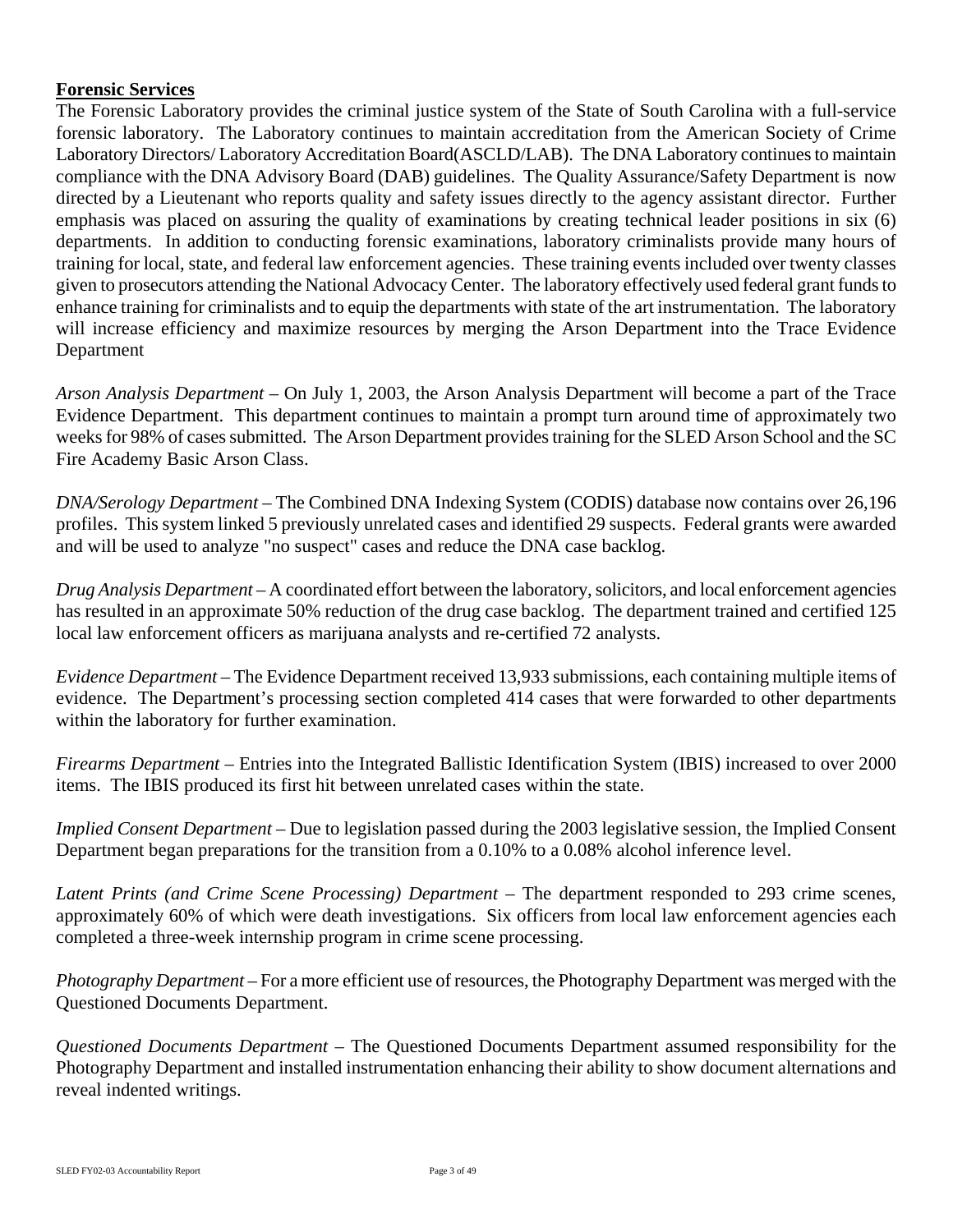**Forensic Services**

The Forensic Laboratory provides the criminal justice system of the State of South Carolina with a full-service forensic laboratory. The Laboratory continues to maintain accreditation from the American Society of Crime Laboratory Directors/ Laboratory Accreditation Board(ASCLD/LAB). The DNA Laboratory continues to maintain compliance with the DNA Advisory Board (DAB) guidelines. The Quality Assurance/Safety Department is now directed by a Lieutenant who reports quality and safety issues directly to the agency assistant director. Further emphasis was placed on assuring the quality of examinations by creating technical leader positions in six (6) departments. In addition to conducting forensic examinations, laboratory criminalists provide many hours of training for local, state, and federal law enforcement agencies. These training events included over twenty classes given to prosecutors attending the National Advocacy Center. The laboratory effectively used federal grant funds to enhance training for criminalists and to equip the departments with state of the art instrumentation. The laboratory will increase efficiency and maximize resources by merging the Arson Department into the Trace Evidence Department

*Arson Analysis Department* – On July 1, 2003, the Arson Analysis Department will become a part of the Trace Evidence Department. This department continues to maintain a prompt turn around time of approximately two weeks for 98% of cases submitted. The Arson Department provides training for the SLED Arson School and the SC Fire Academy Basic Arson Class.

*DNA/Serology Department* – The Combined DNA Indexing System (CODIS) database now contains over 26,196 profiles. This system linked 5 previously unrelated cases and identified 29 suspects. Federal grants were awarded and will be used to analyze "no suspect" cases and reduce the DNA case backlog.

*Drug Analysis Department* – A coordinated effort between the laboratory, solicitors, and local enforcement agencies has resulted in an approximate 50% reduction of the drug case backlog. The department trained and certified 125 local law enforcement officers as marijuana analysts and re-certified 72 analysts.

*Evidence Department* – The Evidence Department received 13,933 submissions, each containing multiple items of evidence. The Department's processing section completed 414 cases that were forwarded to other departments within the laboratory for further examination.

*Firearms Department* – Entries into the Integrated Ballistic Identification System (IBIS) increased to over 2000 items. The IBIS produced its first hit between unrelated cases within the state.

*Implied Consent Department* – Due to legislation passed during the 2003 legislative session, the Implied Consent Department began preparations for the transition from a 0.10% to a 0.08% alcohol inference level.

*Latent Prints (and Crime Scene Processing) Department* – The department responded to 293 crime scenes, approximately 60% of which were death investigations. Six officers from local law enforcement agencies each completed a three-week internship program in crime scene processing.

*Photography Department* – For a more efficient use of resources, the Photography Department was merged with the Questioned Documents Department.

*Questioned Documents Department* – The Questioned Documents Department assumed responsibility for the Photography Department and installed instrumentation enhancing their ability to show document alternations and reveal indented writings.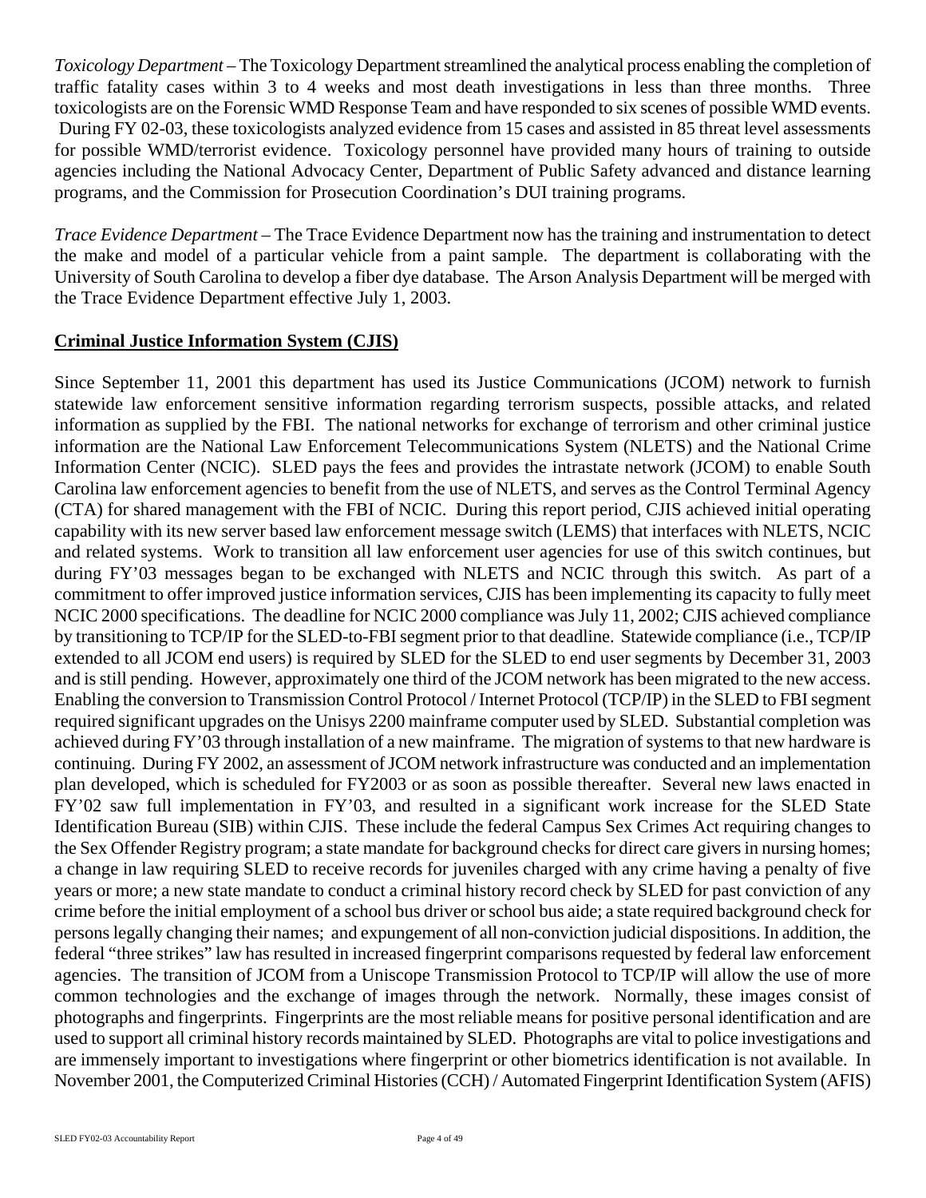*Toxicology Department* – The Toxicology Department streamlined the analytical process enabling the completion of traffic fatality cases within 3 to 4 weeks and most death investigations in less than three months. Three toxicologists are on the Forensic WMD Response Team and have responded to six scenes of possible WMD events. During FY 02-03, these toxicologists analyzed evidence from 15 cases and assisted in 85 threat level assessments for possible WMD/terrorist evidence. Toxicology personnel have provided many hours of training to outside agencies including the National Advocacy Center, Department of Public Safety advanced and distance learning programs, and the Commission for Prosecution Coordination's DUI training programs.

*Trace Evidence Department* – The Trace Evidence Department now has the training and instrumentation to detect the make and model of a particular vehicle from a paint sample. The department is collaborating with the University of South Carolina to develop a fiber dye database. The Arson Analysis Department will be merged with the Trace Evidence Department effective July 1, 2003.

## Criminal Justice Information System (CJIS)

Since September 11, 2001 this department has used its Justice Communications (JCOM) network to furnish statewide law enforcement sensitive information regarding terrorism suspects, possible attacks, and related information as supplied by the FBI. The national networks for exchange of terrorism and other criminal justice information are the National Law Enforcement Telecommunications System (NLETS) and the National Crime Information Center (NCIC). SLED pays the fees and provides the intrastate network (JCOM) to enable South Carolina law enforcement agencies to benefit from the use of NLETS, and serves as the Control Terminal Agency (CTA) for shared management with the FBI of NCIC. During this report period, CJIS achieved initial operating capability with its new server based law enforcement message switch (LEMS) that interfaces with NLETS, NCIC and related systems. Work to transition all law enforcement user agencies for use of this switch continues, but during FY'03 messages began to be exchanged with NLETS and NCIC through this switch. As part of a commitment to offer improved justice information services, CJIS has been implementing its capacity to fully meet NCIC 2000 specifications. The deadline for NCIC 2000 compliance was July 11, 2002; CJIS achieved compliance by transitioning to TCP/IP for the SLED-to-FBI segment prior to that deadline. Statewide compliance (i.e., TCP/IP extended to all JCOM end users) is required by SLED for the SLED to end user segments by December 31, 2003 and is still pending. However, approximately one third of the JCOM network has been migrated to the new access. Enabling the conversion to Transmission Control Protocol / Internet Protocol (TCP/IP) in the SLED to FBI segment required significant upgrades on the Unisys 2200 mainframe computer used by SLED. Substantial completion was achieved during FY'03 through installation of a new mainframe. The migration of systems to that new hardware is continuing. During FY 2002, an assessment of JCOM network infrastructure was conducted and an implementation plan developed, which is scheduled for FY2003 or as soon as possible thereafter. Several new laws enacted in FY'02 saw full implementation in FY'03, and resulted in a significant work increase for the SLED State Identification Bureau (SIB) within CJIS. These include the federal Campus Sex Crimes Act requiring changes to the Sex Offender Registry program; a state mandate for background checks for direct care givers in nursing homes; a change in law requiring SLED to receive records for juveniles charged with any crime having a penalty of five years or more; a new state mandate to conduct a criminal history record check by SLED for past conviction of any crime before the initial employment of a school bus driver or school bus aide; a state required background check for persons legally changing their names; and expungement of all non-conviction judicial dispositions. In addition, the federal "three strikes" law has resulted in increased fingerprint comparisons requested by federal law enforcement agencies. The transition of JCOM from a Uniscope Transmission Protocol to TCP/IP will allow the use of more common technologies and the exchange of images through the network. Normally, these images consist of photographs and fingerprints. Fingerprints are the most reliable means for positive personal identification and are used to support all criminal history records maintained by SLED. Photographs are vital to police investigations and are immensely important to investigations where fingerprint or other biometrics identification is not available. In November 2001, the Computerized Criminal Histories (CCH) / Automated Fingerprint Identification System (AFIS)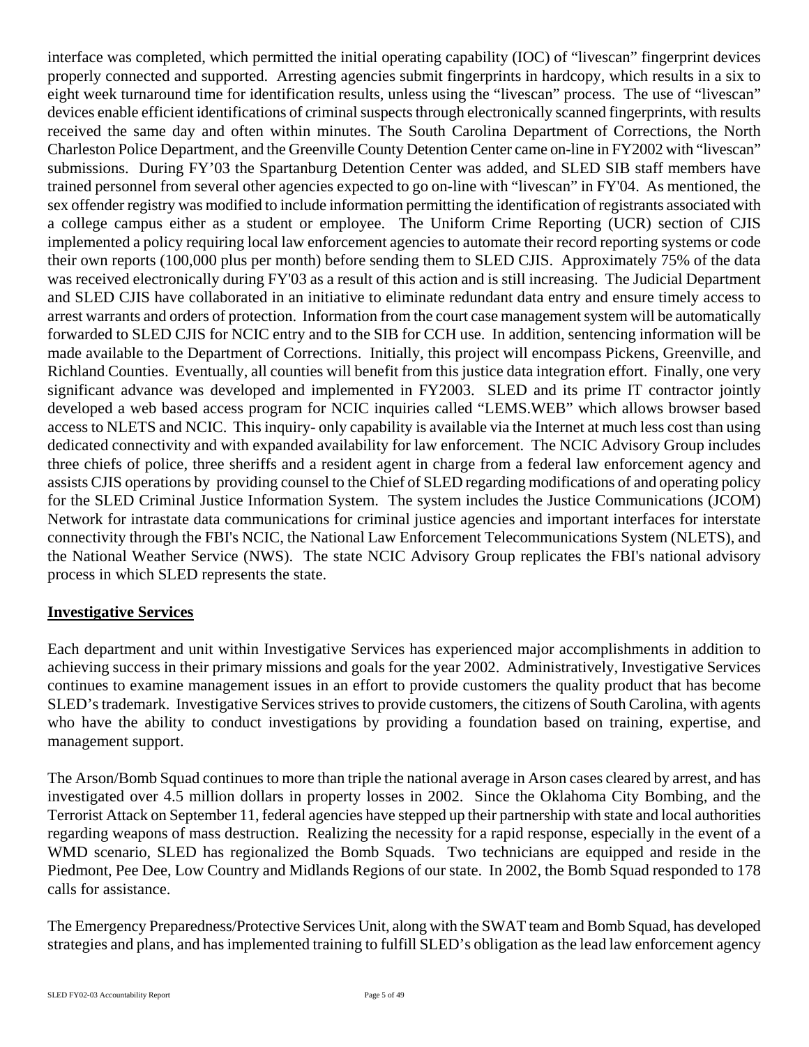interface was completed, which permitted the initial operating capability (IOC) of "livescan" fingerprint devices properly connected and supported. Arresting agencies submit fingerprints in hardcopy, which results in a six to eight week turnaround time for identification results, unless using the "livescan" process. The use of "livescan" devices enable efficient identifications of criminal suspects through electronically scanned fingerprints, with results received the same day and often within minutes. The South Carolina Department of Corrections, the North Charleston Police Department, and the Greenville County Detention Center came on-line in FY2002 with "livescan" submissions. During FY'03 the Spartanburg Detention Center was added, and SLED SIB staff members have trained personnel from several other agencies expected to go on-line with "livescan" in FY'04. As mentioned, the sex offender registry was modified to include information permitting the identification of registrants associated with a college campus either as a student or employee. The Uniform Crime Reporting (UCR) section of CJIS implemented a policy requiring local law enforcement agencies to automate their record reporting systems or code their own reports (100,000 plus per month) before sending them to SLED CJIS. Approximately 75% of the data was received electronically during FY'03 as a result of this action and is still increasing. The Judicial Department and SLED CJIS have collaborated in an initiative to eliminate redundant data entry and ensure timely access to arrest warrants and orders of protection. Information from the court case management system will be automatically forwarded to SLED CJIS for NCIC entry and to the SIB for CCH use. In addition, sentencing information will be made available to the Department of Corrections. Initially, this project will encompass Pickens, Greenville, and Richland Counties. Eventually, all counties will benefit from this justice data integration effort. Finally, one very significant advance was developed and implemented in FY2003. SLED and its prime IT contractor jointly developed a web based access program for NCIC inquiries called "LEMS.WEB" which allows browser based access to NLETS and NCIC. This inquiry- only capability is available via the Internet at much less cost than using dedicated connectivity and with expanded availability for law enforcement. The NCIC Advisory Group includes three chiefs of police, three sheriffs and a resident agent in charge from a federal law enforcement agency and assists CJIS operations by providing counsel to the Chief of SLED regarding modifications of and operating policy for the SLED Criminal Justice Information System. The system includes the Justice Communications (JCOM) Network for intrastate data communications for criminal justice agencies and important interfaces for interstate connectivity through the FBI's NCIC, the National Law Enforcement Telecommunications System (NLETS), and the National Weather Service (NWS). The state NCIC Advisory Group replicates the FBI's national advisory process in which SLED represents the state.

## Investigative Services

Each department and unit within Investigative Services has experienced major accomplishments in addition to achieving success in their primary missions and goals for the year 2002. Administratively, Investigative Services continues to examine management issues in an effort to provide customers the quality product that has become SLED's trademark. Investigative Services strives to provide customers, the citizens of South Carolina, with agents who have the ability to conduct investigations by providing a foundation based on training, expertise, and management support.

The Arson/Bomb Squad continues to more than triple the national average in Arson cases cleared by arrest, and has investigated over 4.5 million dollars in property losses in 2002. Since the Oklahoma City Bombing, and the Terrorist Attack on September 11, federal agencies have stepped up their partnership with state and local authorities regarding weapons of mass destruction. Realizing the necessity for a rapid response, especially in the event of a WMD scenario, SLED has regionalized the Bomb Squads. Two technicians are equipped and reside in the Piedmont, Pee Dee, Low Country and Midlands Regions of our state. In 2002, the Bomb Squad responded to 178 calls for assistance.

The Emergency Preparedness/Protective Services Unit, along with the SWAT team and Bomb Squad, has developed strategies and plans, and has implemented training to fulfill SLED's obligation as the lead law enforcement agency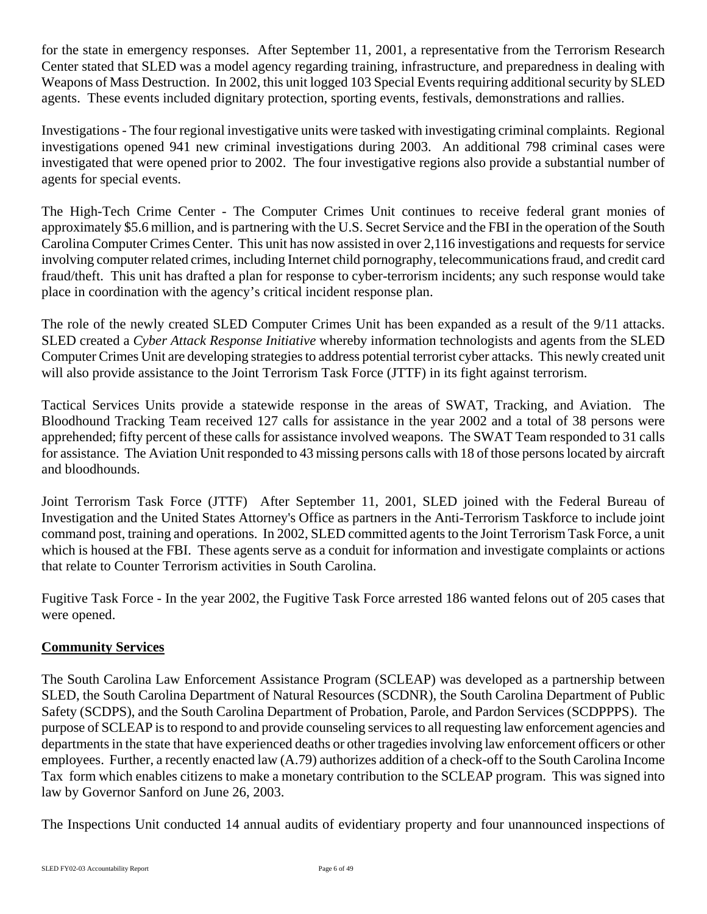for the state in emergency responses. After September 11, 2001, a representative from the Terrorism Research Center stated that SLED was a model agency regarding training, infrastructure, and preparedness in dealing with Weapons of Mass Destruction. In 2002, this unit logged 103 Special Events requiring additional security by SLED agents. These events included dignitary protection, sporting events, festivals, demonstrations and rallies.

Investigations - The four regional investigative units were tasked with investigating criminal complaints. Regional investigations opened 941 new criminal investigations during 2003. An additional 798 criminal cases were investigated that were opened prior to 2002. The four investigative regions also provide a substantial number of agents for special events.

The High-Tech Crime Center - The Computer Crimes Unit continues to receive federal grant monies of approximately $5.6 million, and is partnering with the U.S. Secret Service and the FBI in the operation of the South Carolina Computer Crimes Center. This unit has now assisted in over 2,116 investigations and requests for service involving computer related crimes, including Internet child pornography, telecommunications fraud, and credit card fraud/theft. This unit has drafted a plan for response to cyber-terrorism incidents; any such response would take place in coordination with the agency's critical incident response plan.

The role of the newly created SLED Computer Crimes Unit has been expanded as a result of the 9/11 attacks. SLED created a *Cyber Attack Response Initiative* whereby information technologists and agents from the SLED Computer Crimes Unit are developing strategies to address potential terrorist cyber attacks. This newly created unit will also provide assistance to the Joint Terrorism Task Force (JTTF) in its fight against terrorism.

Tactical Services Units provide a statewide response in the areas of SWAT, Tracking, and Aviation. The Bloodhound Tracking Team received 127 calls for assistance in the year 2002 and a total of 38 persons were apprehended; fifty percent of these calls for assistance involved weapons. The SWAT Team responded to 31 calls for assistance. The Aviation Unit responded to 43 missing persons calls with 18 of those persons located by aircraft and bloodhounds.

Joint Terrorism Task Force (JTTF) After September 11, 2001, SLED joined with the Federal Bureau of Investigation and the United States Attorney's Office as partners in the Anti-Terrorism Taskforce to include joint command post, training and operations. In 2002, SLED committed agents to the Joint Terrorism Task Force, a unit which is housed at the FBI. These agents serve as a conduit for information and investigate complaints or actions that relate to Counter Terrorism activities in South Carolina.

Fugitive Task Force - In the year 2002, the Fugitive Task Force arrested 186 wanted felons out of 205 cases that were opened.

**Community Services**

The South Carolina Law Enforcement Assistance Program (SCLEAP) was developed as a partnership between SLED, the South Carolina Department of Natural Resources (SCDNR), the South Carolina Department of Public Safety (SCDPS), and the South Carolina Department of Probation, Parole, and Pardon Services (SCDPPPS). The purpose of SCLEAP is to respond to and provide counseling services to all requesting law enforcement agencies and departments in the state that have experienced deaths or other tragedies involving law enforcement officers or other employees. Further, a recently enacted law (A.79) authorizes addition of a check-off to the South Carolina Income Tax form which enables citizens to make a monetary contribution to the SCLEAP program. This was signed into law by Governor Sanford on June 26, 2003.

The Inspections Unit conducted 14 annual audits of evidentiary property and four unannounced inspections of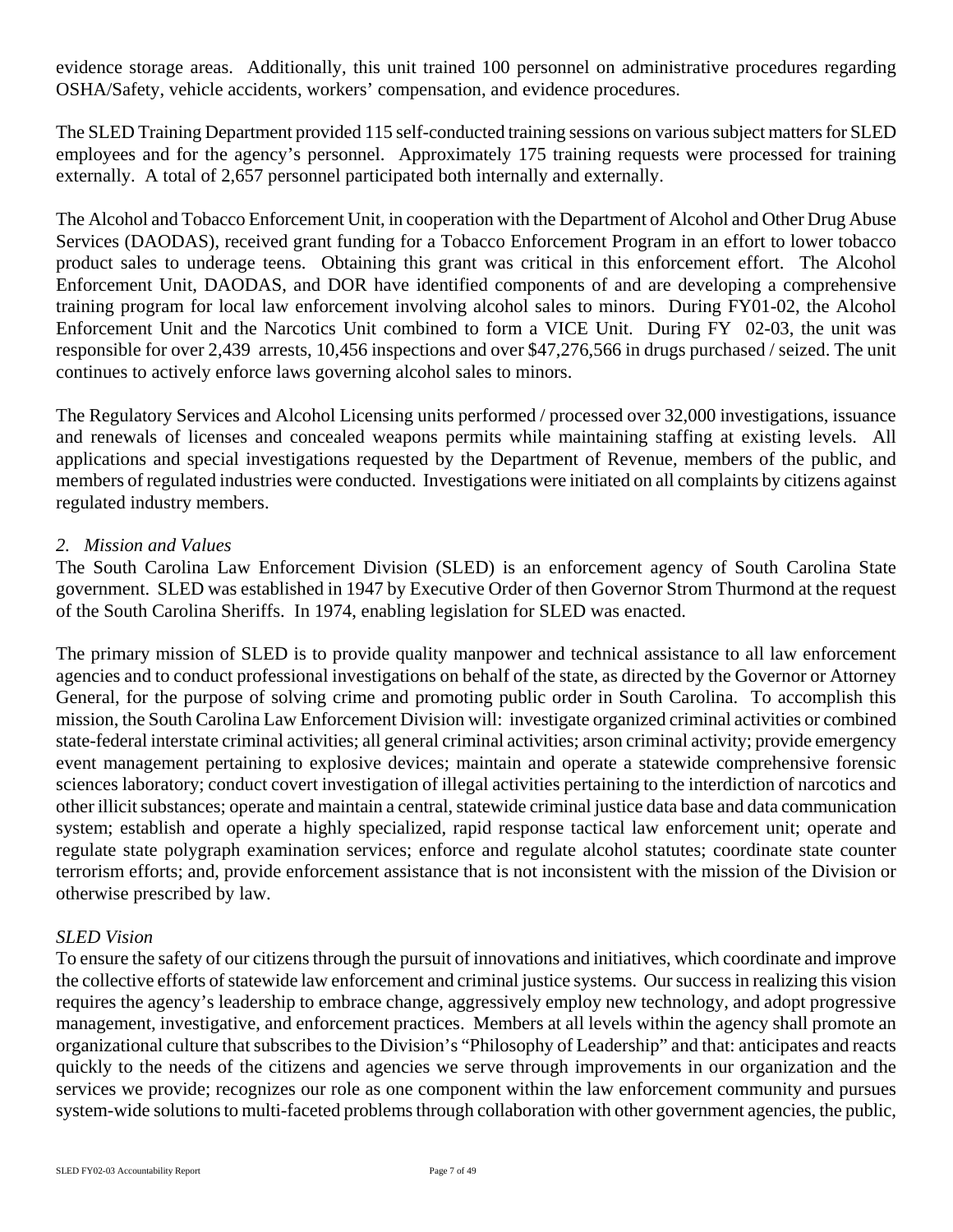evidence storage areas. Additionally, this unit trained 100 personnel on administrative procedures regarding OSHA/Safety, vehicle accidents, workers' compensation, and evidence procedures.

The SLED Training Department provided 115 self-conducted training sessions on various subject matters for SLED employees and for the agency's personnel. Approximately 175 training requests were processed for training externally. A total of 2,657 personnel participated both internally and externally.

The Alcohol and Tobacco Enforcement Unit, in cooperation with the Department of Alcohol and Other Drug Abuse Services (DAODAS), received grant funding for a Tobacco Enforcement Program in an effort to lower tobacco product sales to underage teens. Obtaining this grant was critical in this enforcement effort. The Alcohol Enforcement Unit, DAODAS, and DOR have identified components of and are developing a comprehensive training program for local law enforcement involving alcohol sales to minors. During FY01-02, the Alcohol Enforcement Unit and the Narcotics Unit combined to form a VICE Unit. During FY 02-03, the unit was responsible for over 2,439 arrests, 10,456 inspections and over $47,276,566 in drugs purchased / seized. The unit continues to actively enforce laws governing alcohol sales to minors.

The Regulatory Services and Alcohol Licensing units performed / processed over 32,000 investigations, issuance and renewals of licenses and concealed weapons permits while maintaining staffing at existing levels. All applications and special investigations requested by the Department of Revenue, members of the public, and members of regulated industries were conducted. Investigations were initiated on all complaints by citizens against regulated industry members.

*2. Mission and Values*

The South Carolina Law Enforcement Division (SLED) is an enforcement agency of South Carolina State government. SLED was established in 1947 by Executive Order of then Governor Strom Thurmond at the request of the South Carolina Sheriffs. In 1974, enabling legislation for SLED was enacted.

The primary mission of SLED is to provide quality manpower and technical assistance to all law enforcement agencies and to conduct professional investigations on behalf of the state, as directed by the Governor or Attorney General, for the purpose of solving crime and promoting public order in South Carolina. To accomplish this mission, the South Carolina Law Enforcement Division will: investigate organized criminal activities or combined state-federal interstate criminal activities; all general criminal activities; arson criminal activity; provide emergency event management pertaining to explosive devices; maintain and operate a statewide comprehensive forensic sciences laboratory; conduct covert investigation of illegal activities pertaining to the interdiction of narcotics and other illicit substances; operate and maintain a central, statewide criminal justice data base and data communication system; establish and operate a highly specialized, rapid response tactical law enforcement unit; operate and regulate state polygraph examination services; enforce and regulate alcohol statutes; coordinate state counter terrorism efforts; and, provide enforcement assistance that is not inconsistent with the mission of the Division or otherwise prescribed by law.

*SLED Vision*

To ensure the safety of our citizens through the pursuit of innovations and initiatives, which coordinate and improve the collective efforts of statewide law enforcement and criminal justice systems. Our success in realizing this vision requires the agency's leadership to embrace change, aggressively employ new technology, and adopt progressive management, investigative, and enforcement practices. Members at all levels within the agency shall promote an organizational culture that subscribes to the Division's "Philosophy of Leadership" and that: anticipates and reacts quickly to the needs of the citizens and agencies we serve through improvements in our organization and the services we provide; recognizes our role as one component within the law enforcement community and pursues system-wide solutions to multi-faceted problems through collaboration with other government agencies, the public,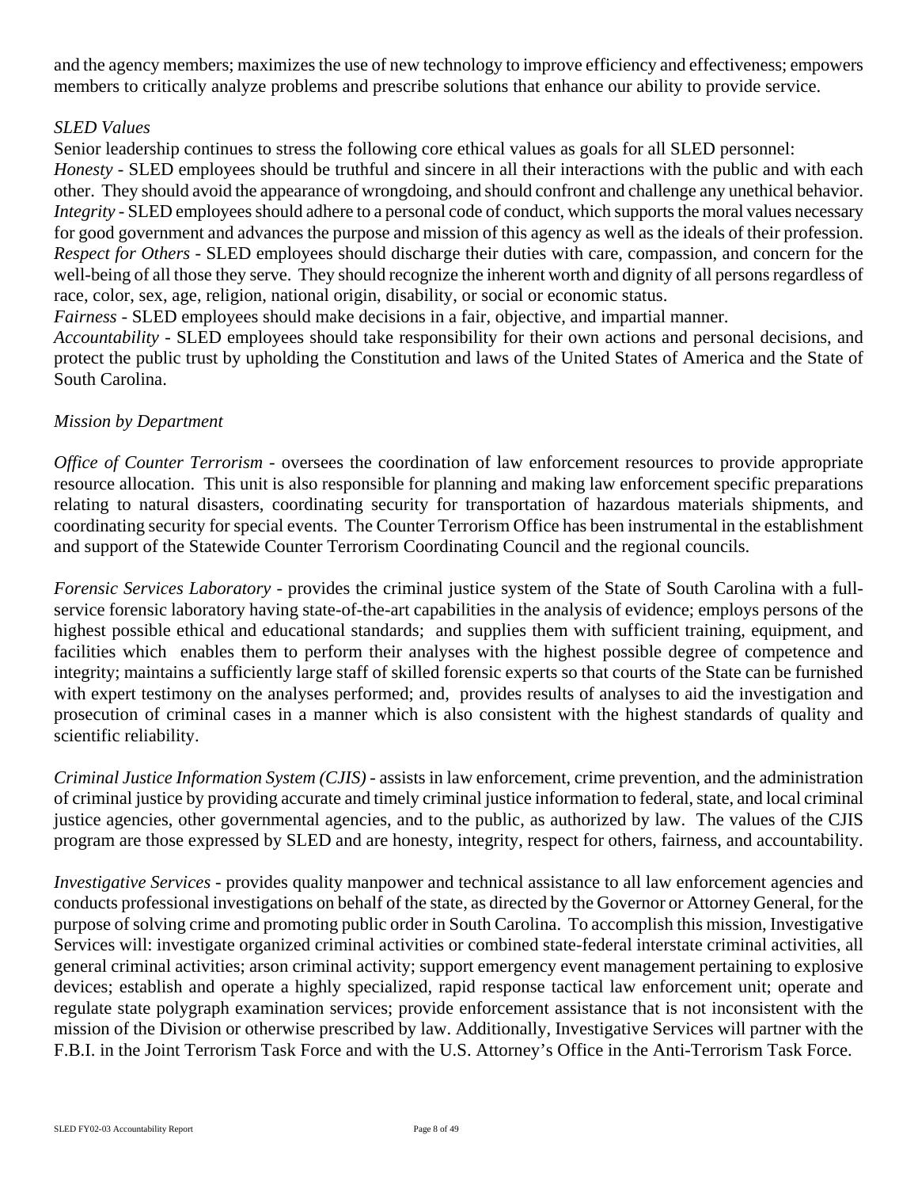and the agency members; maximizes the use of new technology to improve efficiency and effectiveness; empowers members to critically analyze problems and prescribe solutions that enhance our ability to provide service.

*SLED Values*

Senior leadership continues to stress the following core ethical values as goals for all SLED personnel:

*Honesty* - SLED employees should be truthful and sincere in all their interactions with the public and with each other. They should avoid the appearance of wrongdoing, and should confront and challenge any unethical behavior.

*Integrity* - SLED employees should adhere to a personal code of conduct, which supports the moral values necessary for good government and advances the purpose and mission of this agency as well as the ideals of their profession.

*Respect for Others* - SLED employees should discharge their duties with care, compassion, and concern for the well-being of all those they serve. They should recognize the inherent worth and dignity of all persons regardless of race, color, sex, age, religion, national origin, disability, or social or economic status.

*Fairness* - SLED employees should make decisions in a fair, objective, and impartial manner.

*Accountability* - SLED employees should take responsibility for their own actions and personal decisions, and protect the public trust by upholding the Constitution and laws of the United States of America and the State of South Carolina.

*Mission by Department*

*Office of Counter Terrorism* - oversees the coordination of law enforcement resources to provide appropriate resource allocation. This unit is also responsible for planning and making law enforcement specific preparations relating to natural disasters, coordinating security for transportation of hazardous materials shipments, and coordinating security for special events. The Counter Terrorism Office has been instrumental in the establishment and support of the Statewide Counter Terrorism Coordinating Council and the regional councils.

*Forensic Services Laboratory* - provides the criminal justice system of the State of South Carolina with a full-service forensic laboratory having state-of-the-art capabilities in the analysis of evidence; employs persons of the highest possible ethical and educational standards; and supplies them with sufficient training, equipment, and facilities which enables them to perform their analyses with the highest possible degree of competence and integrity; maintains a sufficiently large staff of skilled forensic experts so that courts of the State can be furnished with expert testimony on the analyses performed; and, provides results of analyses to aid the investigation and prosecution of criminal cases in a manner which is also consistent with the highest standards of quality and scientific reliability.

*Criminal Justice Information System (CJIS)* - assists in law enforcement, crime prevention, and the administration of criminal justice by providing accurate and timely criminal justice information to federal, state, and local criminal justice agencies, other governmental agencies, and to the public, as authorized by law. The values of the CJIS program are those expressed by SLED and are honesty, integrity, respect for others, fairness, and accountability.

*Investigative Services* - provides quality manpower and technical assistance to all law enforcement agencies and conducts professional investigations on behalf of the state, as directed by the Governor or Attorney General, for the purpose of solving crime and promoting public order in South Carolina. To accomplish this mission, Investigative Services will: investigate organized criminal activities or combined state-federal interstate criminal activities, all general criminal activities; arson criminal activity; support emergency event management pertaining to explosive devices; establish and operate a highly specialized, rapid response tactical law enforcement unit; operate and regulate state polygraph examination services; provide enforcement assistance that is not inconsistent with the mission of the Division or otherwise prescribed by law. Additionally, Investigative Services will partner with the F.B.I. in the Joint Terrorism Task Force and with the U.S. Attorney's Office in the Anti-Terrorism Task Force.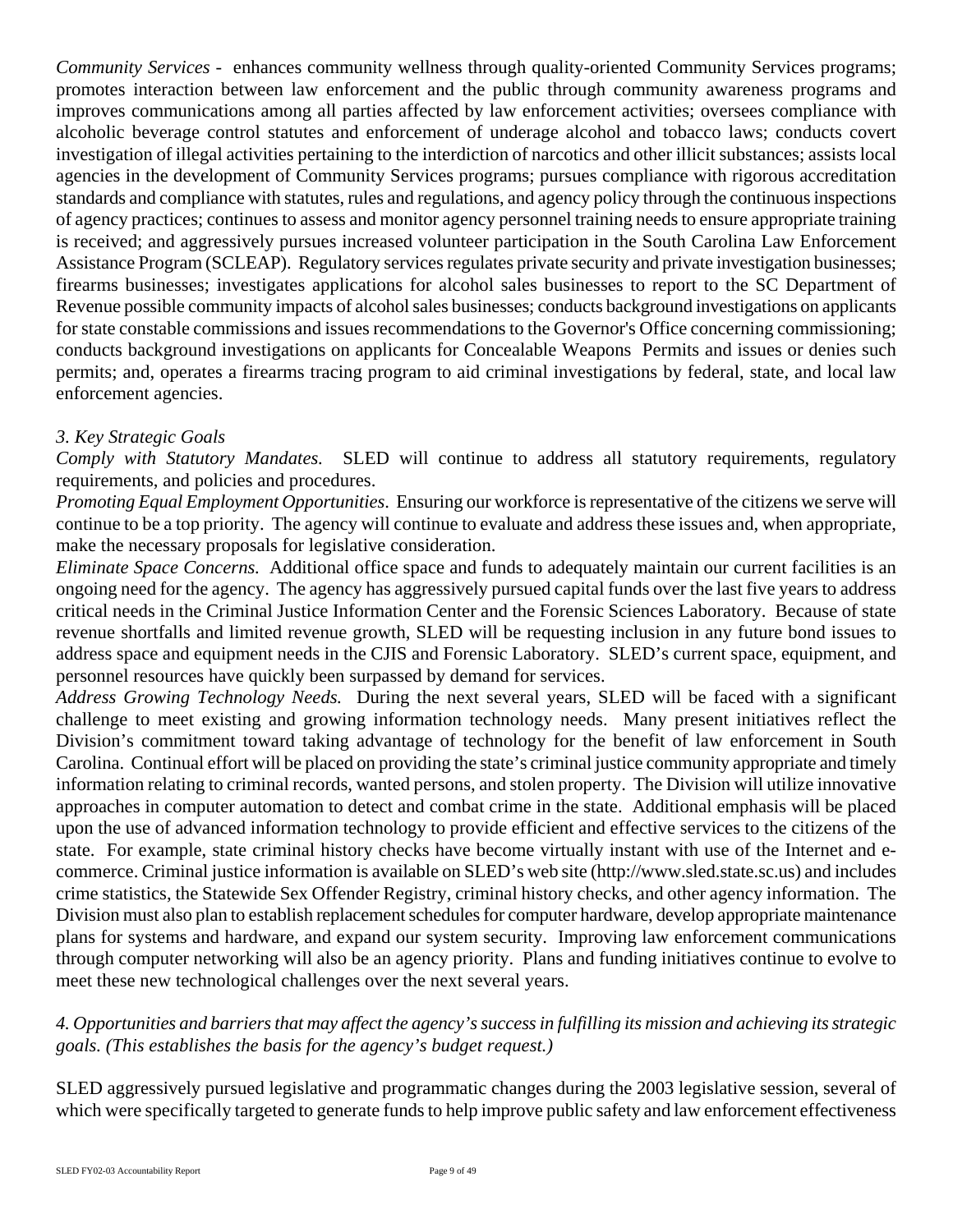*Community Services* - enhances community wellness through quality-oriented Community Services programs; promotes interaction between law enforcement and the public through community awareness programs and improves communications among all parties affected by law enforcement activities; oversees compliance with alcoholic beverage control statutes and enforcement of underage alcohol and tobacco laws; conducts covert investigation of illegal activities pertaining to the interdiction of narcotics and other illicit substances; assists local agencies in the development of Community Services programs; pursues compliance with rigorous accreditation standards and compliance with statutes, rules and regulations, and agency policy through the continuous inspections of agency practices; continues to assess and monitor agency personnel training needs to ensure appropriate training is received; and aggressively pursues increased volunteer participation in the South Carolina Law Enforcement Assistance Program (SCLEAP). Regulatory services regulates private security and private investigation businesses; firearms businesses; investigates applications for alcohol sales businesses to report to the SC Department of Revenue possible community impacts of alcohol sales businesses; conducts background investigations on applicants for state constable commissions and issues recommendations to the Governor's Office concerning commissioning; conducts background investigations on applicants for Concealable Weapons Permits and issues or denies such permits; and, operates a firearms tracing program to aid criminal investigations by federal, state, and local law enforcement agencies.

### *3. Key Strategic Goals*

*Comply with Statutory Mandates.* SLED will continue to address all statutory requirements, regulatory requirements, and policies and procedures.

*Promoting Equal Employment Opportunities.* Ensuring our workforce is representative of the citizens we serve will continue to be a top priority. The agency will continue to evaluate and address these issues and, when appropriate, make the necessary proposals for legislative consideration.

*Eliminate Space Concerns.* Additional office space and funds to adequately maintain our current facilities is an ongoing need for the agency. The agency has aggressively pursued capital funds over the last five years to address critical needs in the Criminal Justice Information Center and the Forensic Sciences Laboratory. Because of state revenue shortfalls and limited revenue growth, SLED will be requesting inclusion in any future bond issues to address space and equipment needs in the CJIS and Forensic Laboratory. SLED's current space, equipment, and personnel resources have quickly been surpassed by demand for services.

*Address Growing Technology Needs.* During the next several years, SLED will be faced with a significant challenge to meet existing and growing information technology needs. Many present initiatives reflect the Division's commitment toward taking advantage of technology for the benefit of law enforcement in South Carolina. Continual effort will be placed on providing the state's criminal justice community appropriate and timely information relating to criminal records, wanted persons, and stolen property. The Division will utilize innovative approaches in computer automation to detect and combat crime in the state. Additional emphasis will be placed upon the use of advanced information technology to provide efficient and effective services to the citizens of the state. For example, state criminal history checks have become virtually instant with use of the Internet and e-commerce. Criminal justice information is available on SLED's web site (http://www.sled.state.sc.us) and includes crime statistics, the Statewide Sex Offender Registry, criminal history checks, and other agency information. The Division must also plan to establish replacement schedules for computer hardware, develop appropriate maintenance plans for systems and hardware, and expand our system security. Improving law enforcement communications through computer networking will also be an agency priority. Plans and funding initiatives continue to evolve to meet these new technological challenges over the next several years.

### *4. Opportunities and barriers that may affect the agency's success in fulfilling its mission and achieving its strategic goals. (This establishes the basis for the agency's budget request.)*

SLED aggressively pursued legislative and programmatic changes during the 2003 legislative session, several of which were specifically targeted to generate funds to help improve public safety and law enforcement effectiveness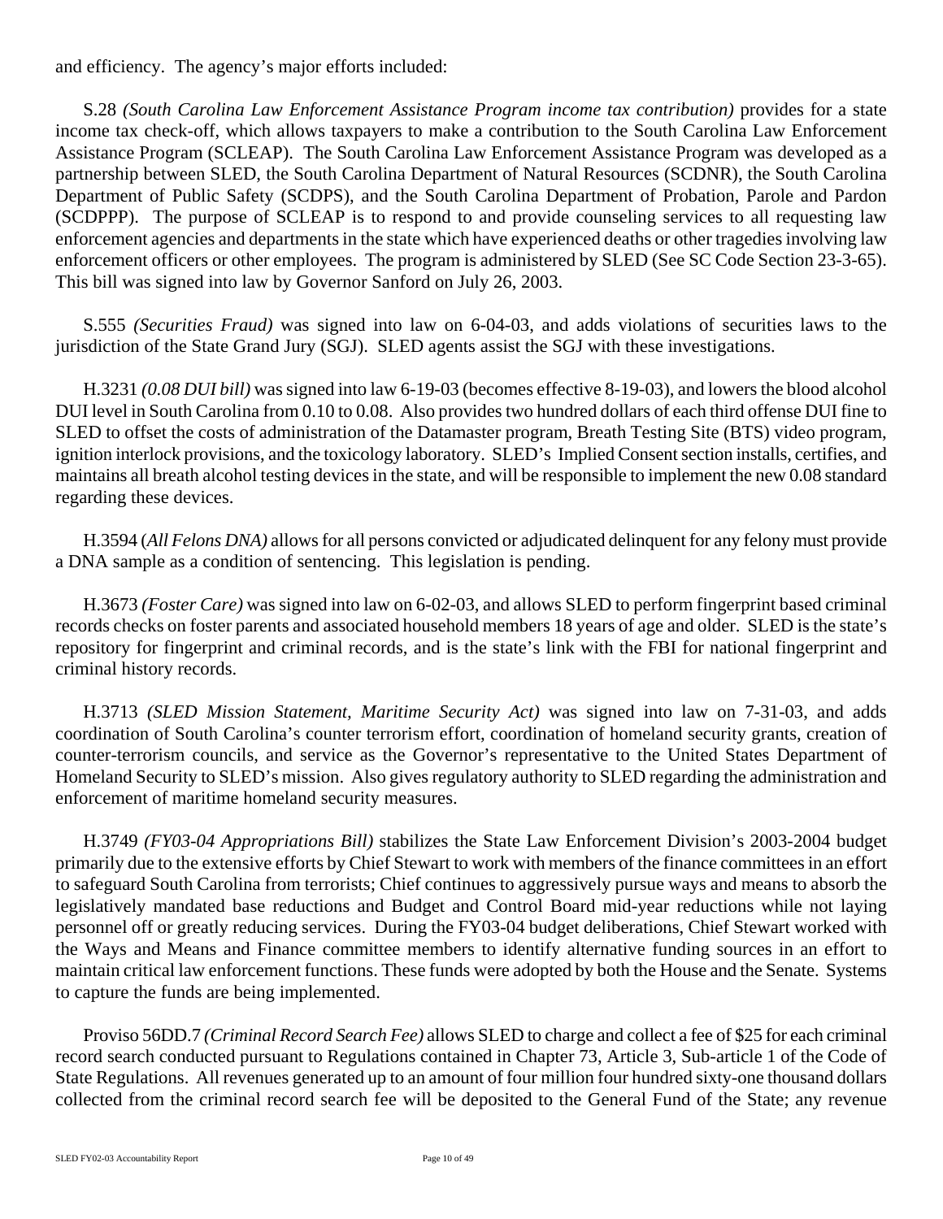and efficiency. The agency's major efforts included:

S.28 *(South Carolina Law Enforcement Assistance Program income tax contribution)* provides for a state income tax check-off, which allows taxpayers to make a contribution to the South Carolina Law Enforcement Assistance Program (SCLEAP). The South Carolina Law Enforcement Assistance Program was developed as a partnership between SLED, the South Carolina Department of Natural Resources (SCDNR), the South Carolina Department of Public Safety (SCDPS), and the South Carolina Department of Probation, Parole and Pardon (SCDPPP). The purpose of SCLEAP is to respond to and provide counseling services to all requesting law enforcement agencies and departments in the state which have experienced deaths or other tragedies involving law enforcement officers or other employees. The program is administered by SLED (See SC Code Section 23-3-65). This bill was signed into law by Governor Sanford on July 26, 2003.

S.555 *(Securities Fraud)* was signed into law on 6-04-03, and adds violations of securities laws to the jurisdiction of the State Grand Jury (SGJ). SLED agents assist the SGJ with these investigations.

H.3231 *(0.08 DUI bill)* was signed into law 6-19-03 (becomes effective 8-19-03), and lowers the blood alcohol DUI level in South Carolina from 0.10 to 0.08. Also provides two hundred dollars of each third offense DUI fine to SLED to offset the costs of administration of the Datamaster program, Breath Testing Site (BTS) video program, ignition interlock provisions, and the toxicology laboratory. SLED's Implied Consent section installs, certifies, and maintains all breath alcohol testing devices in the state, and will be responsible to implement the new 0.08 standard regarding these devices.

H.3594 (*All Felons DNA)* allows for all persons convicted or adjudicated delinquent for any felony must provide a DNA sample as a condition of sentencing. This legislation is pending.

H.3673 *(Foster Care)* was signed into law on 6-02-03, and allows SLED to perform fingerprint based criminal records checks on foster parents and associated household members 18 years of age and older. SLED is the state's repository for fingerprint and criminal records, and is the state's link with the FBI for national fingerprint and criminal history records.

H.3713 *(SLED Mission Statement, Maritime Security Act)* was signed into law on 7-31-03, and adds coordination of South Carolina's counter terrorism effort, coordination of homeland security grants, creation of counter-terrorism councils, and service as the Governor's representative to the United States Department of Homeland Security to SLED's mission. Also gives regulatory authority to SLED regarding the administration and enforcement of maritime homeland security measures.

H.3749 *(FY03-04 Appropriations Bill)* stabilizes the State Law Enforcement Division's 2003-2004 budget primarily due to the extensive efforts by Chief Stewart to work with members of the finance committees in an effort to safeguard South Carolina from terrorists; Chief continues to aggressively pursue ways and means to absorb the legislatively mandated base reductions and Budget and Control Board mid-year reductions while not laying personnel off or greatly reducing services. During the FY03-04 budget deliberations, Chief Stewart worked with the Ways and Means and Finance committee members to identify alternative funding sources in an effort to maintain critical law enforcement functions. These funds were adopted by both the House and the Senate. Systems to capture the funds are being implemented.

Proviso 56DD.7 *(Criminal Record Search Fee)* allows SLED to charge and collect a fee of $25 for each criminal record search conducted pursuant to Regulations contained in Chapter 73, Article 3, Sub-article 1 of the Code of State Regulations. All revenues generated up to an amount of four million four hundred sixty-one thousand dollars collected from the criminal record search fee will be deposited to the General Fund of the State; any revenue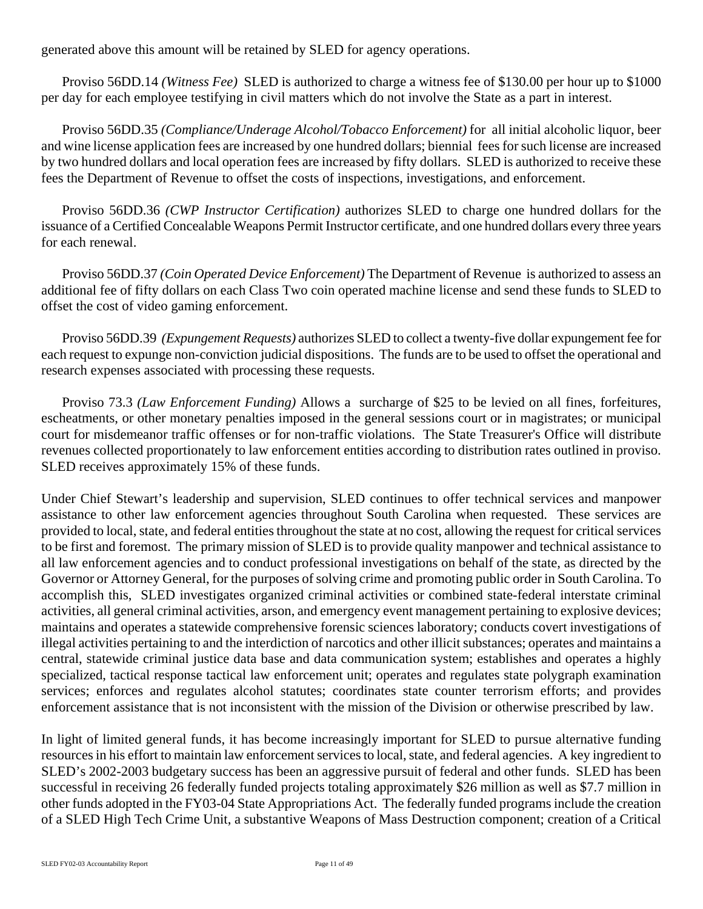generated above this amount will be retained by SLED for agency operations.

Proviso 56DD.14 *(Witness Fee)* SLED is authorized to charge a witness fee of $130.00 per hour up to $1000 per day for each employee testifying in civil matters which do not involve the State as a part in interest.

Proviso 56DD.35 *(Compliance/Underage Alcohol/Tobacco Enforcement)* for all initial alcoholic liquor, beer and wine license application fees are increased by one hundred dollars; biennial fees for such license are increased by two hundred dollars and local operation fees are increased by fifty dollars. SLED is authorized to receive these fees the Department of Revenue to offset the costs of inspections, investigations, and enforcement.

Proviso 56DD.36 *(CWP Instructor Certification)* authorizes SLED to charge one hundred dollars for the issuance of a Certified Concealable Weapons Permit Instructor certificate, and one hundred dollars every three years for each renewal.

Proviso 56DD.37 *(Coin Operated Device Enforcement)* The Department of Revenue is authorized to assess an additional fee of fifty dollars on each Class Two coin operated machine license and send these funds to SLED to offset the cost of video gaming enforcement.

Proviso 56DD.39 *(Expungement Requests)* authorizes SLED to collect a twenty-five dollar expungement fee for each request to expunge non-conviction judicial dispositions. The funds are to be used to offset the operational and research expenses associated with processing these requests.

Proviso 73.3 *(Law Enforcement Funding)* Allows a surcharge of $25 to be levied on all fines, forfeitures, escheatments, or other monetary penalties imposed in the general sessions court or in magistrates; or municipal court for misdemeanor traffic offenses or for non-traffic violations. The State Treasurer's Office will distribute revenues collected proportionately to law enforcement entities according to distribution rates outlined in proviso. SLED receives approximately 15% of these funds.

Under Chief Stewart's leadership and supervision, SLED continues to offer technical services and manpower assistance to other law enforcement agencies throughout South Carolina when requested. These services are provided to local, state, and federal entities throughout the state at no cost, allowing the request for critical services to be first and foremost. The primary mission of SLED is to provide quality manpower and technical assistance to all law enforcement agencies and to conduct professional investigations on behalf of the state, as directed by the Governor or Attorney General, for the purposes of solving crime and promoting public order in South Carolina. To accomplish this, SLED investigates organized criminal activities or combined state-federal interstate criminal activities, all general criminal activities, arson, and emergency event management pertaining to explosive devices; maintains and operates a statewide comprehensive forensic sciences laboratory; conducts covert investigations of illegal activities pertaining to and the interdiction of narcotics and other illicit substances; operates and maintains a central, statewide criminal justice data base and data communication system; establishes and operates a highly specialized, tactical response tactical law enforcement unit; operates and regulates state polygraph examination services; enforces and regulates alcohol statutes; coordinates state counter terrorism efforts; and provides enforcement assistance that is not inconsistent with the mission of the Division or otherwise prescribed by law.

In light of limited general funds, it has become increasingly important for SLED to pursue alternative funding resources in his effort to maintain law enforcement services to local, state, and federal agencies. A key ingredient to SLED's 2002-2003 budgetary success has been an aggressive pursuit of federal and other funds. SLED has been successful in receiving 26 federally funded projects totaling approximately $26 million as well as $7.7 million in other funds adopted in the FY03-04 State Appropriations Act. The federally funded programs include the creation of a SLED High Tech Crime Unit, a substantive Weapons of Mass Destruction component; creation of a Critical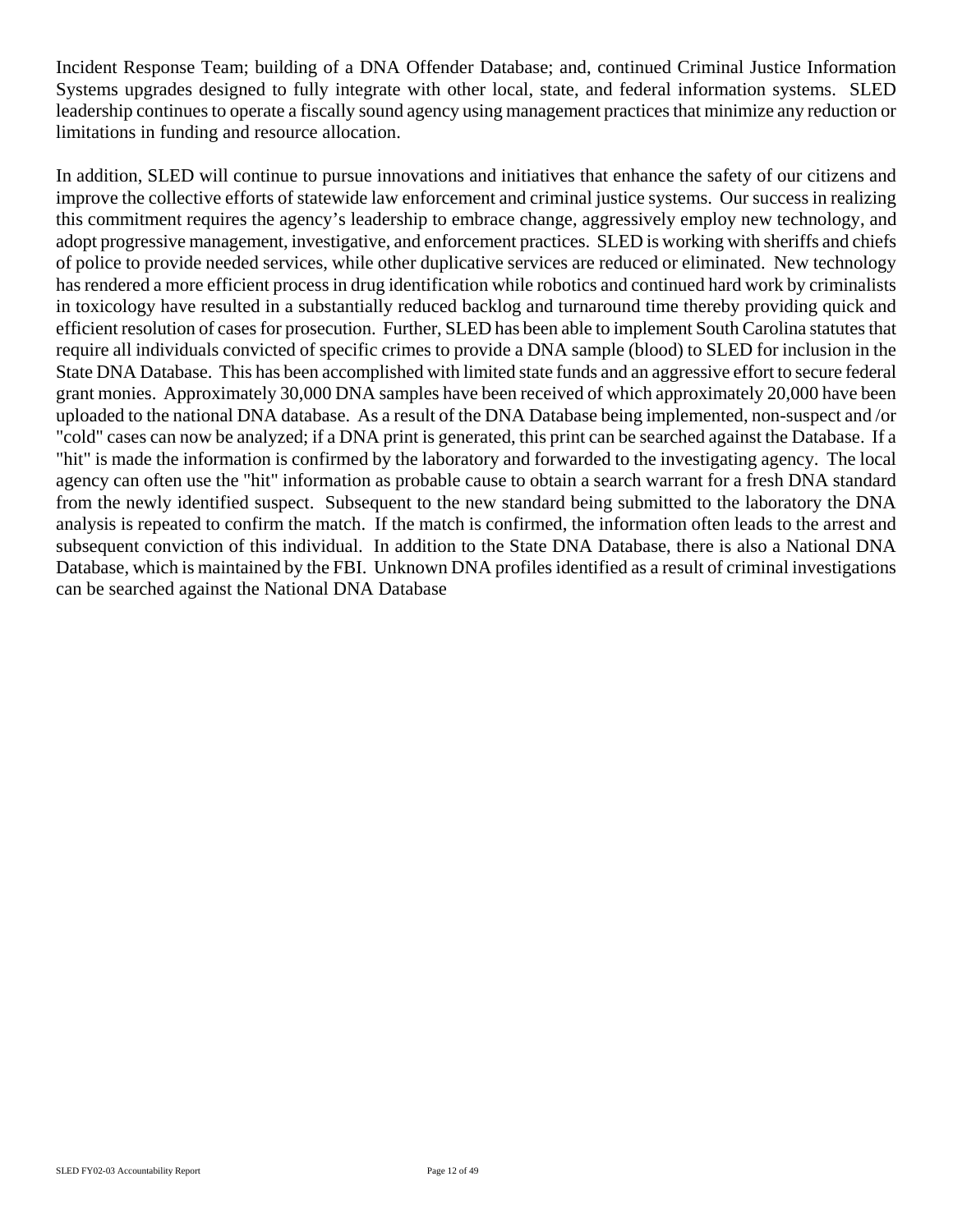Incident Response Team; building of a DNA Offender Database; and, continued Criminal Justice Information Systems upgrades designed to fully integrate with other local, state, and federal information systems. SLED leadership continues to operate a fiscally sound agency using management practices that minimize any reduction or limitations in funding and resource allocation.

In addition, SLED will continue to pursue innovations and initiatives that enhance the safety of our citizens and improve the collective efforts of statewide law enforcement and criminal justice systems. Our success in realizing this commitment requires the agency's leadership to embrace change, aggressively employ new technology, and adopt progressive management, investigative, and enforcement practices. SLED is working with sheriffs and chiefs of police to provide needed services, while other duplicative services are reduced or eliminated. New technology has rendered a more efficient process in drug identification while robotics and continued hard work by criminalists in toxicology have resulted in a substantially reduced backlog and turnaround time thereby providing quick and efficient resolution of cases for prosecution. Further, SLED has been able to implement South Carolina statutes that require all individuals convicted of specific crimes to provide a DNA sample (blood) to SLED for inclusion in the State DNA Database. This has been accomplished with limited state funds and an aggressive effort to secure federal grant monies. Approximately 30,000 DNA samples have been received of which approximately 20,000 have been uploaded to the national DNA database. As a result of the DNA Database being implemented, non-suspect and /or "cold" cases can now be analyzed; if a DNA print is generated, this print can be searched against the Database. If a "hit" is made the information is confirmed by the laboratory and forwarded to the investigating agency. The local agency can often use the "hit" information as probable cause to obtain a search warrant for a fresh DNA standard from the newly identified suspect. Subsequent to the new standard being submitted to the laboratory the DNA analysis is repeated to confirm the match. If the match is confirmed, the information often leads to the arrest and subsequent conviction of this individual. In addition to the State DNA Database, there is also a National DNA Database, which is maintained by the FBI. Unknown DNA profiles identified as a result of criminal investigations can be searched against the National DNA Database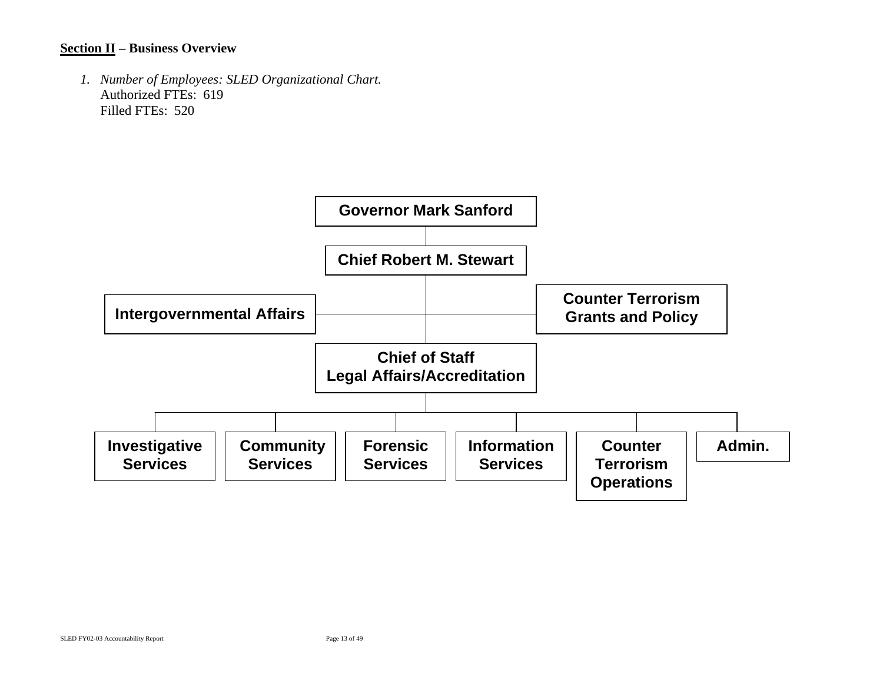**Section II – Business Overview**

1. *Number of Employees: SLED Organizational Chart.*
   Authorized FTEs: 619
   Filled FTEs: 520

Governor Mark Sanford

Chief Robert M. Stewart

Intergovernmental Affairs

Counter Terrorism Grants and Policy

Chief of Staff
Legal Affairs/Accreditation

Investigative Services

Community Services

Forensic Services

Information Services

Counter Terrorism Operations

Admin.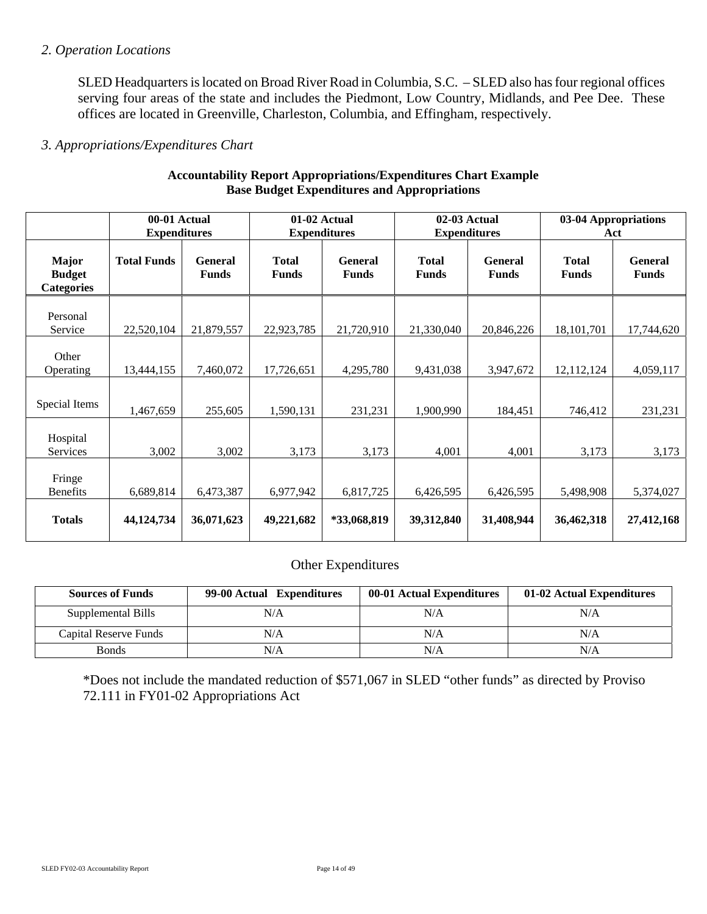*2. Operation Locations*

SLED Headquarters is located on Broad River Road in Columbia, S.C. – SLED also has four regional offices serving four areas of the state and includes the Piedmont, Low Country, Midlands, and Pee Dee. These offices are located in Greenville, Charleston, Columbia, and Effingham, respectively.

*3. Appropriations/Expenditures Chart*

**Accountability Report Appropriations/Expenditures Chart Example**
**Base Budget Expenditures and Appropriations**

| | 00-01 Actual Expenditures | | 01-02 Actual Expenditures | | 02-03 Actual Expenditures | | 03-04 Appropriations Act | |
|---|---|---|---|---|---|---|---|---|
| **Major Budget Categories** | **Total Funds** | **General Funds** | **Total Funds** | **General Funds** | **Total Funds** | **General Funds** | **Total Funds** | **General Funds** |
| Personal Service | 22,520,104 | 21,879,557 | 22,923,785 | 21,720,910 | 21,330,040 | 20,846,226 | 18,101,701 | 17,744,620 |
| Other Operating | 13,444,155 | 7,460,072 | 17,726,651 | 4,295,780 | 9,431,038 | 3,947,672 | 12,112,124 | 4,059,117 |
| Special Items | 1,467,659 | 255,605 | 1,590,131 | 231,231 | 1,900,990 | 184,451 | 746,412 | 231,231 |
| Hospital Services | 3,002 | 3,002 | 3,173 | 3,173 | 4,001 | 4,001 | 3,173 | 3,173 |
| Fringe Benefits | 6,689,814 | 6,473,387 | 6,977,942 | 6,817,725 | 6,426,595 | 6,426,595 | 5,498,908 | 5,374,027 |
| **Totals** | **44,124,734** | **36,071,623** | **49,221,682** | ***33,068,819** | **39,312,840** | **31,408,944** | **36,462,318** | **27,412,168** |

Other Expenditures

| Sources of Funds | 99-00 Actual Expenditures | 00-01 Actual Expenditures | 01-02 Actual Expenditures |
|---|---|---|---|
| Supplemental Bills | N/A | N/A | N/A |
| Capital Reserve Funds | N/A | N/A | N/A |
| Bonds | N/A | N/A | N/A |

*Does not include the mandated reduction of $571,067 in SLED "other funds" as directed by Proviso 72.111 in FY01-02 Appropriations Act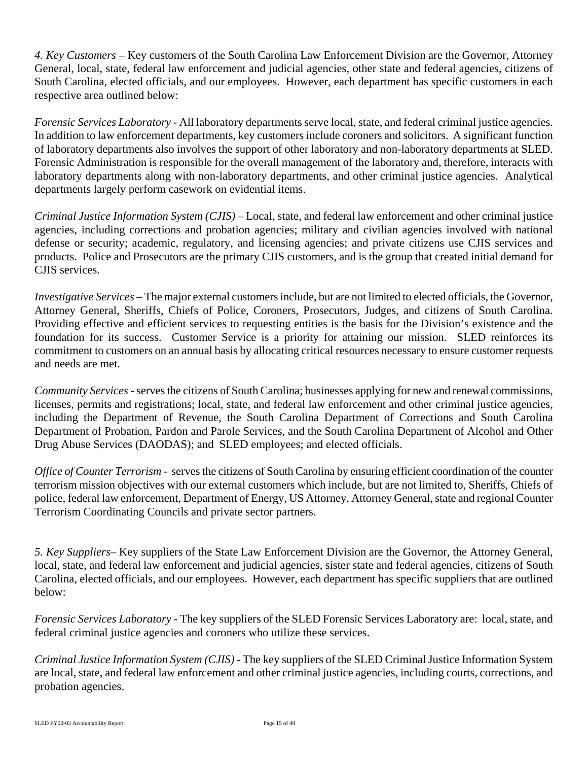*4. Key Customers* – Key customers of the South Carolina Law Enforcement Division are the Governor, Attorney General, local, state, federal law enforcement and judicial agencies, other state and federal agencies, citizens of South Carolina, elected officials, and our employees. However, each department has specific customers in each respective area outlined below:

*Forensic Services Laboratory* - All laboratory departments serve local, state, and federal criminal justice agencies. In addition to law enforcement departments, key customers include coroners and solicitors. A significant function of laboratory departments also involves the support of other laboratory and non-laboratory departments at SLED. Forensic Administration is responsible for the overall management of the laboratory and, therefore, interacts with laboratory departments along with non-laboratory departments, and other criminal justice agencies. Analytical departments largely perform casework on evidential items.

*Criminal Justice Information System (CJIS)* – Local, state, and federal law enforcement and other criminal justice agencies, including corrections and probation agencies; military and civilian agencies involved with national defense or security; academic, regulatory, and licensing agencies; and private citizens use CJIS services and products. Police and Prosecutors are the primary CJIS customers, and is the group that created initial demand for CJIS services.

*Investigative Services* – The major external customers include, but are not limited to elected officials, the Governor, Attorney General, Sheriffs, Chiefs of Police, Coroners, Prosecutors, Judges, and citizens of South Carolina. Providing effective and efficient services to requesting entities is the basis for the Division's existence and the foundation for its success. Customer Service is a priority for attaining our mission. SLED reinforces its commitment to customers on an annual basis by allocating critical resources necessary to ensure customer requests and needs are met.

*Community Services* - serves the citizens of South Carolina; businesses applying for new and renewal commissions, licenses, permits and registrations; local, state, and federal law enforcement and other criminal justice agencies, including the Department of Revenue, the South Carolina Department of Corrections and South Carolina Department of Probation, Pardon and Parole Services, and the South Carolina Department of Alcohol and Other Drug Abuse Services (DAODAS); and SLED employees; and elected officials.

*Office of Counter Terrorism* - serves the citizens of South Carolina by ensuring efficient coordination of the counter terrorism mission objectives with our external customers which include, but are not limited to, Sheriffs, Chiefs of police, federal law enforcement, Department of Energy, US Attorney, Attorney General, state and regional Counter Terrorism Coordinating Councils and private sector partners.

*5. Key Suppliers*– Key suppliers of the State Law Enforcement Division are the Governor, the Attorney General, local, state, and federal law enforcement and judicial agencies, sister state and federal agencies, citizens of South Carolina, elected officials, and our employees. However, each department has specific suppliers that are outlined below:

*Forensic Services Laboratory* - The key suppliers of the SLED Forensic Services Laboratory are: local, state, and federal criminal justice agencies and coroners who utilize these services.

*Criminal Justice Information System (CJIS)* - The key suppliers of the SLED Criminal Justice Information System are local, state, and federal law enforcement and other criminal justice agencies, including courts, corrections, and probation agencies.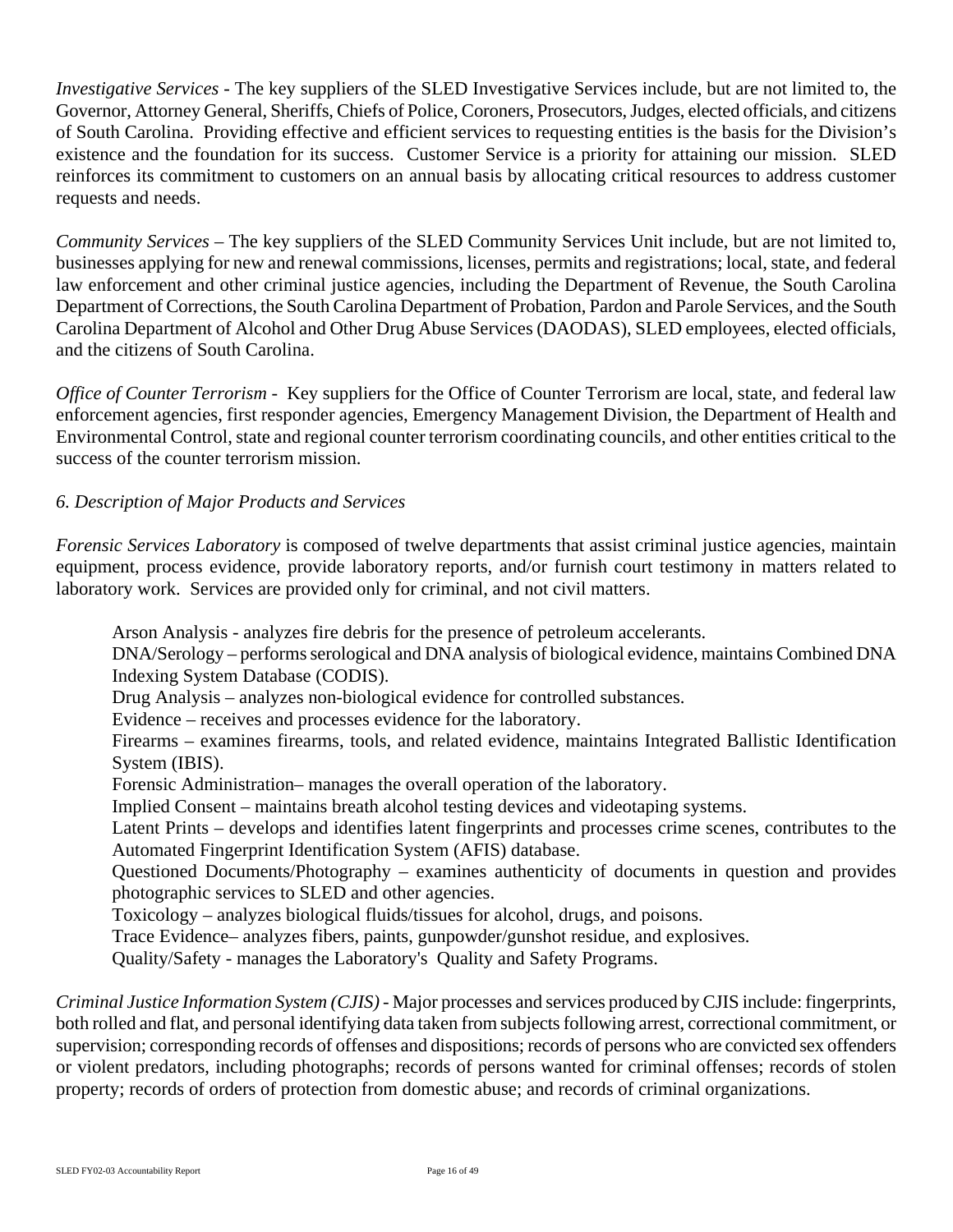*Investigative Services* - The key suppliers of the SLED Investigative Services include, but are not limited to, the Governor, Attorney General, Sheriffs, Chiefs of Police, Coroners, Prosecutors, Judges, elected officials, and citizens of South Carolina. Providing effective and efficient services to requesting entities is the basis for the Division's existence and the foundation for its success. Customer Service is a priority for attaining our mission. SLED reinforces its commitment to customers on an annual basis by allocating critical resources to address customer requests and needs.

*Community Services* – The key suppliers of the SLED Community Services Unit include, but are not limited to, businesses applying for new and renewal commissions, licenses, permits and registrations; local, state, and federal law enforcement and other criminal justice agencies, including the Department of Revenue, the South Carolina Department of Corrections, the South Carolina Department of Probation, Pardon and Parole Services, and the South Carolina Department of Alcohol and Other Drug Abuse Services (DAODAS), SLED employees, elected officials, and the citizens of South Carolina.

*Office of Counter Terrorism* - Key suppliers for the Office of Counter Terrorism are local, state, and federal law enforcement agencies, first responder agencies, Emergency Management Division, the Department of Health and Environmental Control, state and regional counter terrorism coordinating councils, and other entities critical to the success of the counter terrorism mission.

*6. Description of Major Products and Services*

*Forensic Services Laboratory* is composed of twelve departments that assist criminal justice agencies, maintain equipment, process evidence, provide laboratory reports, and/or furnish court testimony in matters related to laboratory work. Services are provided only for criminal, and not civil matters.

Arson Analysis - analyzes fire debris for the presence of petroleum accelerants.
DNA/Serology – performs serological and DNA analysis of biological evidence, maintains Combined DNA Indexing System Database (CODIS).
Drug Analysis – analyzes non-biological evidence for controlled substances.
Evidence – receives and processes evidence for the laboratory.
Firearms – examines firearms, tools, and related evidence, maintains Integrated Ballistic Identification System (IBIS).
Forensic Administration– manages the overall operation of the laboratory.
Implied Consent – maintains breath alcohol testing devices and videotaping systems.
Latent Prints – develops and identifies latent fingerprints and processes crime scenes, contributes to the Automated Fingerprint Identification System (AFIS) database.
Questioned Documents/Photography – examines authenticity of documents in question and provides photographic services to SLED and other agencies.
Toxicology – analyzes biological fluids/tissues for alcohol, drugs, and poisons.
Trace Evidence– analyzes fibers, paints, gunpowder/gunshot residue, and explosives.
Quality/Safety - manages the Laboratory's Quality and Safety Programs.

*Criminal Justice Information System (CJIS)* - Major processes and services produced by CJIS include: fingerprints, both rolled and flat, and personal identifying data taken from subjects following arrest, correctional commitment, or supervision; corresponding records of offenses and dispositions; records of persons who are convicted sex offenders or violent predators, including photographs; records of persons wanted for criminal offenses; records of stolen property; records of orders of protection from domestic abuse; and records of criminal organizations.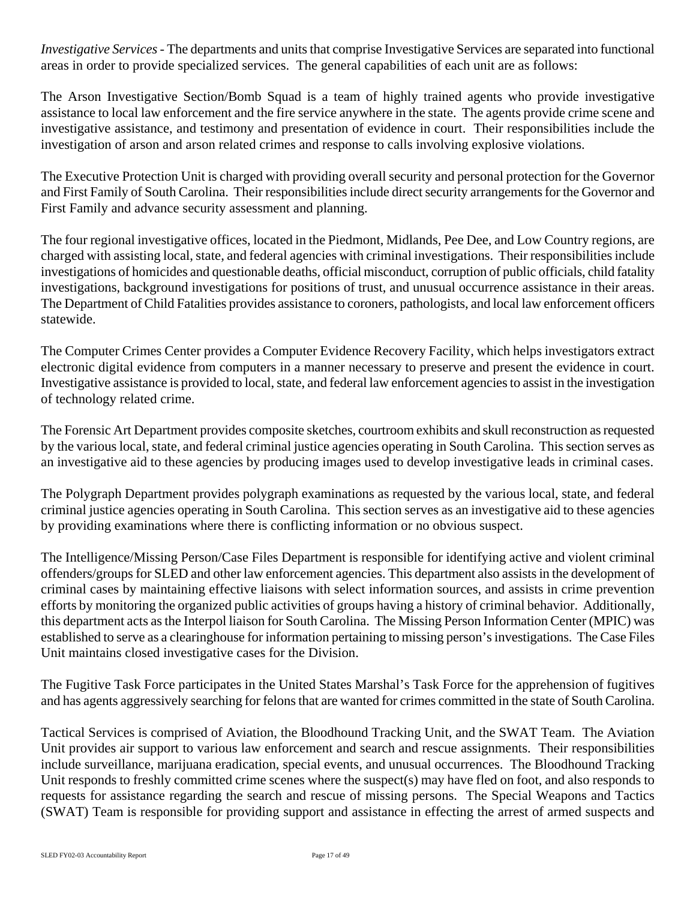*Investigative Services* - The departments and units that comprise Investigative Services are separated into functional areas in order to provide specialized services. The general capabilities of each unit are as follows:

The Arson Investigative Section/Bomb Squad is a team of highly trained agents who provide investigative assistance to local law enforcement and the fire service anywhere in the state. The agents provide crime scene and investigative assistance, and testimony and presentation of evidence in court. Their responsibilities include the investigation of arson and arson related crimes and response to calls involving explosive violations.

The Executive Protection Unit is charged with providing overall security and personal protection for the Governor and First Family of South Carolina. Their responsibilities include direct security arrangements for the Governor and First Family and advance security assessment and planning.

The four regional investigative offices, located in the Piedmont, Midlands, Pee Dee, and Low Country regions, are charged with assisting local, state, and federal agencies with criminal investigations. Their responsibilities include investigations of homicides and questionable deaths, official misconduct, corruption of public officials, child fatality investigations, background investigations for positions of trust, and unusual occurrence assistance in their areas. The Department of Child Fatalities provides assistance to coroners, pathologists, and local law enforcement officers statewide.

The Computer Crimes Center provides a Computer Evidence Recovery Facility, which helps investigators extract electronic digital evidence from computers in a manner necessary to preserve and present the evidence in court. Investigative assistance is provided to local, state, and federal law enforcement agencies to assist in the investigation of technology related crime.

The Forensic Art Department provides composite sketches, courtroom exhibits and skull reconstruction as requested by the various local, state, and federal criminal justice agencies operating in South Carolina. This section serves as an investigative aid to these agencies by producing images used to develop investigative leads in criminal cases.

The Polygraph Department provides polygraph examinations as requested by the various local, state, and federal criminal justice agencies operating in South Carolina. This section serves as an investigative aid to these agencies by providing examinations where there is conflicting information or no obvious suspect.

The Intelligence/Missing Person/Case Files Department is responsible for identifying active and violent criminal offenders/groups for SLED and other law enforcement agencies. This department also assists in the development of criminal cases by maintaining effective liaisons with select information sources, and assists in crime prevention efforts by monitoring the organized public activities of groups having a history of criminal behavior. Additionally, this department acts as the Interpol liaison for South Carolina. The Missing Person Information Center (MPIC) was established to serve as a clearinghouse for information pertaining to missing person's investigations. The Case Files Unit maintains closed investigative cases for the Division.

The Fugitive Task Force participates in the United States Marshal's Task Force for the apprehension of fugitives and has agents aggressively searching for felons that are wanted for crimes committed in the state of South Carolina.

Tactical Services is comprised of Aviation, the Bloodhound Tracking Unit, and the SWAT Team. The Aviation Unit provides air support to various law enforcement and search and rescue assignments. Their responsibilities include surveillance, marijuana eradication, special events, and unusual occurrences. The Bloodhound Tracking Unit responds to freshly committed crime scenes where the suspect(s) may have fled on foot, and also responds to requests for assistance regarding the search and rescue of missing persons. The Special Weapons and Tactics (SWAT) Team is responsible for providing support and assistance in effecting the arrest of armed suspects and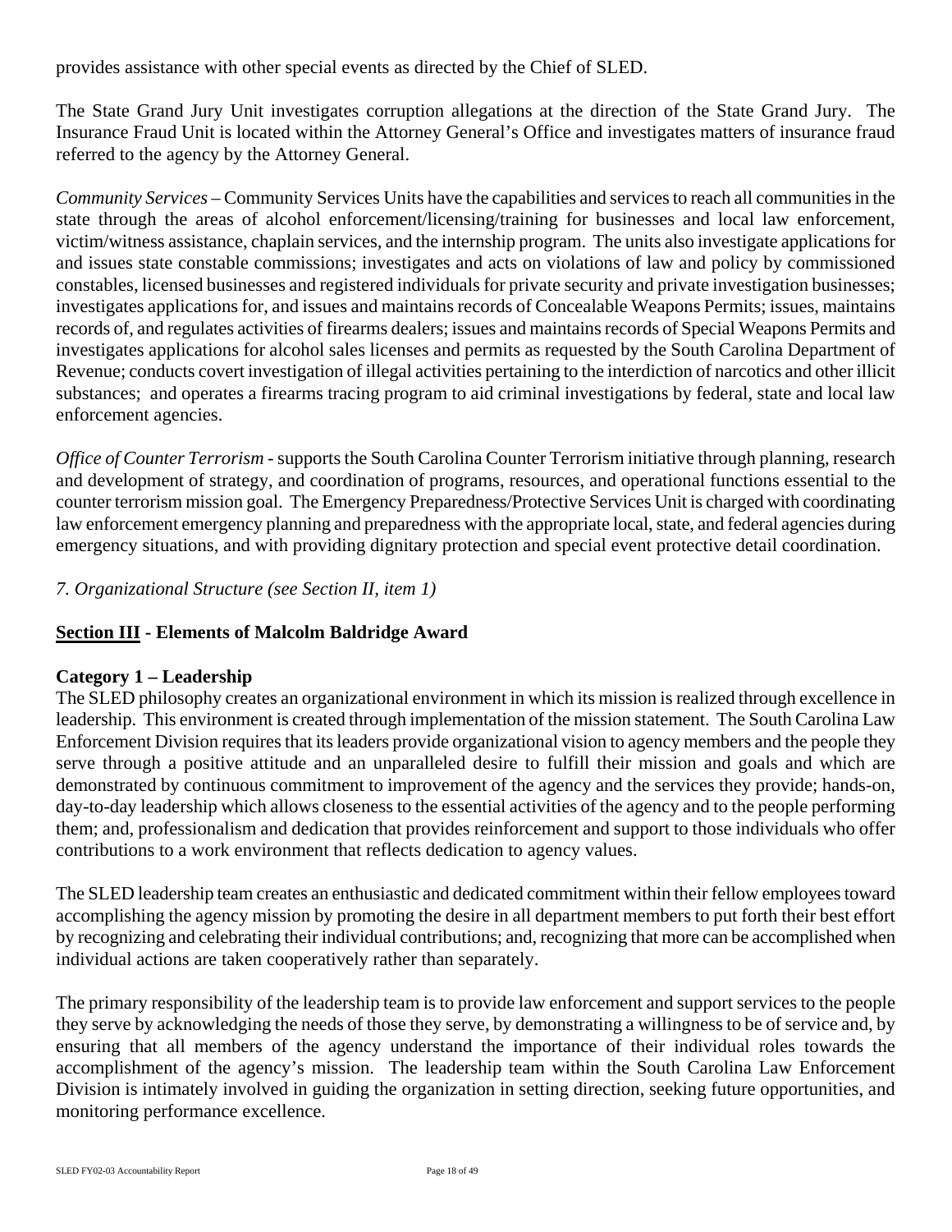provides assistance with other special events as directed by the Chief of SLED.

The State Grand Jury Unit investigates corruption allegations at the direction of the State Grand Jury. The Insurance Fraud Unit is located within the Attorney General's Office and investigates matters of insurance fraud referred to the agency by the Attorney General.

*Community Services* – Community Services Units have the capabilities and services to reach all communities in the state through the areas of alcohol enforcement/licensing/training for businesses and local law enforcement, victim/witness assistance, chaplain services, and the internship program. The units also investigate applications for and issues state constable commissions; investigates and acts on violations of law and policy by commissioned constables, licensed businesses and registered individuals for private security and private investigation businesses; investigates applications for, and issues and maintains records of Concealable Weapons Permits; issues, maintains records of, and regulates activities of firearms dealers; issues and maintains records of Special Weapons Permits and investigates applications for alcohol sales licenses and permits as requested by the South Carolina Department of Revenue; conducts covert investigation of illegal activities pertaining to the interdiction of narcotics and other illicit substances; and operates a firearms tracing program to aid criminal investigations by federal, state and local law enforcement agencies.

*Office of Counter Terrorism* - supports the South Carolina Counter Terrorism initiative through planning, research and development of strategy, and coordination of programs, resources, and operational functions essential to the counter terrorism mission goal. The Emergency Preparedness/Protective Services Unit is charged with coordinating law enforcement emergency planning and preparedness with the appropriate local, state, and federal agencies during emergency situations, and with providing dignitary protection and special event protective detail coordination.

*7. Organizational Structure (see Section II, item 1)*

## Section III - Elements of Malcolm Baldridge Award

### Category 1 – Leadership

The SLED philosophy creates an organizational environment in which its mission is realized through excellence in leadership. This environment is created through implementation of the mission statement. The South Carolina Law Enforcement Division requires that its leaders provide organizational vision to agency members and the people they serve through a positive attitude and an unparalleled desire to fulfill their mission and goals and which are demonstrated by continuous commitment to improvement of the agency and the services they provide; hands-on, day-to-day leadership which allows closeness to the essential activities of the agency and to the people performing them; and, professionalism and dedication that provides reinforcement and support to those individuals who offer contributions to a work environment that reflects dedication to agency values.

The SLED leadership team creates an enthusiastic and dedicated commitment within their fellow employees toward accomplishing the agency mission by promoting the desire in all department members to put forth their best effort by recognizing and celebrating their individual contributions; and, recognizing that more can be accomplished when individual actions are taken cooperatively rather than separately.

The primary responsibility of the leadership team is to provide law enforcement and support services to the people they serve by acknowledging the needs of those they serve, by demonstrating a willingness to be of service and, by ensuring that all members of the agency understand the importance of their individual roles towards the accomplishment of the agency's mission. The leadership team within the South Carolina Law Enforcement Division is intimately involved in guiding the organization in setting direction, seeking future opportunities, and monitoring performance excellence.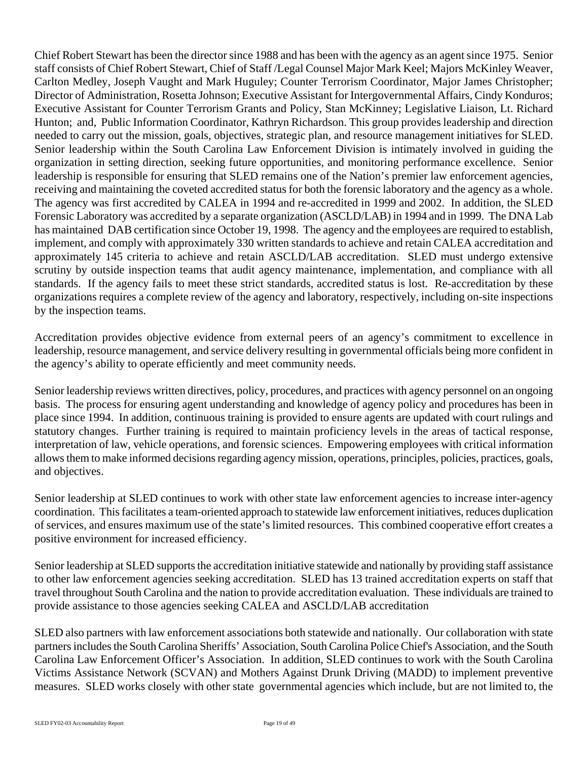Chief Robert Stewart has been the director since 1988 and has been with the agency as an agent since 1975. Senior staff consists of Chief Robert Stewart, Chief of Staff /Legal Counsel Major Mark Keel; Majors McKinley Weaver, Carlton Medley, Joseph Vaught and Mark Huguley; Counter Terrorism Coordinator, Major James Christopher; Director of Administration, Rosetta Johnson; Executive Assistant for Intergovernmental Affairs, Cindy Konduros; Executive Assistant for Counter Terrorism Grants and Policy, Stan McKinney; Legislative Liaison, Lt. Richard Hunton; and, Public Information Coordinator, Kathryn Richardson. This group provides leadership and direction needed to carry out the mission, goals, objectives, strategic plan, and resource management initiatives for SLED. Senior leadership within the South Carolina Law Enforcement Division is intimately involved in guiding the organization in setting direction, seeking future opportunities, and monitoring performance excellence. Senior leadership is responsible for ensuring that SLED remains one of the Nation's premier law enforcement agencies, receiving and maintaining the coveted accredited status for both the forensic laboratory and the agency as a whole. The agency was first accredited by CALEA in 1994 and re-accredited in 1999 and 2002. In addition, the SLED Forensic Laboratory was accredited by a separate organization (ASCLD/LAB) in 1994 and in 1999. The DNA Lab has maintained DAB certification since October 19, 1998. The agency and the employees are required to establish, implement, and comply with approximately 330 written standards to achieve and retain CALEA accreditation and approximately 145 criteria to achieve and retain ASCLD/LAB accreditation. SLED must undergo extensive scrutiny by outside inspection teams that audit agency maintenance, implementation, and compliance with all standards. If the agency fails to meet these strict standards, accredited status is lost. Re-accreditation by these organizations requires a complete review of the agency and laboratory, respectively, including on-site inspections by the inspection teams.

Accreditation provides objective evidence from external peers of an agency's commitment to excellence in leadership, resource management, and service delivery resulting in governmental officials being more confident in the agency's ability to operate efficiently and meet community needs.

Senior leadership reviews written directives, policy, procedures, and practices with agency personnel on an ongoing basis. The process for ensuring agent understanding and knowledge of agency policy and procedures has been in place since 1994. In addition, continuous training is provided to ensure agents are updated with court rulings and statutory changes. Further training is required to maintain proficiency levels in the areas of tactical response, interpretation of law, vehicle operations, and forensic sciences. Empowering employees with critical information allows them to make informed decisions regarding agency mission, operations, principles, policies, practices, goals, and objectives.

Senior leadership at SLED continues to work with other state law enforcement agencies to increase inter-agency coordination. This facilitates a team-oriented approach to statewide law enforcement initiatives, reduces duplication of services, and ensures maximum use of the state's limited resources. This combined cooperative effort creates a positive environment for increased efficiency.

Senior leadership at SLED supports the accreditation initiative statewide and nationally by providing staff assistance to other law enforcement agencies seeking accreditation. SLED has 13 trained accreditation experts on staff that travel throughout South Carolina and the nation to provide accreditation evaluation. These individuals are trained to provide assistance to those agencies seeking CALEA and ASCLD/LAB accreditation

SLED also partners with law enforcement associations both statewide and nationally. Our collaboration with state partners includes the South Carolina Sheriffs' Association, South Carolina Police Chief's Association, and the South Carolina Law Enforcement Officer's Association. In addition, SLED continues to work with the South Carolina Victims Assistance Network (SCVAN) and Mothers Against Drunk Driving (MADD) to implement preventive measures. SLED works closely with other state governmental agencies which include, but are not limited to, the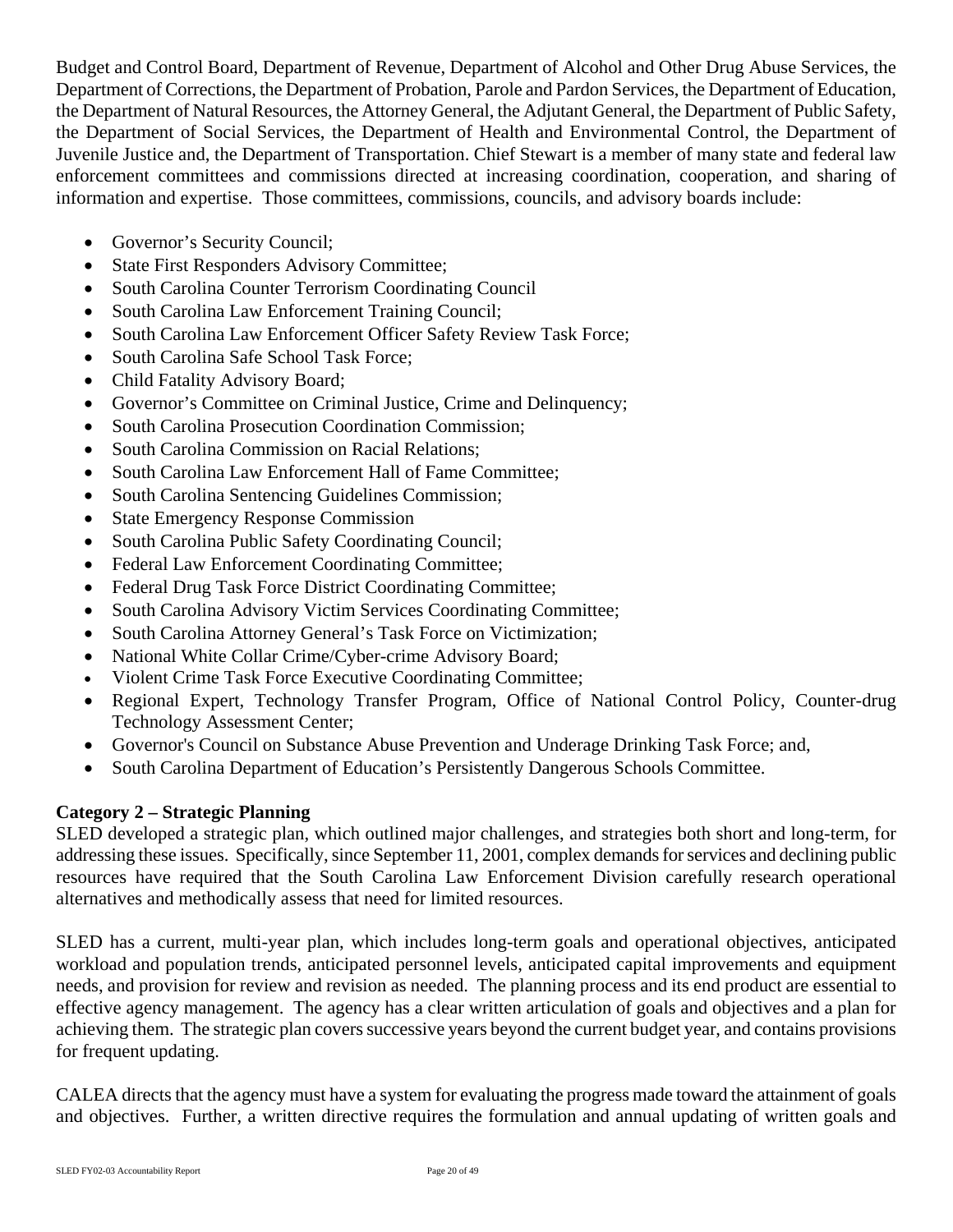Budget and Control Board, Department of Revenue, Department of Alcohol and Other Drug Abuse Services, the Department of Corrections, the Department of Probation, Parole and Pardon Services, the Department of Education, the Department of Natural Resources, the Attorney General, the Adjutant General, the Department of Public Safety, the Department of Social Services, the Department of Health and Environmental Control, the Department of Juvenile Justice and, the Department of Transportation. Chief Stewart is a member of many state and federal law enforcement committees and commissions directed at increasing coordination, cooperation, and sharing of information and expertise. Those committees, commissions, councils, and advisory boards include:

- Governor's Security Council;
- State First Responders Advisory Committee;
- South Carolina Counter Terrorism Coordinating Council
- South Carolina Law Enforcement Training Council;
- South Carolina Law Enforcement Officer Safety Review Task Force;
- South Carolina Safe School Task Force;
- Child Fatality Advisory Board;
- Governor's Committee on Criminal Justice, Crime and Delinquency;
- South Carolina Prosecution Coordination Commission;
- South Carolina Commission on Racial Relations;
- South Carolina Law Enforcement Hall of Fame Committee;
- South Carolina Sentencing Guidelines Commission;
- State Emergency Response Commission
- South Carolina Public Safety Coordinating Council;
- Federal Law Enforcement Coordinating Committee;
- Federal Drug Task Force District Coordinating Committee;
- South Carolina Advisory Victim Services Coordinating Committee;
- South Carolina Attorney General's Task Force on Victimization;
- National White Collar Crime/Cyber-crime Advisory Board;
- Violent Crime Task Force Executive Coordinating Committee;
- Regional Expert, Technology Transfer Program, Office of National Control Policy, Counter-drug Technology Assessment Center;
- Governor's Council on Substance Abuse Prevention and Underage Drinking Task Force; and,
- South Carolina Department of Education's Persistently Dangerous Schools Committee.

**Category 2 – Strategic Planning**

SLED developed a strategic plan, which outlined major challenges, and strategies both short and long-term, for addressing these issues. Specifically, since September 11, 2001, complex demands for services and declining public resources have required that the South Carolina Law Enforcement Division carefully research operational alternatives and methodically assess that need for limited resources.

SLED has a current, multi-year plan, which includes long-term goals and operational objectives, anticipated workload and population trends, anticipated personnel levels, anticipated capital improvements and equipment needs, and provision for review and revision as needed. The planning process and its end product are essential to effective agency management. The agency has a clear written articulation of goals and objectives and a plan for achieving them. The strategic plan covers successive years beyond the current budget year, and contains provisions for frequent updating.

CALEA directs that the agency must have a system for evaluating the progress made toward the attainment of goals and objectives. Further, a written directive requires the formulation and annual updating of written goals and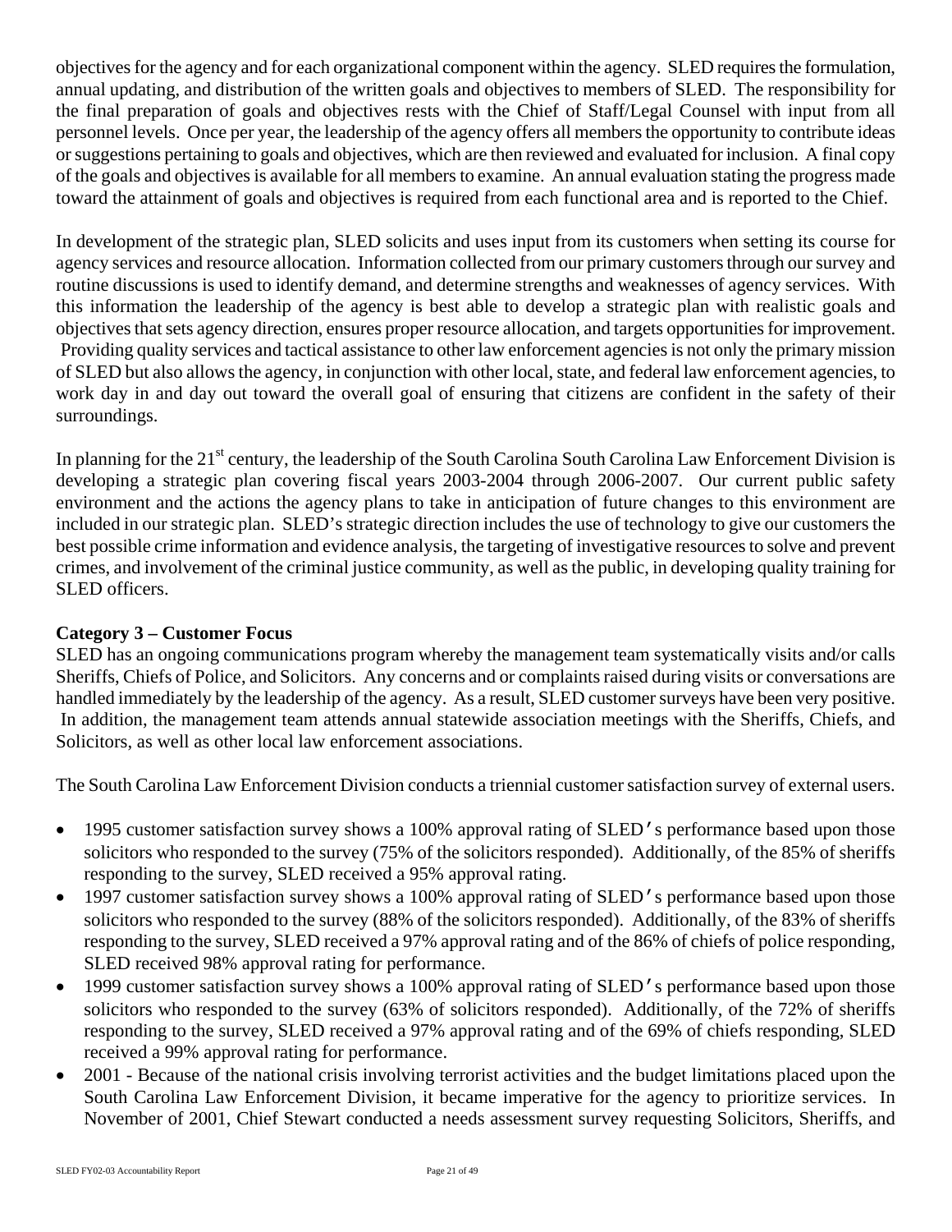objectives for the agency and for each organizational component within the agency. SLED requires the formulation, annual updating, and distribution of the written goals and objectives to members of SLED. The responsibility for the final preparation of goals and objectives rests with the Chief of Staff/Legal Counsel with input from all personnel levels. Once per year, the leadership of the agency offers all members the opportunity to contribute ideas or suggestions pertaining to goals and objectives, which are then reviewed and evaluated for inclusion. A final copy of the goals and objectives is available for all members to examine. An annual evaluation stating the progress made toward the attainment of goals and objectives is required from each functional area and is reported to the Chief.

In development of the strategic plan, SLED solicits and uses input from its customers when setting its course for agency services and resource allocation. Information collected from our primary customers through our survey and routine discussions is used to identify demand, and determine strengths and weaknesses of agency services. With this information the leadership of the agency is best able to develop a strategic plan with realistic goals and objectives that sets agency direction, ensures proper resource allocation, and targets opportunities for improvement. Providing quality services and tactical assistance to other law enforcement agencies is not only the primary mission of SLED but also allows the agency, in conjunction with other local, state, and federal law enforcement agencies, to work day in and day out toward the overall goal of ensuring that citizens are confident in the safety of their surroundings.

In planning for the 21st century, the leadership of the South Carolina South Carolina Law Enforcement Division is developing a strategic plan covering fiscal years 2003-2004 through 2006-2007. Our current public safety environment and the actions the agency plans to take in anticipation of future changes to this environment are included in our strategic plan. SLED's strategic direction includes the use of technology to give our customers the best possible crime information and evidence analysis, the targeting of investigative resources to solve and prevent crimes, and involvement of the criminal justice community, as well as the public, in developing quality training for SLED officers.

**Category 3 – Customer Focus**

SLED has an ongoing communications program whereby the management team systematically visits and/or calls Sheriffs, Chiefs of Police, and Solicitors. Any concerns and or complaints raised during visits or conversations are handled immediately by the leadership of the agency. As a result, SLED customer surveys have been very positive. In addition, the management team attends annual statewide association meetings with the Sheriffs, Chiefs, and Solicitors, as well as other local law enforcement associations.

The South Carolina Law Enforcement Division conducts a triennial customer satisfaction survey of external users.

- 1995 customer satisfaction survey shows a 100% approval rating of SLED's performance based upon those solicitors who responded to the survey (75% of the solicitors responded). Additionally, of the 85% of sheriffs responding to the survey, SLED received a 95% approval rating.
- 1997 customer satisfaction survey shows a 100% approval rating of SLED's performance based upon those solicitors who responded to the survey (88% of the solicitors responded). Additionally, of the 83% of sheriffs responding to the survey, SLED received a 97% approval rating and of the 86% of chiefs of police responding, SLED received 98% approval rating for performance.
- 1999 customer satisfaction survey shows a 100% approval rating of SLED's performance based upon those solicitors who responded to the survey (63% of solicitors responded). Additionally, of the 72% of sheriffs responding to the survey, SLED received a 97% approval rating and of the 69% of chiefs responding, SLED received a 99% approval rating for performance.
- 2001 - Because of the national crisis involving terrorist activities and the budget limitations placed upon the South Carolina Law Enforcement Division, it became imperative for the agency to prioritize services. In November of 2001, Chief Stewart conducted a needs assessment survey requesting Solicitors, Sheriffs, and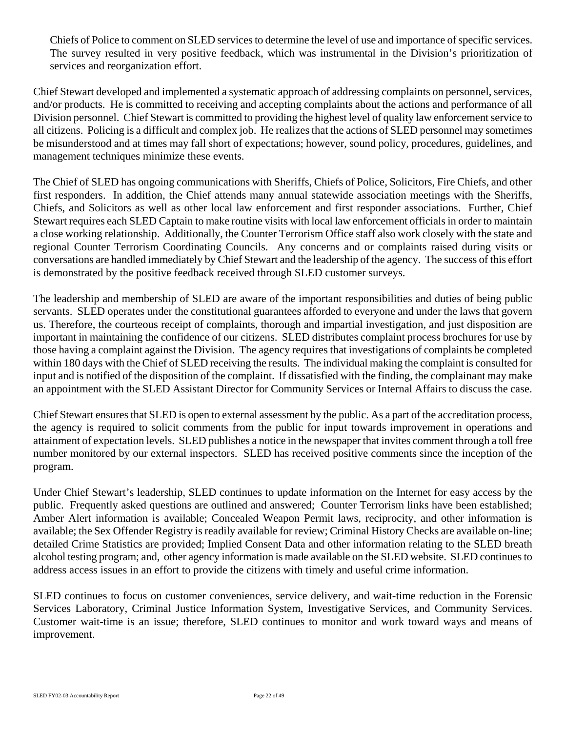Chiefs of Police to comment on SLED services to determine the level of use and importance of specific services. The survey resulted in very positive feedback, which was instrumental in the Division's prioritization of services and reorganization effort.

Chief Stewart developed and implemented a systematic approach of addressing complaints on personnel, services, and/or products. He is committed to receiving and accepting complaints about the actions and performance of all Division personnel. Chief Stewart is committed to providing the highest level of quality law enforcement service to all citizens. Policing is a difficult and complex job. He realizes that the actions of SLED personnel may sometimes be misunderstood and at times may fall short of expectations; however, sound policy, procedures, guidelines, and management techniques minimize these events.

The Chief of SLED has ongoing communications with Sheriffs, Chiefs of Police, Solicitors, Fire Chiefs, and other first responders. In addition, the Chief attends many annual statewide association meetings with the Sheriffs, Chiefs, and Solicitors as well as other local law enforcement and first responder associations. Further, Chief Stewart requires each SLED Captain to make routine visits with local law enforcement officials in order to maintain a close working relationship. Additionally, the Counter Terrorism Office staff also work closely with the state and regional Counter Terrorism Coordinating Councils. Any concerns and or complaints raised during visits or conversations are handled immediately by Chief Stewart and the leadership of the agency. The success of this effort is demonstrated by the positive feedback received through SLED customer surveys.

The leadership and membership of SLED are aware of the important responsibilities and duties of being public servants. SLED operates under the constitutional guarantees afforded to everyone and under the laws that govern us. Therefore, the courteous receipt of complaints, thorough and impartial investigation, and just disposition are important in maintaining the confidence of our citizens. SLED distributes complaint process brochures for use by those having a complaint against the Division. The agency requires that investigations of complaints be completed within 180 days with the Chief of SLED receiving the results. The individual making the complaint is consulted for input and is notified of the disposition of the complaint. If dissatisfied with the finding, the complainant may make an appointment with the SLED Assistant Director for Community Services or Internal Affairs to discuss the case.

Chief Stewart ensures that SLED is open to external assessment by the public. As a part of the accreditation process, the agency is required to solicit comments from the public for input towards improvement in operations and attainment of expectation levels. SLED publishes a notice in the newspaper that invites comment through a toll free number monitored by our external inspectors. SLED has received positive comments since the inception of the program.

Under Chief Stewart's leadership, SLED continues to update information on the Internet for easy access by the public. Frequently asked questions are outlined and answered; Counter Terrorism links have been established; Amber Alert information is available; Concealed Weapon Permit laws, reciprocity, and other information is available; the Sex Offender Registry is readily available for review; Criminal History Checks are available on-line; detailed Crime Statistics are provided; Implied Consent Data and other information relating to the SLED breath alcohol testing program; and, other agency information is made available on the SLED website. SLED continues to address access issues in an effort to provide the citizens with timely and useful crime information.

SLED continues to focus on customer conveniences, service delivery, and wait-time reduction in the Forensic Services Laboratory, Criminal Justice Information System, Investigative Services, and Community Services. Customer wait-time is an issue; therefore, SLED continues to monitor and work toward ways and means of improvement.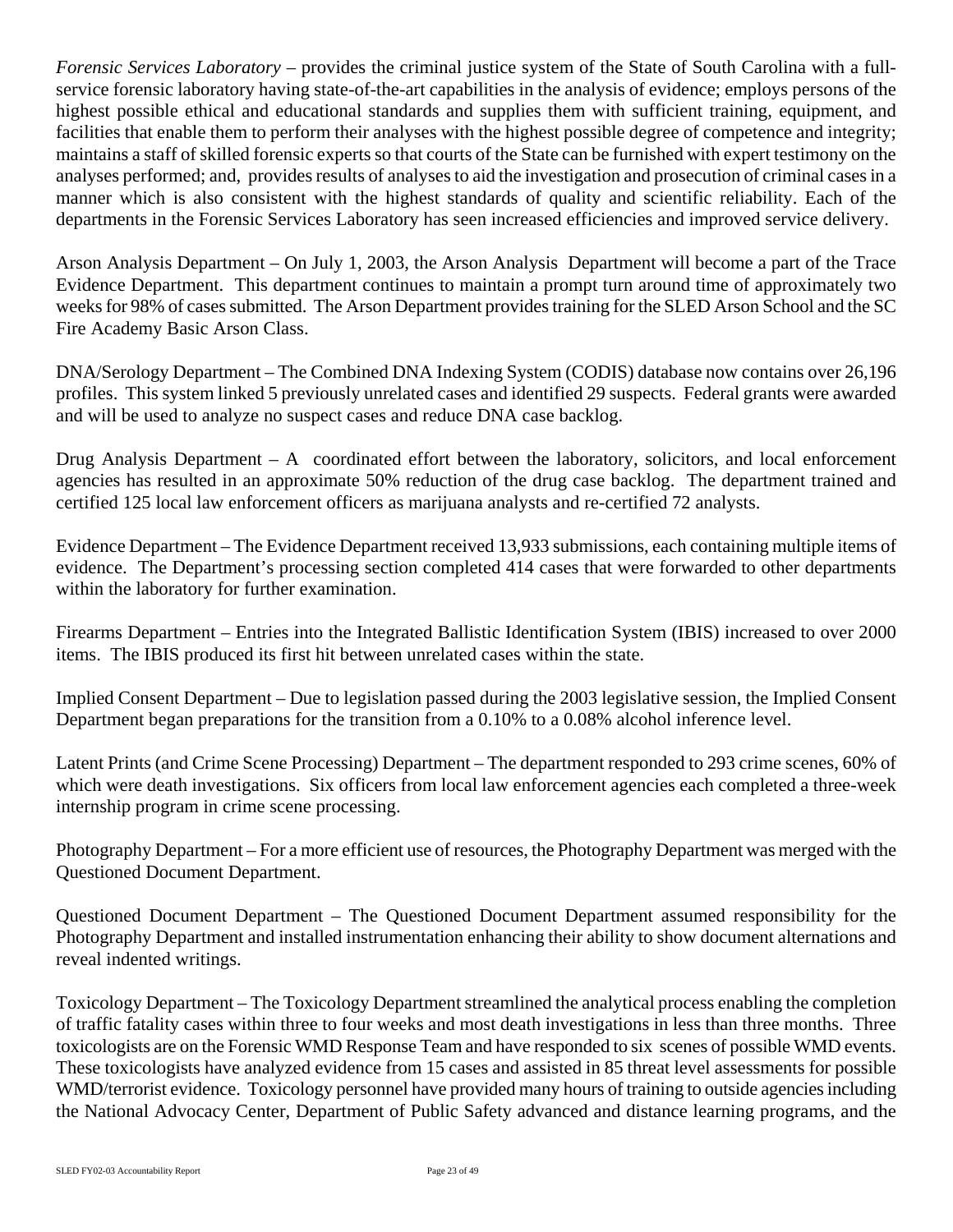*Forensic Services Laboratory* – provides the criminal justice system of the State of South Carolina with a full-service forensic laboratory having state-of-the-art capabilities in the analysis of evidence; employs persons of the highest possible ethical and educational standards and supplies them with sufficient training, equipment, and facilities that enable them to perform their analyses with the highest possible degree of competence and integrity; maintains a staff of skilled forensic experts so that courts of the State can be furnished with expert testimony on the analyses performed; and, provides results of analyses to aid the investigation and prosecution of criminal cases in a manner which is also consistent with the highest standards of quality and scientific reliability. Each of the departments in the Forensic Services Laboratory has seen increased efficiencies and improved service delivery.

Arson Analysis Department – On July 1, 2003, the Arson Analysis Department will become a part of the Trace Evidence Department. This department continues to maintain a prompt turn around time of approximately two weeks for 98% of cases submitted. The Arson Department provides training for the SLED Arson School and the SC Fire Academy Basic Arson Class.

DNA/Serology Department – The Combined DNA Indexing System (CODIS) database now contains over 26,196 profiles. This system linked 5 previously unrelated cases and identified 29 suspects. Federal grants were awarded and will be used to analyze no suspect cases and reduce DNA case backlog.

Drug Analysis Department – A coordinated effort between the laboratory, solicitors, and local enforcement agencies has resulted in an approximate 50% reduction of the drug case backlog. The department trained and certified 125 local law enforcement officers as marijuana analysts and re-certified 72 analysts.

Evidence Department – The Evidence Department received 13,933 submissions, each containing multiple items of evidence. The Department's processing section completed 414 cases that were forwarded to other departments within the laboratory for further examination.

Firearms Department – Entries into the Integrated Ballistic Identification System (IBIS) increased to over 2000 items. The IBIS produced its first hit between unrelated cases within the state.

Implied Consent Department – Due to legislation passed during the 2003 legislative session, the Implied Consent Department began preparations for the transition from a 0.10% to a 0.08% alcohol inference level.

Latent Prints (and Crime Scene Processing) Department – The department responded to 293 crime scenes, 60% of which were death investigations. Six officers from local law enforcement agencies each completed a three-week internship program in crime scene processing.

Photography Department – For a more efficient use of resources, the Photography Department was merged with the Questioned Document Department.

Questioned Document Department – The Questioned Document Department assumed responsibility for the Photography Department and installed instrumentation enhancing their ability to show document alternations and reveal indented writings.

Toxicology Department – The Toxicology Department streamlined the analytical process enabling the completion of traffic fatality cases within three to four weeks and most death investigations in less than three months. Three toxicologists are on the Forensic WMD Response Team and have responded to six scenes of possible WMD events. These toxicologists have analyzed evidence from 15 cases and assisted in 85 threat level assessments for possible WMD/terrorist evidence. Toxicology personnel have provided many hours of training to outside agencies including the National Advocacy Center, Department of Public Safety advanced and distance learning programs, and the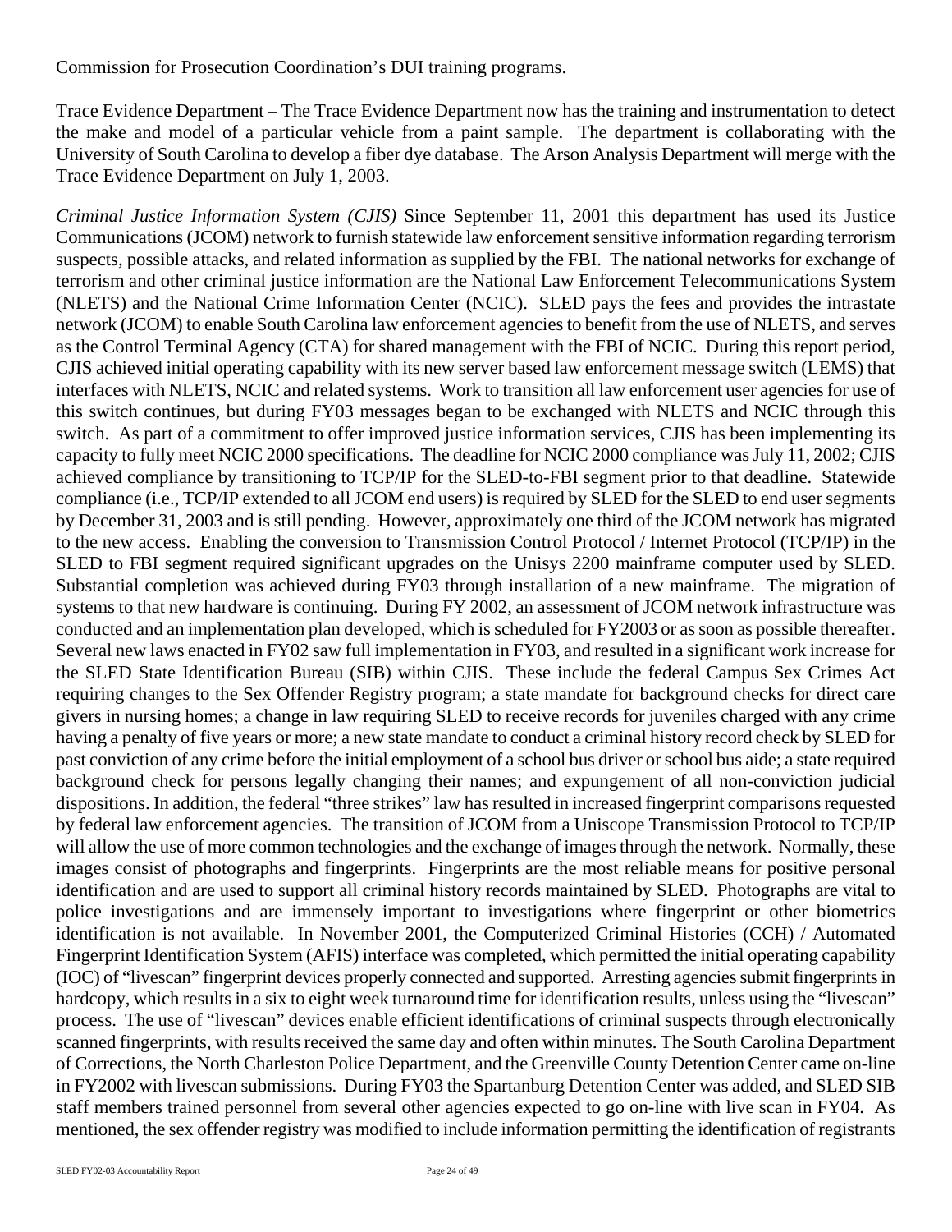Commission for Prosecution Coordination's DUI training programs.

Trace Evidence Department – The Trace Evidence Department now has the training and instrumentation to detect the make and model of a particular vehicle from a paint sample. The department is collaborating with the University of South Carolina to develop a fiber dye database. The Arson Analysis Department will merge with the Trace Evidence Department on July 1, 2003.

*Criminal Justice Information System (CJIS)* Since September 11, 2001 this department has used its Justice Communications (JCOM) network to furnish statewide law enforcement sensitive information regarding terrorism suspects, possible attacks, and related information as supplied by the FBI. The national networks for exchange of terrorism and other criminal justice information are the National Law Enforcement Telecommunications System (NLETS) and the National Crime Information Center (NCIC). SLED pays the fees and provides the intrastate network (JCOM) to enable South Carolina law enforcement agencies to benefit from the use of NLETS, and serves as the Control Terminal Agency (CTA) for shared management with the FBI of NCIC. During this report period, CJIS achieved initial operating capability with its new server based law enforcement message switch (LEMS) that interfaces with NLETS, NCIC and related systems. Work to transition all law enforcement user agencies for use of this switch continues, but during FY03 messages began to be exchanged with NLETS and NCIC through this switch. As part of a commitment to offer improved justice information services, CJIS has been implementing its capacity to fully meet NCIC 2000 specifications. The deadline for NCIC 2000 compliance was July 11, 2002; CJIS achieved compliance by transitioning to TCP/IP for the SLED-to-FBI segment prior to that deadline. Statewide compliance (i.e., TCP/IP extended to all JCOM end users) is required by SLED for the SLED to end user segments by December 31, 2003 and is still pending. However, approximately one third of the JCOM network has migrated to the new access. Enabling the conversion to Transmission Control Protocol / Internet Protocol (TCP/IP) in the SLED to FBI segment required significant upgrades on the Unisys 2200 mainframe computer used by SLED. Substantial completion was achieved during FY03 through installation of a new mainframe. The migration of systems to that new hardware is continuing. During FY 2002, an assessment of JCOM network infrastructure was conducted and an implementation plan developed, which is scheduled for FY2003 or as soon as possible thereafter. Several new laws enacted in FY02 saw full implementation in FY03, and resulted in a significant work increase for the SLED State Identification Bureau (SIB) within CJIS. These include the federal Campus Sex Crimes Act requiring changes to the Sex Offender Registry program; a state mandate for background checks for direct care givers in nursing homes; a change in law requiring SLED to receive records for juveniles charged with any crime having a penalty of five years or more; a new state mandate to conduct a criminal history record check by SLED for past conviction of any crime before the initial employment of a school bus driver or school bus aide; a state required background check for persons legally changing their names; and expungement of all non-conviction judicial dispositions. In addition, the federal "three strikes" law has resulted in increased fingerprint comparisons requested by federal law enforcement agencies. The transition of JCOM from a Uniscope Transmission Protocol to TCP/IP will allow the use of more common technologies and the exchange of images through the network. Normally, these images consist of photographs and fingerprints. Fingerprints are the most reliable means for positive personal identification and are used to support all criminal history records maintained by SLED. Photographs are vital to police investigations and are immensely important to investigations where fingerprint or other biometrics identification is not available. In November 2001, the Computerized Criminal Histories (CCH) / Automated Fingerprint Identification System (AFIS) interface was completed, which permitted the initial operating capability (IOC) of "livescan" fingerprint devices properly connected and supported. Arresting agencies submit fingerprints in hardcopy, which results in a six to eight week turnaround time for identification results, unless using the "livescan" process. The use of "livescan" devices enable efficient identifications of criminal suspects through electronically scanned fingerprints, with results received the same day and often within minutes. The South Carolina Department of Corrections, the North Charleston Police Department, and the Greenville County Detention Center came on-line in FY2002 with livescan submissions. During FY03 the Spartanburg Detention Center was added, and SLED SIB staff members trained personnel from several other agencies expected to go on-line with live scan in FY04. As mentioned, the sex offender registry was modified to include information permitting the identification of registrants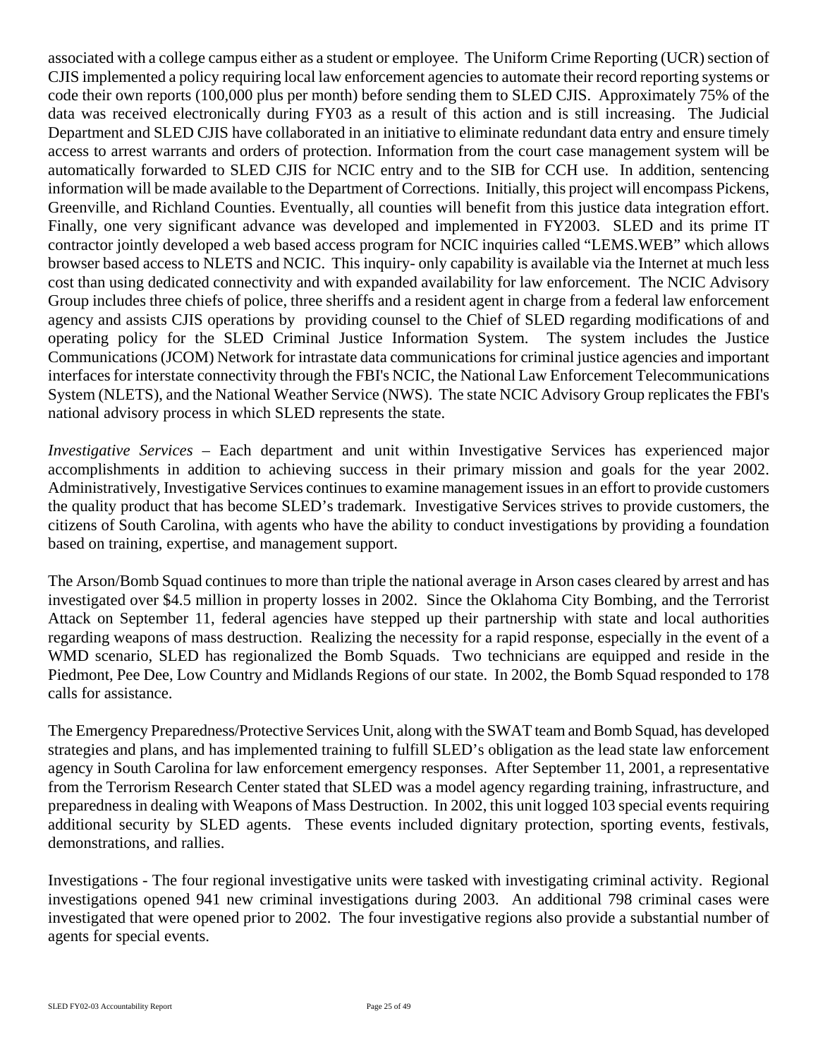associated with a college campus either as a student or employee. The Uniform Crime Reporting (UCR) section of CJIS implemented a policy requiring local law enforcement agencies to automate their record reporting systems or code their own reports (100,000 plus per month) before sending them to SLED CJIS. Approximately 75% of the data was received electronically during FY03 as a result of this action and is still increasing. The Judicial Department and SLED CJIS have collaborated in an initiative to eliminate redundant data entry and ensure timely access to arrest warrants and orders of protection. Information from the court case management system will be automatically forwarded to SLED CJIS for NCIC entry and to the SIB for CCH use. In addition, sentencing information will be made available to the Department of Corrections. Initially, this project will encompass Pickens, Greenville, and Richland Counties. Eventually, all counties will benefit from this justice data integration effort. Finally, one very significant advance was developed and implemented in FY2003. SLED and its prime IT contractor jointly developed a web based access program for NCIC inquiries called "LEMS.WEB" which allows browser based access to NLETS and NCIC. This inquiry- only capability is available via the Internet at much less cost than using dedicated connectivity and with expanded availability for law enforcement. The NCIC Advisory Group includes three chiefs of police, three sheriffs and a resident agent in charge from a federal law enforcement agency and assists CJIS operations by providing counsel to the Chief of SLED regarding modifications of and operating policy for the SLED Criminal Justice Information System. The system includes the Justice Communications (JCOM) Network for intrastate data communications for criminal justice agencies and important interfaces for interstate connectivity through the FBI's NCIC, the National Law Enforcement Telecommunications System (NLETS), and the National Weather Service (NWS). The state NCIC Advisory Group replicates the FBI's national advisory process in which SLED represents the state.

*Investigative Services* – Each department and unit within Investigative Services has experienced major accomplishments in addition to achieving success in their primary mission and goals for the year 2002. Administratively, Investigative Services continues to examine management issues in an effort to provide customers the quality product that has become SLED's trademark. Investigative Services strives to provide customers, the citizens of South Carolina, with agents who have the ability to conduct investigations by providing a foundation based on training, expertise, and management support.

The Arson/Bomb Squad continues to more than triple the national average in Arson cases cleared by arrest and has investigated over $4.5 million in property losses in 2002. Since the Oklahoma City Bombing, and the Terrorist Attack on September 11, federal agencies have stepped up their partnership with state and local authorities regarding weapons of mass destruction. Realizing the necessity for a rapid response, especially in the event of a WMD scenario, SLED has regionalized the Bomb Squads. Two technicians are equipped and reside in the Piedmont, Pee Dee, Low Country and Midlands Regions of our state. In 2002, the Bomb Squad responded to 178 calls for assistance.

The Emergency Preparedness/Protective Services Unit, along with the SWAT team and Bomb Squad, has developed strategies and plans, and has implemented training to fulfill SLED's obligation as the lead state law enforcement agency in South Carolina for law enforcement emergency responses. After September 11, 2001, a representative from the Terrorism Research Center stated that SLED was a model agency regarding training, infrastructure, and preparedness in dealing with Weapons of Mass Destruction. In 2002, this unit logged 103 special events requiring additional security by SLED agents. These events included dignitary protection, sporting events, festivals, demonstrations, and rallies.

Investigations - The four regional investigative units were tasked with investigating criminal activity. Regional investigations opened 941 new criminal investigations during 2003. An additional 798 criminal cases were investigated that were opened prior to 2002. The four investigative regions also provide a substantial number of agents for special events.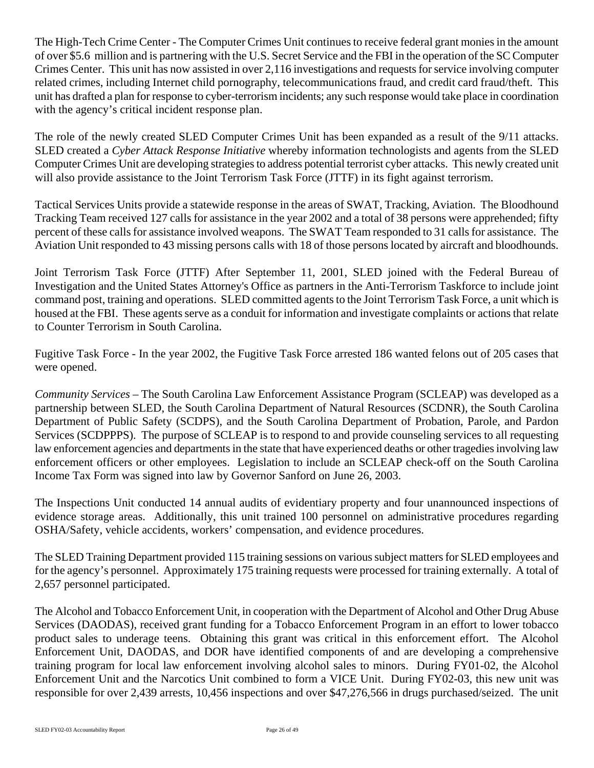The High-Tech Crime Center - The Computer Crimes Unit continues to receive federal grant monies in the amount of over $5.6 million and is partnering with the U.S. Secret Service and the FBI in the operation of the SC Computer Crimes Center. This unit has now assisted in over 2,116 investigations and requests for service involving computer related crimes, including Internet child pornography, telecommunications fraud, and credit card fraud/theft. This unit has drafted a plan for response to cyber-terrorism incidents; any such response would take place in coordination with the agency's critical incident response plan.

The role of the newly created SLED Computer Crimes Unit has been expanded as a result of the 9/11 attacks. SLED created a *Cyber Attack Response Initiative* whereby information technologists and agents from the SLED Computer Crimes Unit are developing strategies to address potential terrorist cyber attacks. This newly created unit will also provide assistance to the Joint Terrorism Task Force (JTTF) in its fight against terrorism.

Tactical Services Units provide a statewide response in the areas of SWAT, Tracking, Aviation. The Bloodhound Tracking Team received 127 calls for assistance in the year 2002 and a total of 38 persons were apprehended; fifty percent of these calls for assistance involved weapons. The SWAT Team responded to 31 calls for assistance. The Aviation Unit responded to 43 missing persons calls with 18 of those persons located by aircraft and bloodhounds.

Joint Terrorism Task Force (JTTF) After September 11, 2001, SLED joined with the Federal Bureau of Investigation and the United States Attorney's Office as partners in the Anti-Terrorism Taskforce to include joint command post, training and operations. SLED committed agents to the Joint Terrorism Task Force, a unit which is housed at the FBI. These agents serve as a conduit for information and investigate complaints or actions that relate to Counter Terrorism in South Carolina.

Fugitive Task Force - In the year 2002, the Fugitive Task Force arrested 186 wanted felons out of 205 cases that were opened.

*Community Services* – The South Carolina Law Enforcement Assistance Program (SCLEAP) was developed as a partnership between SLED, the South Carolina Department of Natural Resources (SCDNR), the South Carolina Department of Public Safety (SCDPS), and the South Carolina Department of Probation, Parole, and Pardon Services (SCDPPPS). The purpose of SCLEAP is to respond to and provide counseling services to all requesting law enforcement agencies and departments in the state that have experienced deaths or other tragedies involving law enforcement officers or other employees. Legislation to include an SCLEAP check-off on the South Carolina Income Tax Form was signed into law by Governor Sanford on June 26, 2003.

The Inspections Unit conducted 14 annual audits of evidentiary property and four unannounced inspections of evidence storage areas. Additionally, this unit trained 100 personnel on administrative procedures regarding OSHA/Safety, vehicle accidents, workers' compensation, and evidence procedures.

The SLED Training Department provided 115 training sessions on various subject matters for SLED employees and for the agency's personnel. Approximately 175 training requests were processed for training externally. A total of 2,657 personnel participated.

The Alcohol and Tobacco Enforcement Unit, in cooperation with the Department of Alcohol and Other Drug Abuse Services (DAODAS), received grant funding for a Tobacco Enforcement Program in an effort to lower tobacco product sales to underage teens. Obtaining this grant was critical in this enforcement effort. The Alcohol Enforcement Unit, DAODAS, and DOR have identified components of and are developing a comprehensive training program for local law enforcement involving alcohol sales to minors. During FY01-02, the Alcohol Enforcement Unit and the Narcotics Unit combined to form a VICE Unit. During FY02-03, this new unit was responsible for over 2,439 arrests, 10,456 inspections and over $47,276,566 in drugs purchased/seized. The unit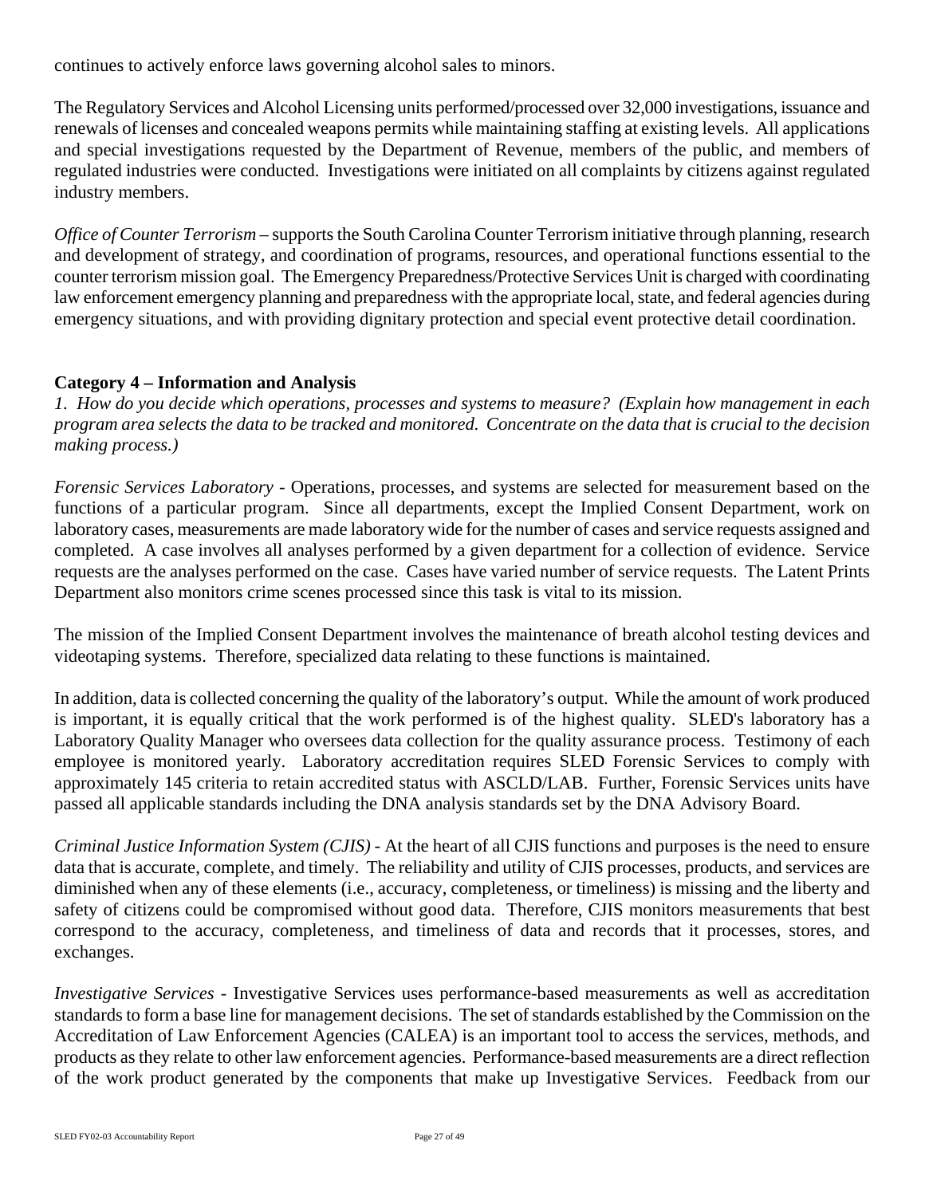continues to actively enforce laws governing alcohol sales to minors.

The Regulatory Services and Alcohol Licensing units performed/processed over 32,000 investigations, issuance and renewals of licenses and concealed weapons permits while maintaining staffing at existing levels. All applications and special investigations requested by the Department of Revenue, members of the public, and members of regulated industries were conducted. Investigations were initiated on all complaints by citizens against regulated industry members.

*Office of Counter Terrorism* – supports the South Carolina Counter Terrorism initiative through planning, research and development of strategy, and coordination of programs, resources, and operational functions essential to the counter terrorism mission goal. The Emergency Preparedness/Protective Services Unit is charged with coordinating law enforcement emergency planning and preparedness with the appropriate local, state, and federal agencies during emergency situations, and with providing dignitary protection and special event protective detail coordination.

**Category 4 – Information and Analysis**

*1. How do you decide which operations, processes and systems to measure? (Explain how management in each program area selects the data to be tracked and monitored. Concentrate on the data that is crucial to the decision making process.)*

*Forensic Services Laboratory* - Operations, processes, and systems are selected for measurement based on the functions of a particular program. Since all departments, except the Implied Consent Department, work on laboratory cases, measurements are made laboratory wide for the number of cases and service requests assigned and completed. A case involves all analyses performed by a given department for a collection of evidence. Service requests are the analyses performed on the case. Cases have varied number of service requests. The Latent Prints Department also monitors crime scenes processed since this task is vital to its mission.

The mission of the Implied Consent Department involves the maintenance of breath alcohol testing devices and videotaping systems. Therefore, specialized data relating to these functions is maintained.

In addition, data is collected concerning the quality of the laboratory's output. While the amount of work produced is important, it is equally critical that the work performed is of the highest quality. SLED's laboratory has a Laboratory Quality Manager who oversees data collection for the quality assurance process. Testimony of each employee is monitored yearly. Laboratory accreditation requires SLED Forensic Services to comply with approximately 145 criteria to retain accredited status with ASCLD/LAB. Further, Forensic Services units have passed all applicable standards including the DNA analysis standards set by the DNA Advisory Board.

*Criminal Justice Information System (CJIS)* - At the heart of all CJIS functions and purposes is the need to ensure data that is accurate, complete, and timely. The reliability and utility of CJIS processes, products, and services are diminished when any of these elements (i.e., accuracy, completeness, or timeliness) is missing and the liberty and safety of citizens could be compromised without good data. Therefore, CJIS monitors measurements that best correspond to the accuracy, completeness, and timeliness of data and records that it processes, stores, and exchanges.

*Investigative Services* - Investigative Services uses performance-based measurements as well as accreditation standards to form a base line for management decisions. The set of standards established by the Commission on the Accreditation of Law Enforcement Agencies (CALEA) is an important tool to access the services, methods, and products as they relate to other law enforcement agencies. Performance-based measurements are a direct reflection of the work product generated by the components that make up Investigative Services. Feedback from our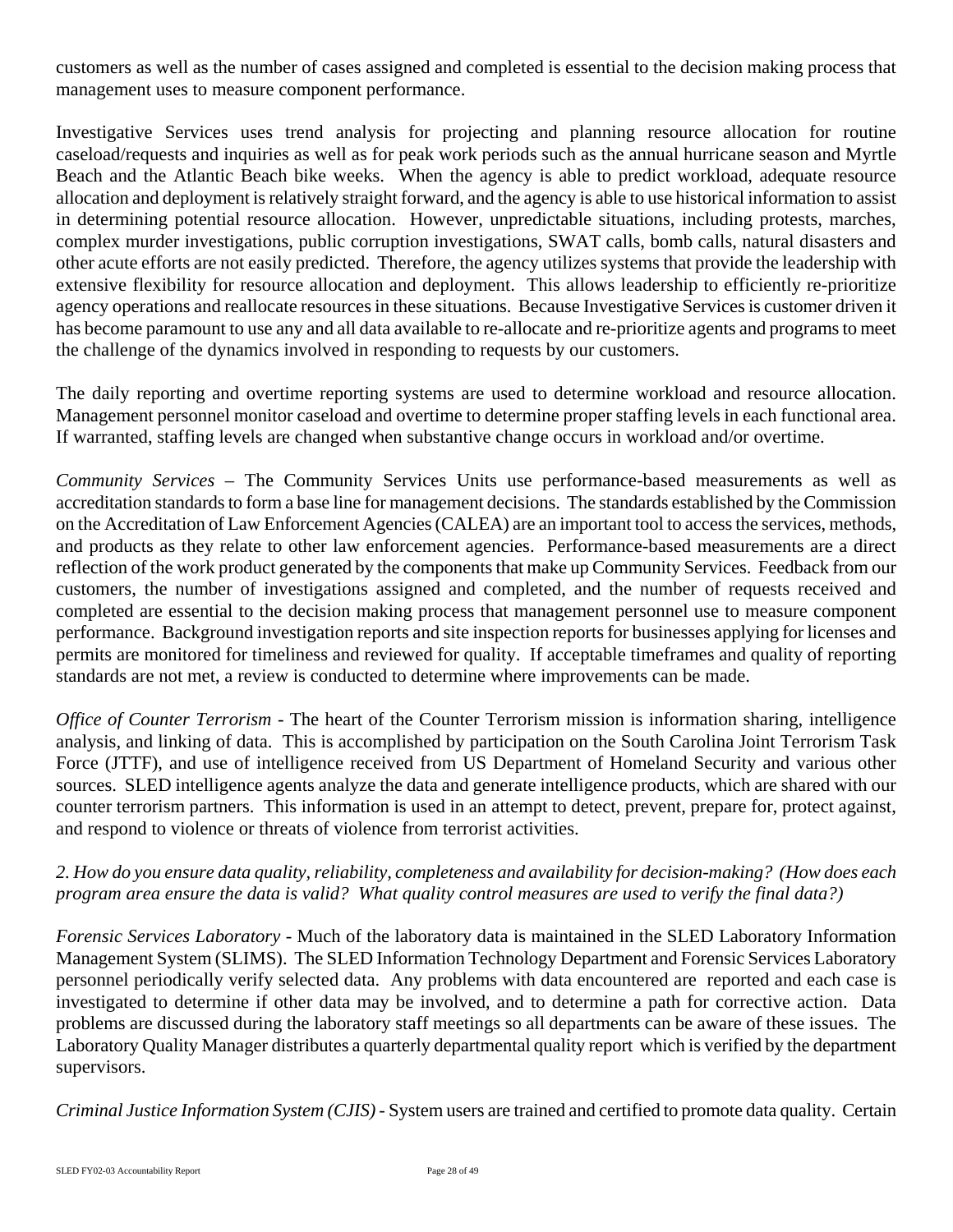customers as well as the number of cases assigned and completed is essential to the decision making process that management uses to measure component performance.

Investigative Services uses trend analysis for projecting and planning resource allocation for routine caseload/requests and inquiries as well as for peak work periods such as the annual hurricane season and Myrtle Beach and the Atlantic Beach bike weeks. When the agency is able to predict workload, adequate resource allocation and deployment is relatively straight forward, and the agency is able to use historical information to assist in determining potential resource allocation. However, unpredictable situations, including protests, marches, complex murder investigations, public corruption investigations, SWAT calls, bomb calls, natural disasters and other acute efforts are not easily predicted. Therefore, the agency utilizes systems that provide the leadership with extensive flexibility for resource allocation and deployment. This allows leadership to efficiently re-prioritize agency operations and reallocate resources in these situations. Because Investigative Services is customer driven it has become paramount to use any and all data available to re-allocate and re-prioritize agents and programs to meet the challenge of the dynamics involved in responding to requests by our customers.

The daily reporting and overtime reporting systems are used to determine workload and resource allocation. Management personnel monitor caseload and overtime to determine proper staffing levels in each functional area. If warranted, staffing levels are changed when substantive change occurs in workload and/or overtime.

*Community Services* – The Community Services Units use performance-based measurements as well as accreditation standards to form a base line for management decisions. The standards established by the Commission on the Accreditation of Law Enforcement Agencies (CALEA) are an important tool to access the services, methods, and products as they relate to other law enforcement agencies. Performance-based measurements are a direct reflection of the work product generated by the components that make up Community Services. Feedback from our customers, the number of investigations assigned and completed, and the number of requests received and completed are essential to the decision making process that management personnel use to measure component performance. Background investigation reports and site inspection reports for businesses applying for licenses and permits are monitored for timeliness and reviewed for quality. If acceptable timeframes and quality of reporting standards are not met, a review is conducted to determine where improvements can be made.

*Office of Counter Terrorism* - The heart of the Counter Terrorism mission is information sharing, intelligence analysis, and linking of data. This is accomplished by participation on the South Carolina Joint Terrorism Task Force (JTTF), and use of intelligence received from US Department of Homeland Security and various other sources. SLED intelligence agents analyze the data and generate intelligence products, which are shared with our counter terrorism partners. This information is used in an attempt to detect, prevent, prepare for, protect against, and respond to violence or threats of violence from terrorist activities.

*2. How do you ensure data quality, reliability, completeness and availability for decision-making? (How does each program area ensure the data is valid? What quality control measures are used to verify the final data?)*

*Forensic Services Laboratory* - Much of the laboratory data is maintained in the SLED Laboratory Information Management System (SLIMS). The SLED Information Technology Department and Forensic Services Laboratory personnel periodically verify selected data. Any problems with data encountered are reported and each case is investigated to determine if other data may be involved, and to determine a path for corrective action. Data problems are discussed during the laboratory staff meetings so all departments can be aware of these issues. The Laboratory Quality Manager distributes a quarterly departmental quality report which is verified by the department supervisors.

*Criminal Justice Information System (CJIS)* - System users are trained and certified to promote data quality. Certain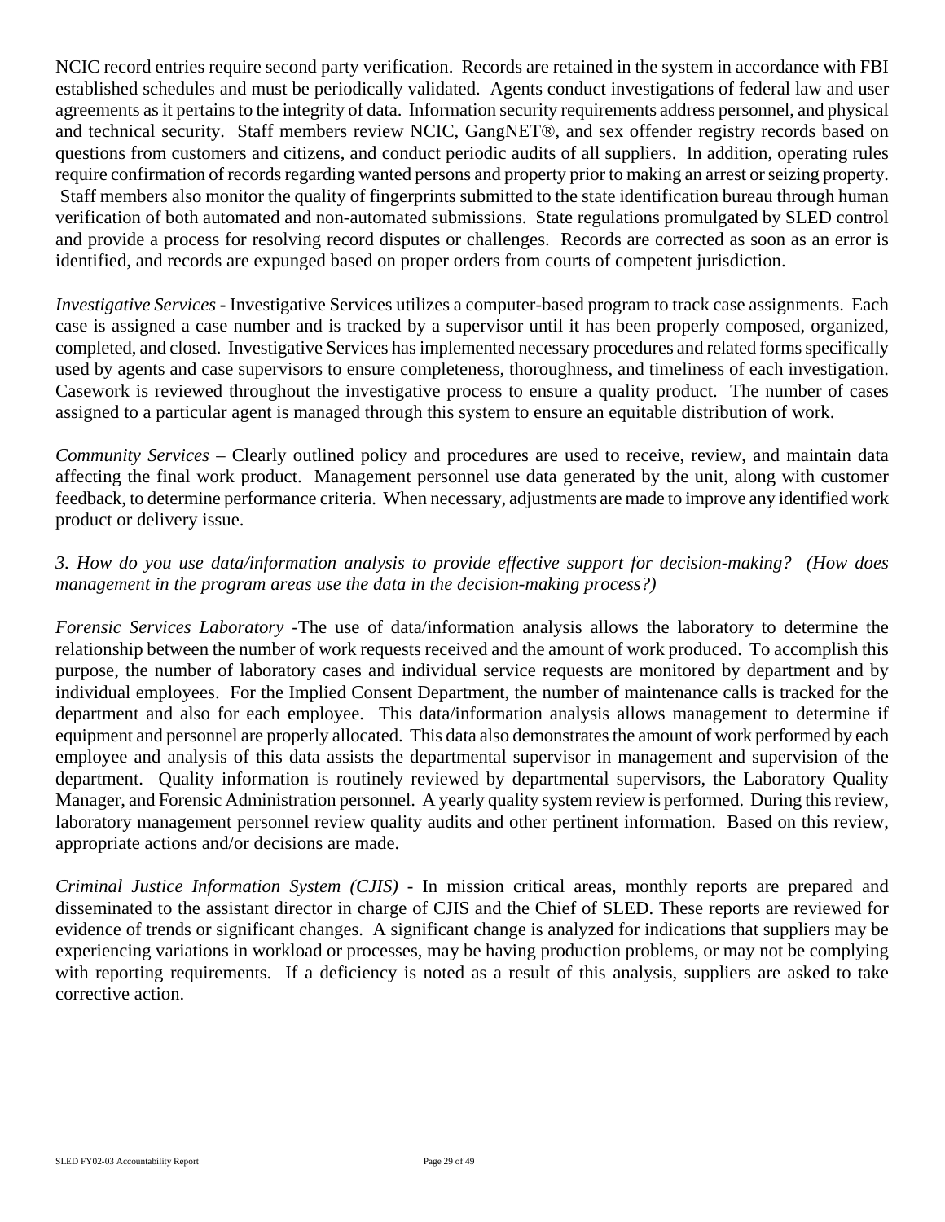NCIC record entries require second party verification. Records are retained in the system in accordance with FBI established schedules and must be periodically validated. Agents conduct investigations of federal law and user agreements as it pertains to the integrity of data. Information security requirements address personnel, and physical and technical security. Staff members review NCIC, GangNET®, and sex offender registry records based on questions from customers and citizens, and conduct periodic audits of all suppliers. In addition, operating rules require confirmation of records regarding wanted persons and property prior to making an arrest or seizing property. Staff members also monitor the quality of fingerprints submitted to the state identification bureau through human verification of both automated and non-automated submissions. State regulations promulgated by SLED control and provide a process for resolving record disputes or challenges. Records are corrected as soon as an error is identified, and records are expunged based on proper orders from courts of competent jurisdiction.

*Investigative Services* **-** Investigative Services utilizes a computer-based program to track case assignments. Each case is assigned a case number and is tracked by a supervisor until it has been properly composed, organized, completed, and closed. Investigative Services has implemented necessary procedures and related forms specifically used by agents and case supervisors to ensure completeness, thoroughness, and timeliness of each investigation. Casework is reviewed throughout the investigative process to ensure a quality product. The number of cases assigned to a particular agent is managed through this system to ensure an equitable distribution of work.

*Community Services* – Clearly outlined policy and procedures are used to receive, review, and maintain data affecting the final work product. Management personnel use data generated by the unit, along with customer feedback, to determine performance criteria. When necessary, adjustments are made to improve any identified work product or delivery issue.

*3. How do you use data/information analysis to provide effective support for decision-making? (How does management in the program areas use the data in the decision-making process?)*

*Forensic Services Laboratory* -The use of data/information analysis allows the laboratory to determine the relationship between the number of work requests received and the amount of work produced. To accomplish this purpose, the number of laboratory cases and individual service requests are monitored by department and by individual employees. For the Implied Consent Department, the number of maintenance calls is tracked for the department and also for each employee. This data/information analysis allows management to determine if equipment and personnel are properly allocated. This data also demonstrates the amount of work performed by each employee and analysis of this data assists the departmental supervisor in management and supervision of the department. Quality information is routinely reviewed by departmental supervisors, the Laboratory Quality Manager, and Forensic Administration personnel. A yearly quality system review is performed. During this review, laboratory management personnel review quality audits and other pertinent information. Based on this review, appropriate actions and/or decisions are made.

*Criminal Justice Information System (CJIS)* - In mission critical areas, monthly reports are prepared and disseminated to the assistant director in charge of CJIS and the Chief of SLED. These reports are reviewed for evidence of trends or significant changes. A significant change is analyzed for indications that suppliers may be experiencing variations in workload or processes, may be having production problems, or may not be complying with reporting requirements. If a deficiency is noted as a result of this analysis, suppliers are asked to take corrective action.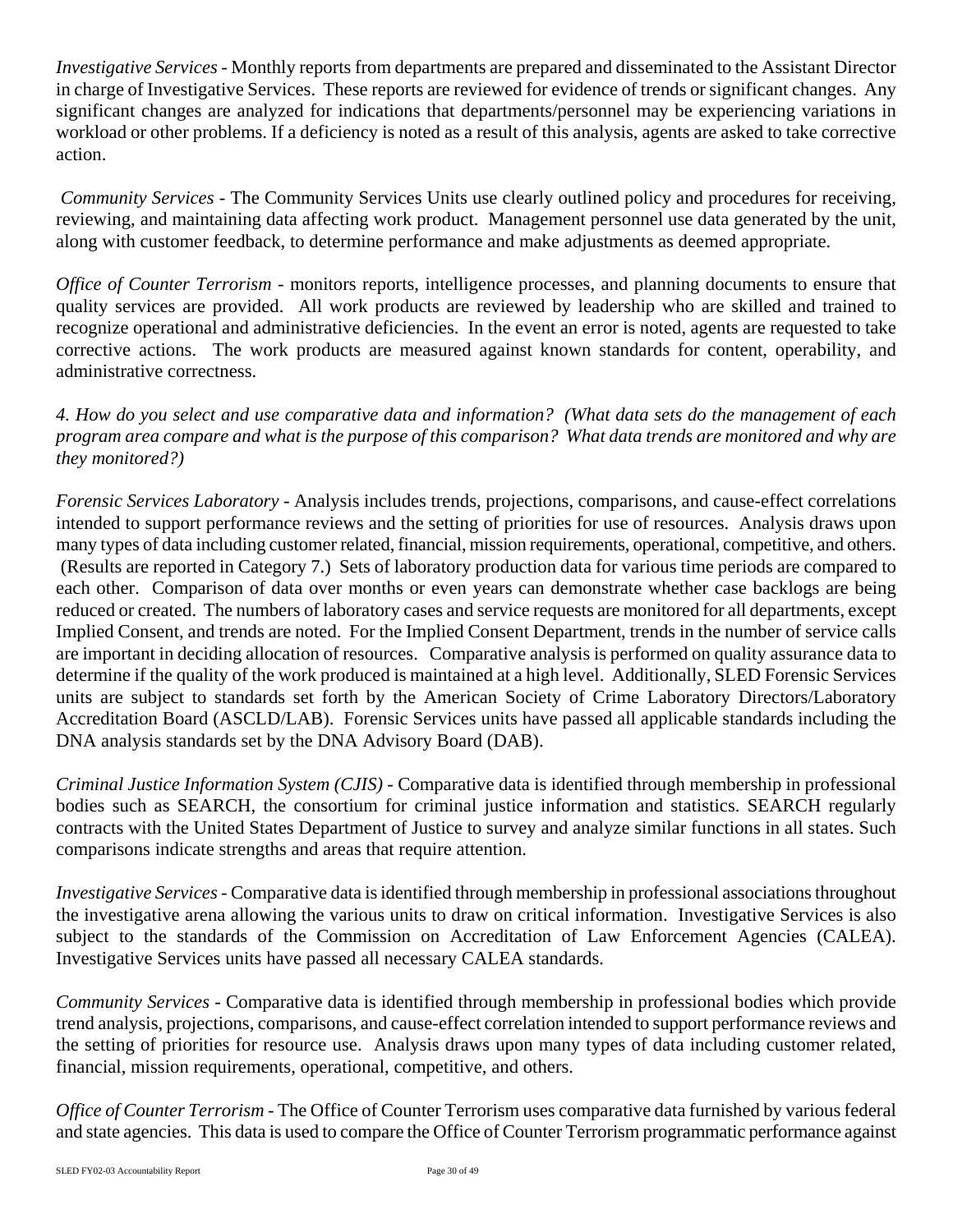*Investigative Services* - Monthly reports from departments are prepared and disseminated to the Assistant Director in charge of Investigative Services. These reports are reviewed for evidence of trends or significant changes. Any significant changes are analyzed for indications that departments/personnel may be experiencing variations in workload or other problems. If a deficiency is noted as a result of this analysis, agents are asked to take corrective action.

*Community Services* - The Community Services Units use clearly outlined policy and procedures for receiving, reviewing, and maintaining data affecting work product. Management personnel use data generated by the unit, along with customer feedback, to determine performance and make adjustments as deemed appropriate.

*Office of Counter Terrorism* - monitors reports, intelligence processes, and planning documents to ensure that quality services are provided. All work products are reviewed by leadership who are skilled and trained to recognize operational and administrative deficiencies. In the event an error is noted, agents are requested to take corrective actions. The work products are measured against known standards for content, operability, and administrative correctness.

*4. How do you select and use comparative data and information? (What data sets do the management of each program area compare and what is the purpose of this comparison? What data trends are monitored and why are they monitored?)*

*Forensic Services Laboratory* - Analysis includes trends, projections, comparisons, and cause-effect correlations intended to support performance reviews and the setting of priorities for use of resources. Analysis draws upon many types of data including customer related, financial, mission requirements, operational, competitive, and others. (Results are reported in Category 7.) Sets of laboratory production data for various time periods are compared to each other. Comparison of data over months or even years can demonstrate whether case backlogs are being reduced or created. The numbers of laboratory cases and service requests are monitored for all departments, except Implied Consent, and trends are noted. For the Implied Consent Department, trends in the number of service calls are important in deciding allocation of resources. Comparative analysis is performed on quality assurance data to determine if the quality of the work produced is maintained at a high level. Additionally, SLED Forensic Services units are subject to standards set forth by the American Society of Crime Laboratory Directors/Laboratory Accreditation Board (ASCLD/LAB). Forensic Services units have passed all applicable standards including the DNA analysis standards set by the DNA Advisory Board (DAB).

*Criminal Justice Information System (CJIS)* - Comparative data is identified through membership in professional bodies such as SEARCH, the consortium for criminal justice information and statistics. SEARCH regularly contracts with the United States Department of Justice to survey and analyze similar functions in all states. Such comparisons indicate strengths and areas that require attention.

*Investigative Services* - Comparative data is identified through membership in professional associations throughout the investigative arena allowing the various units to draw on critical information. Investigative Services is also subject to the standards of the Commission on Accreditation of Law Enforcement Agencies (CALEA). Investigative Services units have passed all necessary CALEA standards.

*Community Services* - Comparative data is identified through membership in professional bodies which provide trend analysis, projections, comparisons, and cause-effect correlation intended to support performance reviews and the setting of priorities for resource use. Analysis draws upon many types of data including customer related, financial, mission requirements, operational, competitive, and others.

*Office of Counter Terrorism* - The Office of Counter Terrorism uses comparative data furnished by various federal and state agencies. This data is used to compare the Office of Counter Terrorism programmatic performance against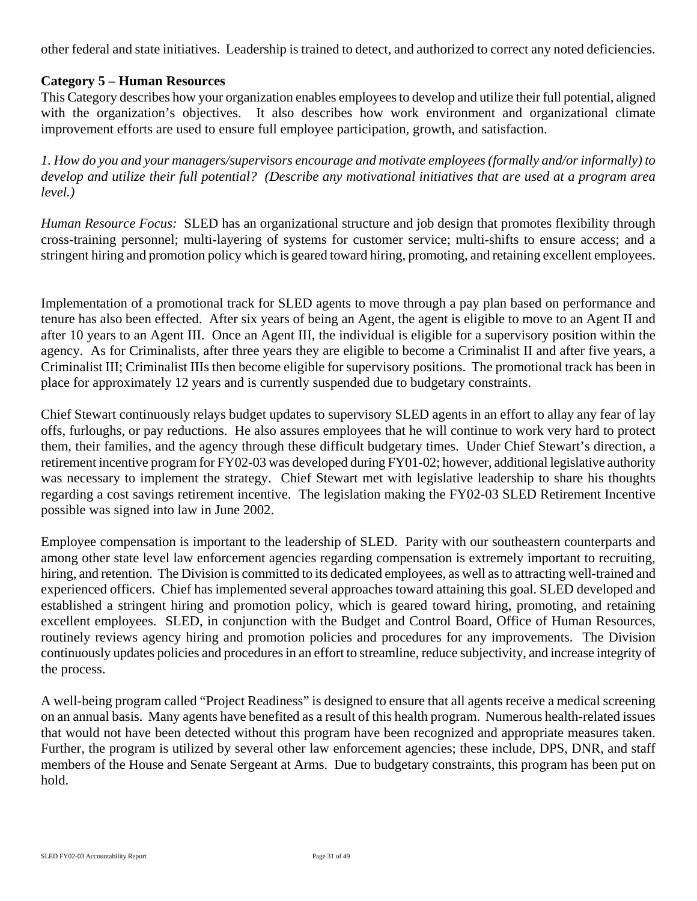other federal and state initiatives. Leadership is trained to detect, and authorized to correct any noted deficiencies.

**Category 5 – Human Resources**

This Category describes how your organization enables employees to develop and utilize their full potential, aligned with the organization's objectives. It also describes how work environment and organizational climate improvement efforts are used to ensure full employee participation, growth, and satisfaction.

*1. How do you and your managers/supervisors encourage and motivate employees (formally and/or informally) to develop and utilize their full potential? (Describe any motivational initiatives that are used at a program area level.)*

*Human Resource Focus:* SLED has an organizational structure and job design that promotes flexibility through cross-training personnel; multi-layering of systems for customer service; multi-shifts to ensure access; and a stringent hiring and promotion policy which is geared toward hiring, promoting, and retaining excellent employees.

Implementation of a promotional track for SLED agents to move through a pay plan based on performance and tenure has also been effected. After six years of being an Agent, the agent is eligible to move to an Agent II and after 10 years to an Agent III. Once an Agent III, the individual is eligible for a supervisory position within the agency. As for Criminalists, after three years they are eligible to become a Criminalist II and after five years, a Criminalist III; Criminalist IIIs then become eligible for supervisory positions. The promotional track has been in place for approximately 12 years and is currently suspended due to budgetary constraints.

Chief Stewart continuously relays budget updates to supervisory SLED agents in an effort to allay any fear of lay offs, furloughs, or pay reductions. He also assures employees that he will continue to work very hard to protect them, their families, and the agency through these difficult budgetary times. Under Chief Stewart's direction, a retirement incentive program for FY02-03 was developed during FY01-02; however, additional legislative authority was necessary to implement the strategy. Chief Stewart met with legislative leadership to share his thoughts regarding a cost savings retirement incentive. The legislation making the FY02-03 SLED Retirement Incentive possible was signed into law in June 2002.

Employee compensation is important to the leadership of SLED. Parity with our southeastern counterparts and among other state level law enforcement agencies regarding compensation is extremely important to recruiting, hiring, and retention. The Division is committed to its dedicated employees, as well as to attracting well-trained and experienced officers. Chief has implemented several approaches toward attaining this goal. SLED developed and established a stringent hiring and promotion policy, which is geared toward hiring, promoting, and retaining excellent employees. SLED, in conjunction with the Budget and Control Board, Office of Human Resources, routinely reviews agency hiring and promotion policies and procedures for any improvements. The Division continuously updates policies and procedures in an effort to streamline, reduce subjectivity, and increase integrity of the process.

A well-being program called "Project Readiness" is designed to ensure that all agents receive a medical screening on an annual basis. Many agents have benefited as a result of this health program. Numerous health-related issues that would not have been detected without this program have been recognized and appropriate measures taken. Further, the program is utilized by several other law enforcement agencies; these include, DPS, DNR, and staff members of the House and Senate Sergeant at Arms. Due to budgetary constraints, this program has been put on hold.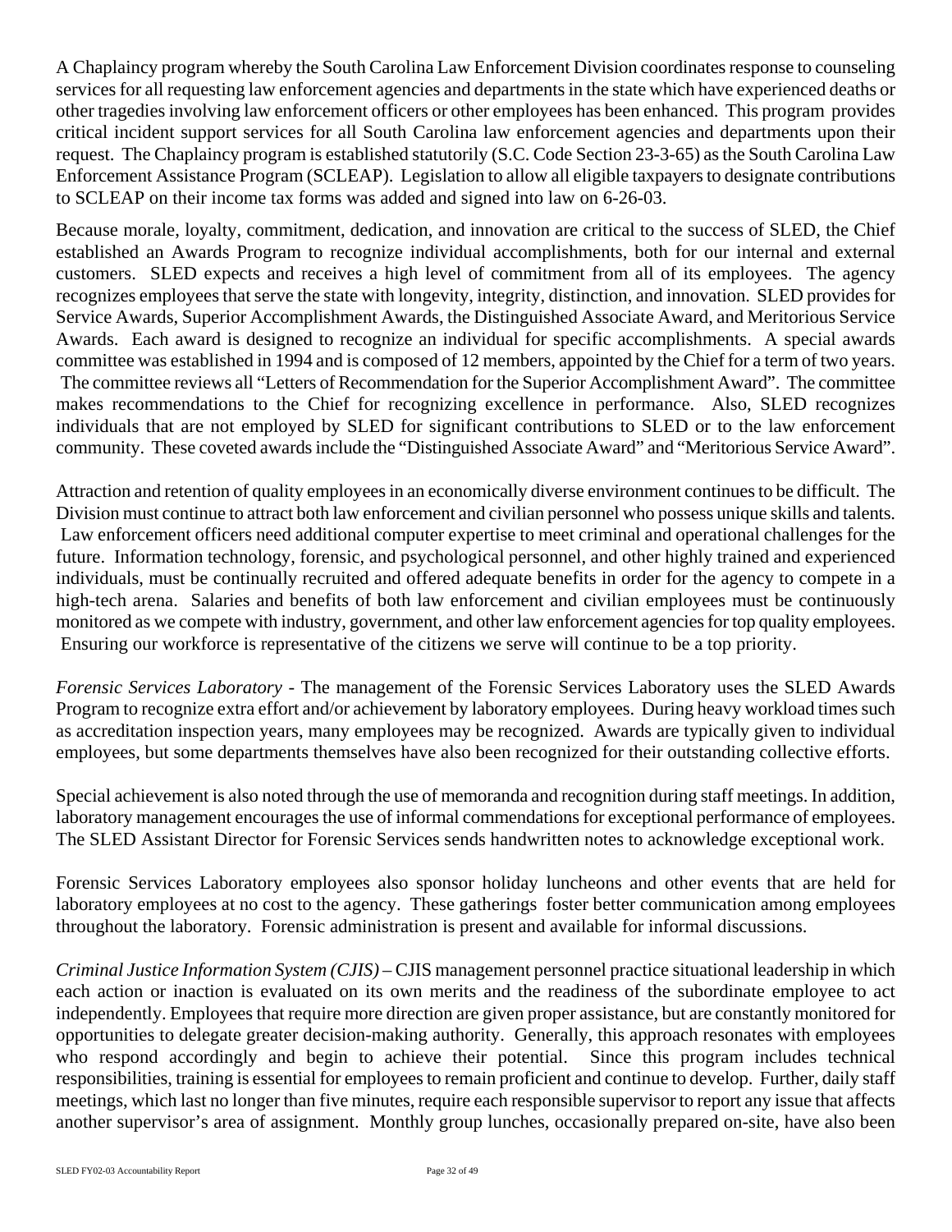A Chaplaincy program whereby the South Carolina Law Enforcement Division coordinates response to counseling services for all requesting law enforcement agencies and departments in the state which have experienced deaths or other tragedies involving law enforcement officers or other employees has been enhanced. This program provides critical incident support services for all South Carolina law enforcement agencies and departments upon their request. The Chaplaincy program is established statutorily (S.C. Code Section 23-3-65) as the South Carolina Law Enforcement Assistance Program (SCLEAP). Legislation to allow all eligible taxpayers to designate contributions to SCLEAP on their income tax forms was added and signed into law on 6-26-03.

Because morale, loyalty, commitment, dedication, and innovation are critical to the success of SLED, the Chief established an Awards Program to recognize individual accomplishments, both for our internal and external customers. SLED expects and receives a high level of commitment from all of its employees. The agency recognizes employees that serve the state with longevity, integrity, distinction, and innovation. SLED provides for Service Awards, Superior Accomplishment Awards, the Distinguished Associate Award, and Meritorious Service Awards. Each award is designed to recognize an individual for specific accomplishments. A special awards committee was established in 1994 and is composed of 12 members, appointed by the Chief for a term of two years. The committee reviews all "Letters of Recommendation for the Superior Accomplishment Award". The committee makes recommendations to the Chief for recognizing excellence in performance. Also, SLED recognizes individuals that are not employed by SLED for significant contributions to SLED or to the law enforcement community. These coveted awards include the "Distinguished Associate Award" and "Meritorious Service Award".

Attraction and retention of quality employees in an economically diverse environment continues to be difficult. The Division must continue to attract both law enforcement and civilian personnel who possess unique skills and talents. Law enforcement officers need additional computer expertise to meet criminal and operational challenges for the future. Information technology, forensic, and psychological personnel, and other highly trained and experienced individuals, must be continually recruited and offered adequate benefits in order for the agency to compete in a high-tech arena. Salaries and benefits of both law enforcement and civilian employees must be continuously monitored as we compete with industry, government, and other law enforcement agencies for top quality employees. Ensuring our workforce is representative of the citizens we serve will continue to be a top priority.

*Forensic Services Laboratory* - The management of the Forensic Services Laboratory uses the SLED Awards Program to recognize extra effort and/or achievement by laboratory employees. During heavy workload times such as accreditation inspection years, many employees may be recognized. Awards are typically given to individual employees, but some departments themselves have also been recognized for their outstanding collective efforts.

Special achievement is also noted through the use of memoranda and recognition during staff meetings. In addition, laboratory management encourages the use of informal commendations for exceptional performance of employees. The SLED Assistant Director for Forensic Services sends handwritten notes to acknowledge exceptional work.

Forensic Services Laboratory employees also sponsor holiday luncheons and other events that are held for laboratory employees at no cost to the agency. These gatherings foster better communication among employees throughout the laboratory. Forensic administration is present and available for informal discussions.

*Criminal Justice Information System (CJIS)* – CJIS management personnel practice situational leadership in which each action or inaction is evaluated on its own merits and the readiness of the subordinate employee to act independently. Employees that require more direction are given proper assistance, but are constantly monitored for opportunities to delegate greater decision-making authority. Generally, this approach resonates with employees who respond accordingly and begin to achieve their potential. Since this program includes technical responsibilities, training is essential for employees to remain proficient and continue to develop. Further, daily staff meetings, which last no longer than five minutes, require each responsible supervisor to report any issue that affects another supervisor's area of assignment. Monthly group lunches, occasionally prepared on-site, have also been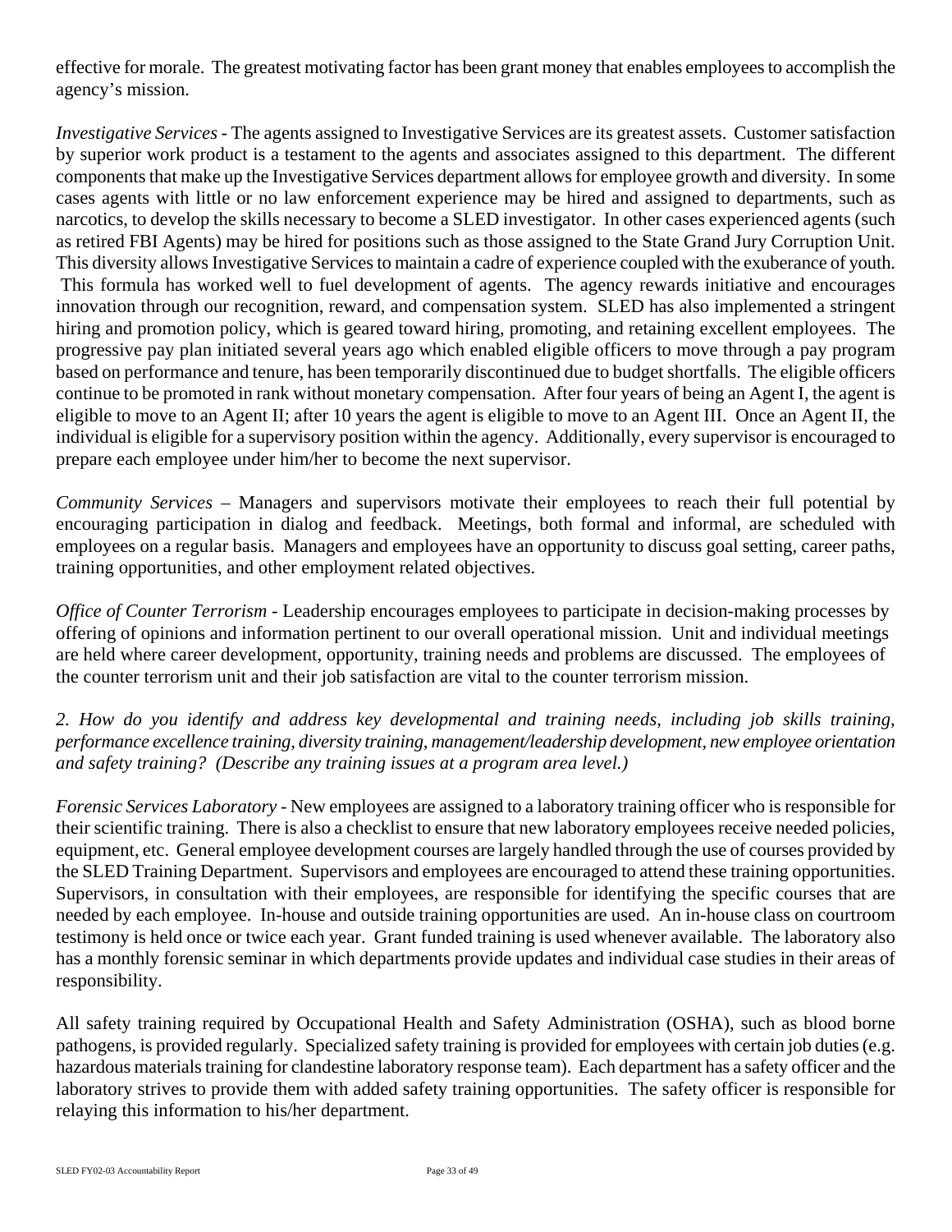effective for morale. The greatest motivating factor has been grant money that enables employees to accomplish the agency's mission.

*Investigative Services* - The agents assigned to Investigative Services are its greatest assets. Customer satisfaction by superior work product is a testament to the agents and associates assigned to this department. The different components that make up the Investigative Services department allows for employee growth and diversity. In some cases agents with little or no law enforcement experience may be hired and assigned to departments, such as narcotics, to develop the skills necessary to become a SLED investigator. In other cases experienced agents (such as retired FBI Agents) may be hired for positions such as those assigned to the State Grand Jury Corruption Unit. This diversity allows Investigative Services to maintain a cadre of experience coupled with the exuberance of youth. This formula has worked well to fuel development of agents. The agency rewards initiative and encourages innovation through our recognition, reward, and compensation system. SLED has also implemented a stringent hiring and promotion policy, which is geared toward hiring, promoting, and retaining excellent employees. The progressive pay plan initiated several years ago which enabled eligible officers to move through a pay program based on performance and tenure, has been temporarily discontinued due to budget shortfalls. The eligible officers continue to be promoted in rank without monetary compensation. After four years of being an Agent I, the agent is eligible to move to an Agent II; after 10 years the agent is eligible to move to an Agent III. Once an Agent II, the individual is eligible for a supervisory position within the agency. Additionally, every supervisor is encouraged to prepare each employee under him/her to become the next supervisor.

*Community Services* – Managers and supervisors motivate their employees to reach their full potential by encouraging participation in dialog and feedback. Meetings, both formal and informal, are scheduled with employees on a regular basis. Managers and employees have an opportunity to discuss goal setting, career paths, training opportunities, and other employment related objectives.

*Office of Counter Terrorism* - Leadership encourages employees to participate in decision-making processes by offering of opinions and information pertinent to our overall operational mission. Unit and individual meetings are held where career development, opportunity, training needs and problems are discussed. The employees of the counter terrorism unit and their job satisfaction are vital to the counter terrorism mission.

*2. How do you identify and address key developmental and training needs, including job skills training, performance excellence training, diversity training, management/leadership development, new employee orientation and safety training? (Describe any training issues at a program area level.)*

*Forensic Services Laboratory* - New employees are assigned to a laboratory training officer who is responsible for their scientific training. There is also a checklist to ensure that new laboratory employees receive needed policies, equipment, etc. General employee development courses are largely handled through the use of courses provided by the SLED Training Department. Supervisors and employees are encouraged to attend these training opportunities. Supervisors, in consultation with their employees, are responsible for identifying the specific courses that are needed by each employee. In-house and outside training opportunities are used. An in-house class on courtroom testimony is held once or twice each year. Grant funded training is used whenever available. The laboratory also has a monthly forensic seminar in which departments provide updates and individual case studies in their areas of responsibility.

All safety training required by Occupational Health and Safety Administration (OSHA), such as blood borne pathogens, is provided regularly. Specialized safety training is provided for employees with certain job duties (e.g. hazardous materials training for clandestine laboratory response team). Each department has a safety officer and the laboratory strives to provide them with added safety training opportunities. The safety officer is responsible for relaying this information to his/her department.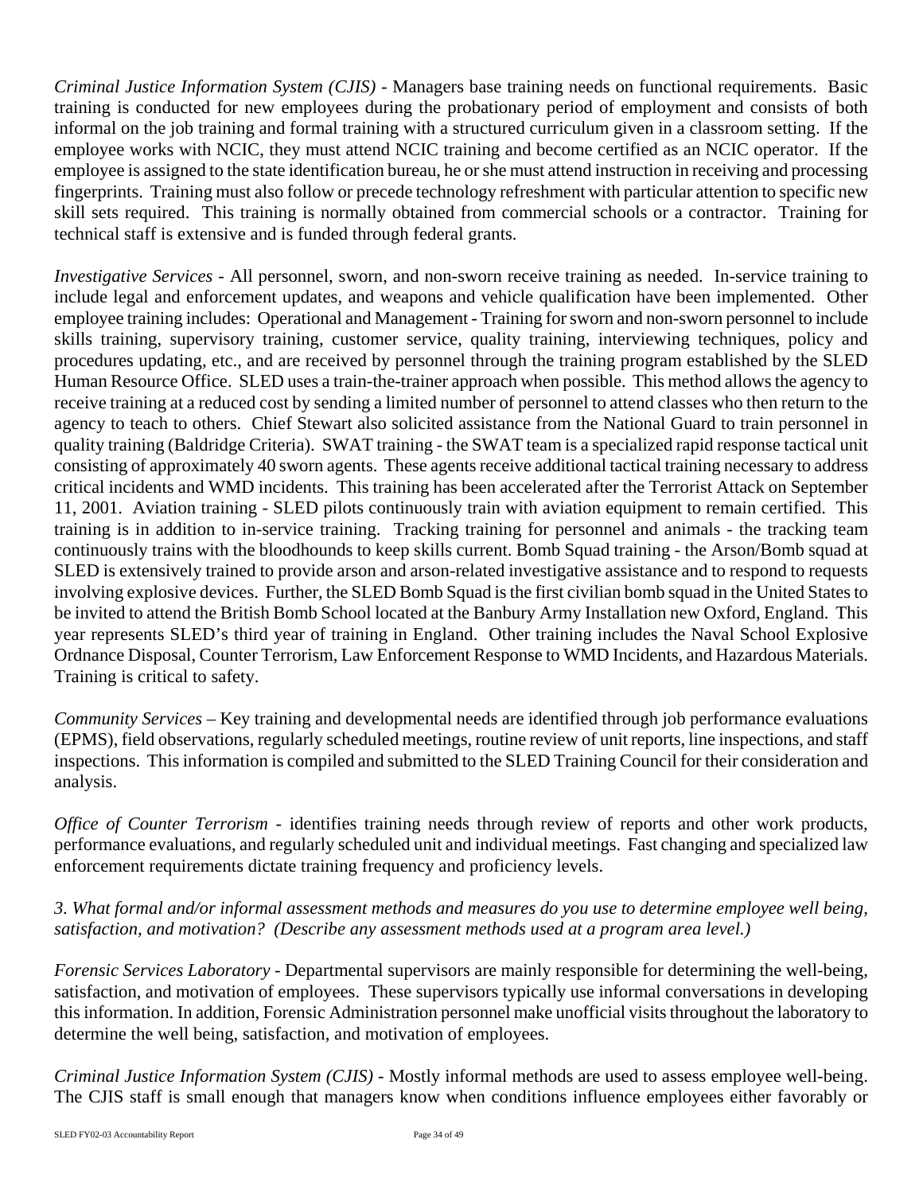*Criminal Justice Information System (CJIS)* - Managers base training needs on functional requirements. Basic training is conducted for new employees during the probationary period of employment and consists of both informal on the job training and formal training with a structured curriculum given in a classroom setting. If the employee works with NCIC, they must attend NCIC training and become certified as an NCIC operator. If the employee is assigned to the state identification bureau, he or she must attend instruction in receiving and processing fingerprints. Training must also follow or precede technology refreshment with particular attention to specific new skill sets required. This training is normally obtained from commercial schools or a contractor. Training for technical staff is extensive and is funded through federal grants.

*Investigative Services* - All personnel, sworn, and non-sworn receive training as needed. In-service training to include legal and enforcement updates, and weapons and vehicle qualification have been implemented. Other employee training includes: Operational and Management - Training for sworn and non-sworn personnel to include skills training, supervisory training, customer service, quality training, interviewing techniques, policy and procedures updating, etc., and are received by personnel through the training program established by the SLED Human Resource Office. SLED uses a train-the-trainer approach when possible. This method allows the agency to receive training at a reduced cost by sending a limited number of personnel to attend classes who then return to the agency to teach to others. Chief Stewart also solicited assistance from the National Guard to train personnel in quality training (Baldridge Criteria). SWAT training - the SWAT team is a specialized rapid response tactical unit consisting of approximately 40 sworn agents. These agents receive additional tactical training necessary to address critical incidents and WMD incidents. This training has been accelerated after the Terrorist Attack on September 11, 2001. Aviation training - SLED pilots continuously train with aviation equipment to remain certified. This training is in addition to in-service training. Tracking training for personnel and animals - the tracking team continuously trains with the bloodhounds to keep skills current. Bomb Squad training - the Arson/Bomb squad at SLED is extensively trained to provide arson and arson-related investigative assistance and to respond to requests involving explosive devices. Further, the SLED Bomb Squad is the first civilian bomb squad in the United States to be invited to attend the British Bomb School located at the Banbury Army Installation new Oxford, England. This year represents SLED's third year of training in England. Other training includes the Naval School Explosive Ordnance Disposal, Counter Terrorism, Law Enforcement Response to WMD Incidents, and Hazardous Materials. Training is critical to safety.

*Community Services* – Key training and developmental needs are identified through job performance evaluations (EPMS), field observations, regularly scheduled meetings, routine review of unit reports, line inspections, and staff inspections. This information is compiled and submitted to the SLED Training Council for their consideration and analysis.

*Office of Counter Terrorism* - identifies training needs through review of reports and other work products, performance evaluations, and regularly scheduled unit and individual meetings. Fast changing and specialized law enforcement requirements dictate training frequency and proficiency levels.

*3. What formal and/or informal assessment methods and measures do you use to determine employee well being, satisfaction, and motivation? (Describe any assessment methods used at a program area level.)*

*Forensic Services Laboratory* - Departmental supervisors are mainly responsible for determining the well-being, satisfaction, and motivation of employees. These supervisors typically use informal conversations in developing this information. In addition, Forensic Administration personnel make unofficial visits throughout the laboratory to determine the well being, satisfaction, and motivation of employees.

*Criminal Justice Information System (CJIS)* - Mostly informal methods are used to assess employee well-being. The CJIS staff is small enough that managers know when conditions influence employees either favorably or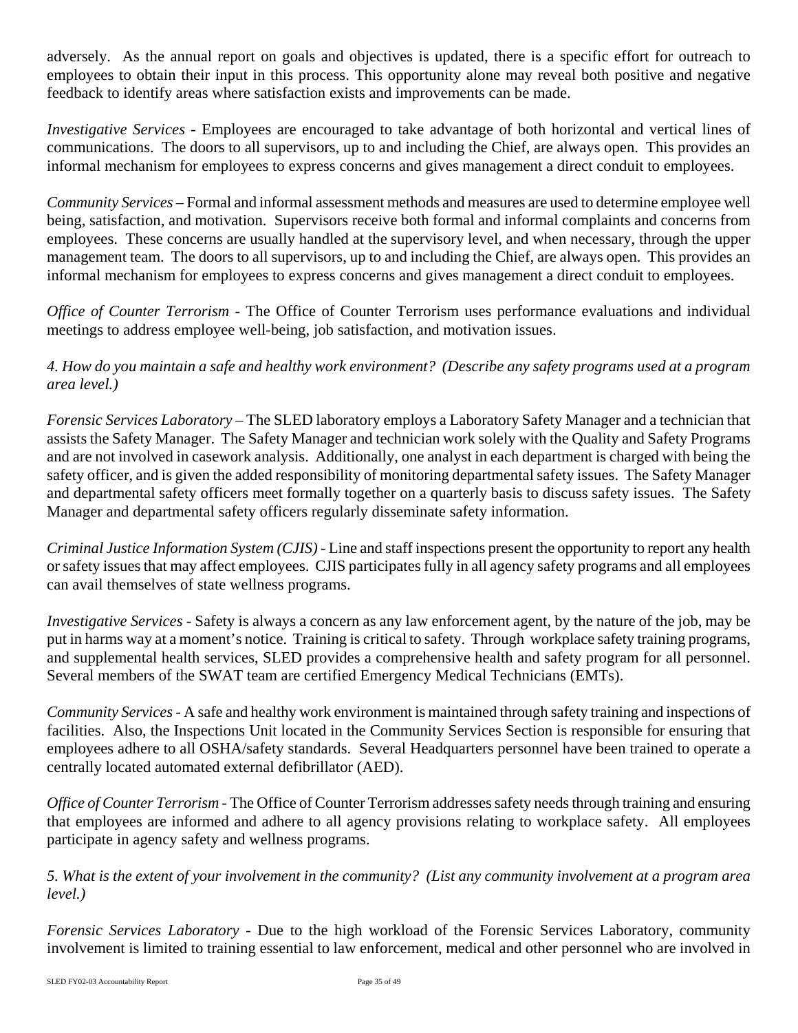adversely. As the annual report on goals and objectives is updated, there is a specific effort for outreach to employees to obtain their input in this process. This opportunity alone may reveal both positive and negative feedback to identify areas where satisfaction exists and improvements can be made.

*Investigative Services* - Employees are encouraged to take advantage of both horizontal and vertical lines of communications. The doors to all supervisors, up to and including the Chief, are always open. This provides an informal mechanism for employees to express concerns and gives management a direct conduit to employees.

*Community Services* – Formal and informal assessment methods and measures are used to determine employee well being, satisfaction, and motivation. Supervisors receive both formal and informal complaints and concerns from employees. These concerns are usually handled at the supervisory level, and when necessary, through the upper management team. The doors to all supervisors, up to and including the Chief, are always open. This provides an informal mechanism for employees to express concerns and gives management a direct conduit to employees.

*Office of Counter Terrorism* - The Office of Counter Terrorism uses performance evaluations and individual meetings to address employee well-being, job satisfaction, and motivation issues.

*4. How do you maintain a safe and healthy work environment? (Describe any safety programs used at a program area level.)*

*Forensic Services Laboratory* – The SLED laboratory employs a Laboratory Safety Manager and a technician that assists the Safety Manager. The Safety Manager and technician work solely with the Quality and Safety Programs and are not involved in casework analysis. Additionally, one analyst in each department is charged with being the safety officer, and is given the added responsibility of monitoring departmental safety issues. The Safety Manager and departmental safety officers meet formally together on a quarterly basis to discuss safety issues. The Safety Manager and departmental safety officers regularly disseminate safety information.

*Criminal Justice Information System (CJIS)* - Line and staff inspections present the opportunity to report any health or safety issues that may affect employees. CJIS participates fully in all agency safety programs and all employees can avail themselves of state wellness programs.

*Investigative Services* - Safety is always a concern as any law enforcement agent, by the nature of the job, may be put in harms way at a moment's notice. Training is critical to safety. Through workplace safety training programs, and supplemental health services, SLED provides a comprehensive health and safety program for all personnel. Several members of the SWAT team are certified Emergency Medical Technicians (EMTs).

*Community Services* - A safe and healthy work environment is maintained through safety training and inspections of facilities. Also, the Inspections Unit located in the Community Services Section is responsible for ensuring that employees adhere to all OSHA/safety standards. Several Headquarters personnel have been trained to operate a centrally located automated external defibrillator (AED).

*Office of Counter Terrorism* - The Office of Counter Terrorism addresses safety needs through training and ensuring that employees are informed and adhere to all agency provisions relating to workplace safety. All employees participate in agency safety and wellness programs.

*5. What is the extent of your involvement in the community? (List any community involvement at a program area level.)*

*Forensic Services Laboratory* - Due to the high workload of the Forensic Services Laboratory, community involvement is limited to training essential to law enforcement, medical and other personnel who are involved in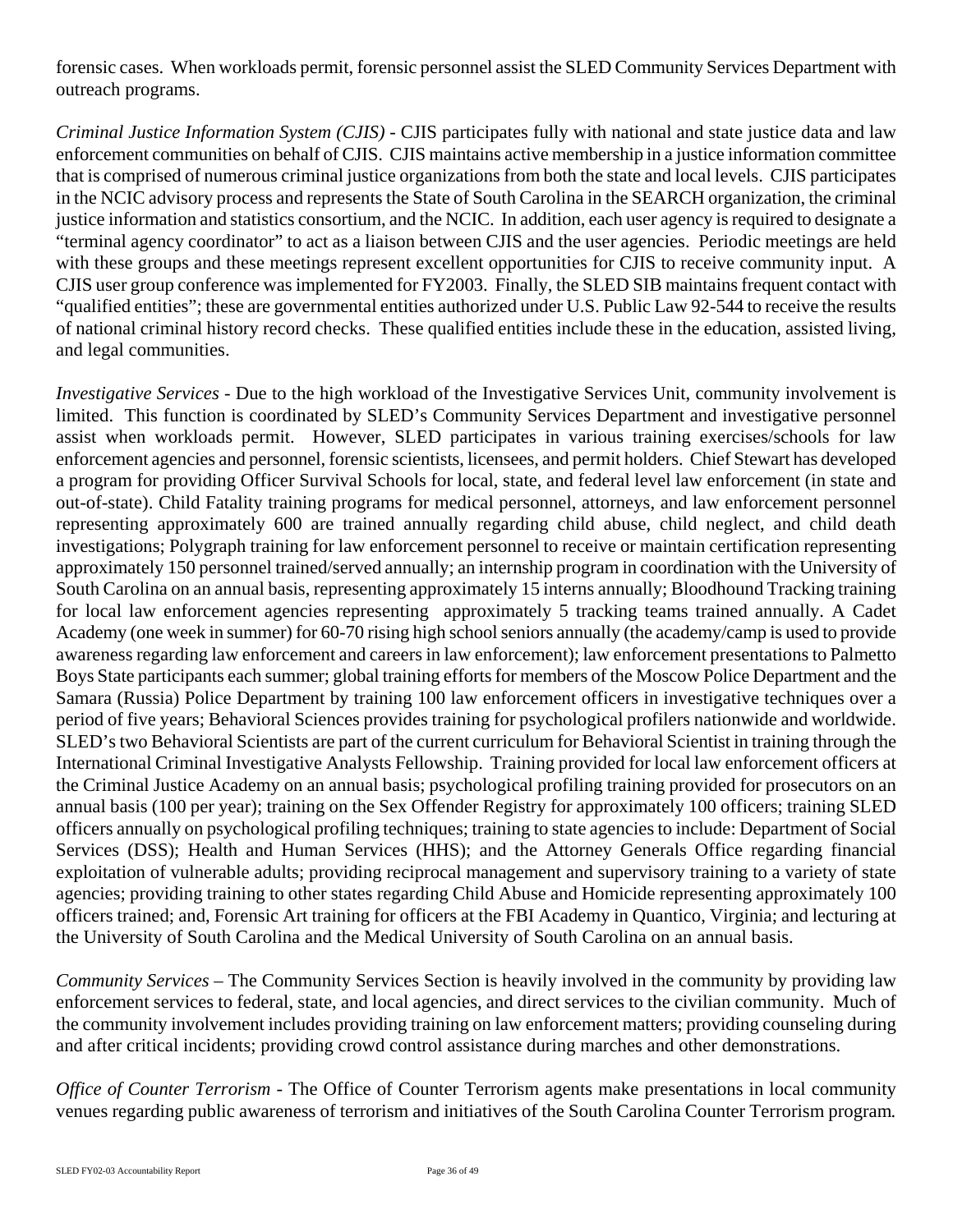forensic cases. When workloads permit, forensic personnel assist the SLED Community Services Department with outreach programs.

*Criminal Justice Information System (CJIS)* - CJIS participates fully with national and state justice data and law enforcement communities on behalf of CJIS. CJIS maintains active membership in a justice information committee that is comprised of numerous criminal justice organizations from both the state and local levels. CJIS participates in the NCIC advisory process and represents the State of South Carolina in the SEARCH organization, the criminal justice information and statistics consortium, and the NCIC. In addition, each user agency is required to designate a "terminal agency coordinator" to act as a liaison between CJIS and the user agencies. Periodic meetings are held with these groups and these meetings represent excellent opportunities for CJIS to receive community input. A CJIS user group conference was implemented for FY2003. Finally, the SLED SIB maintains frequent contact with "qualified entities"; these are governmental entities authorized under U.S. Public Law 92-544 to receive the results of national criminal history record checks. These qualified entities include these in the education, assisted living, and legal communities.

*Investigative Services* - Due to the high workload of the Investigative Services Unit, community involvement is limited. This function is coordinated by SLED's Community Services Department and investigative personnel assist when workloads permit. However, SLED participates in various training exercises/schools for law enforcement agencies and personnel, forensic scientists, licensees, and permit holders. Chief Stewart has developed a program for providing Officer Survival Schools for local, state, and federal level law enforcement (in state and out-of-state). Child Fatality training programs for medical personnel, attorneys, and law enforcement personnel representing approximately 600 are trained annually regarding child abuse, child neglect, and child death investigations; Polygraph training for law enforcement personnel to receive or maintain certification representing approximately 150 personnel trained/served annually; an internship program in coordination with the University of South Carolina on an annual basis, representing approximately 15 interns annually; Bloodhound Tracking training for local law enforcement agencies representing approximately 5 tracking teams trained annually. A Cadet Academy (one week in summer) for 60-70 rising high school seniors annually (the academy/camp is used to provide awareness regarding law enforcement and careers in law enforcement); law enforcement presentations to Palmetto Boys State participants each summer; global training efforts for members of the Moscow Police Department and the Samara (Russia) Police Department by training 100 law enforcement officers in investigative techniques over a period of five years; Behavioral Sciences provides training for psychological profilers nationwide and worldwide. SLED's two Behavioral Scientists are part of the current curriculum for Behavioral Scientist in training through the International Criminal Investigative Analysts Fellowship. Training provided for local law enforcement officers at the Criminal Justice Academy on an annual basis; psychological profiling training provided for prosecutors on an annual basis (100 per year); training on the Sex Offender Registry for approximately 100 officers; training SLED officers annually on psychological profiling techniques; training to state agencies to include: Department of Social Services (DSS); Health and Human Services (HHS); and the Attorney Generals Office regarding financial exploitation of vulnerable adults; providing reciprocal management and supervisory training to a variety of state agencies; providing training to other states regarding Child Abuse and Homicide representing approximately 100 officers trained; and, Forensic Art training for officers at the FBI Academy in Quantico, Virginia; and lecturing at the University of South Carolina and the Medical University of South Carolina on an annual basis.

*Community Services* – The Community Services Section is heavily involved in the community by providing law enforcement services to federal, state, and local agencies, and direct services to the civilian community. Much of the community involvement includes providing training on law enforcement matters; providing counseling during and after critical incidents; providing crowd control assistance during marches and other demonstrations.

*Office of Counter Terrorism* - The Office of Counter Terrorism agents make presentations in local community venues regarding public awareness of terrorism and initiatives of the South Carolina Counter Terrorism program.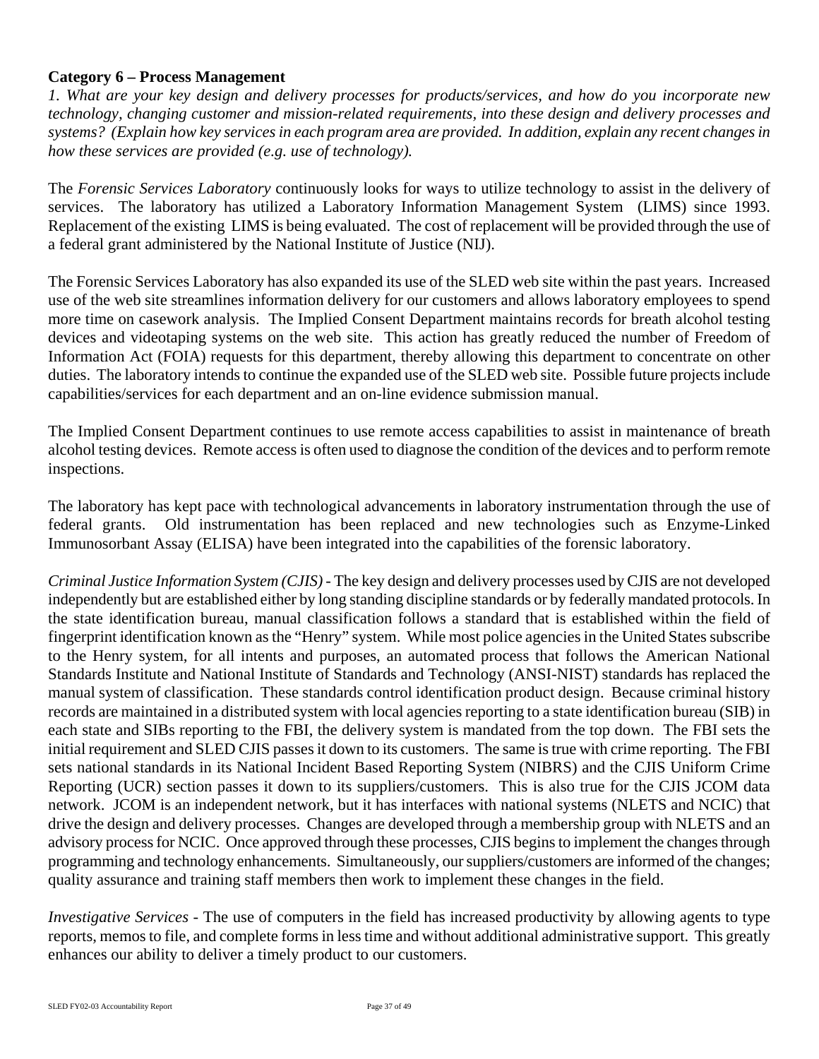**Category 6 – Process Management**

*1. What are your key design and delivery processes for products/services, and how do you incorporate new technology, changing customer and mission-related requirements, into these design and delivery processes and systems? (Explain how key services in each program area are provided. In addition, explain any recent changes in how these services are provided (e.g. use of technology).*

The *Forensic Services Laboratory* continuously looks for ways to utilize technology to assist in the delivery of services. The laboratory has utilized a Laboratory Information Management System (LIMS) since 1993. Replacement of the existing LIMS is being evaluated. The cost of replacement will be provided through the use of a federal grant administered by the National Institute of Justice (NIJ).

The Forensic Services Laboratory has also expanded its use of the SLED web site within the past years. Increased use of the web site streamlines information delivery for our customers and allows laboratory employees to spend more time on casework analysis. The Implied Consent Department maintains records for breath alcohol testing devices and videotaping systems on the web site. This action has greatly reduced the number of Freedom of Information Act (FOIA) requests for this department, thereby allowing this department to concentrate on other duties. The laboratory intends to continue the expanded use of the SLED web site. Possible future projects include capabilities/services for each department and an on-line evidence submission manual.

The Implied Consent Department continues to use remote access capabilities to assist in maintenance of breath alcohol testing devices. Remote access is often used to diagnose the condition of the devices and to perform remote inspections.

The laboratory has kept pace with technological advancements in laboratory instrumentation through the use of federal grants. Old instrumentation has been replaced and new technologies such as Enzyme-Linked Immunosorbant Assay (ELISA) have been integrated into the capabilities of the forensic laboratory.

*Criminal Justice Information System (CJIS)* - The key design and delivery processes used by CJIS are not developed independently but are established either by long standing discipline standards or by federally mandated protocols. In the state identification bureau, manual classification follows a standard that is established within the field of fingerprint identification known as the "Henry" system. While most police agencies in the United States subscribe to the Henry system, for all intents and purposes, an automated process that follows the American National Standards Institute and National Institute of Standards and Technology (ANSI-NIST) standards has replaced the manual system of classification. These standards control identification product design. Because criminal history records are maintained in a distributed system with local agencies reporting to a state identification bureau (SIB) in each state and SIBs reporting to the FBI, the delivery system is mandated from the top down. The FBI sets the initial requirement and SLED CJIS passes it down to its customers. The same is true with crime reporting. The FBI sets national standards in its National Incident Based Reporting System (NIBRS) and the CJIS Uniform Crime Reporting (UCR) section passes it down to its suppliers/customers. This is also true for the CJIS JCOM data network. JCOM is an independent network, but it has interfaces with national systems (NLETS and NCIC) that drive the design and delivery processes. Changes are developed through a membership group with NLETS and an advisory process for NCIC. Once approved through these processes, CJIS begins to implement the changes through programming and technology enhancements. Simultaneously, our suppliers/customers are informed of the changes; quality assurance and training staff members then work to implement these changes in the field.

*Investigative Services* - The use of computers in the field has increased productivity by allowing agents to type reports, memos to file, and complete forms in less time and without additional administrative support. This greatly enhances our ability to deliver a timely product to our customers.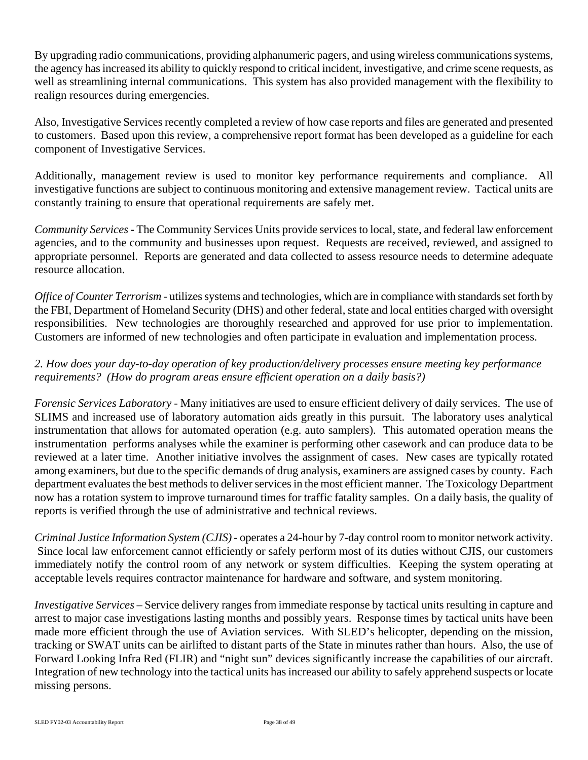By upgrading radio communications, providing alphanumeric pagers, and using wireless communications systems, the agency has increased its ability to quickly respond to critical incident, investigative, and crime scene requests, as well as streamlining internal communications. This system has also provided management with the flexibility to realign resources during emergencies.

Also, Investigative Services recently completed a review of how case reports and files are generated and presented to customers. Based upon this review, a comprehensive report format has been developed as a guideline for each component of Investigative Services.

Additionally, management review is used to monitor key performance requirements and compliance. All investigative functions are subject to continuous monitoring and extensive management review. Tactical units are constantly training to ensure that operational requirements are safely met.

*Community Services* **-** The Community Services Units provide services to local, state, and federal law enforcement agencies, and to the community and businesses upon request. Requests are received, reviewed, and assigned to appropriate personnel. Reports are generated and data collected to assess resource needs to determine adequate resource allocation.

*Office of Counter Terrorism* - utilizes systems and technologies, which are in compliance with standards set forth by the FBI, Department of Homeland Security (DHS) and other federal, state and local entities charged with oversight responsibilities. New technologies are thoroughly researched and approved for use prior to implementation. Customers are informed of new technologies and often participate in evaluation and implementation process.

*2. How does your day-to-day operation of key production/delivery processes ensure meeting key performance requirements? (How do program areas ensure efficient operation on a daily basis?)*

*Forensic Services Laboratory* - Many initiatives are used to ensure efficient delivery of daily services. The use of SLIMS and increased use of laboratory automation aids greatly in this pursuit. The laboratory uses analytical instrumentation that allows for automated operation (e.g. auto samplers). This automated operation means the instrumentation performs analyses while the examiner is performing other casework and can produce data to be reviewed at a later time. Another initiative involves the assignment of cases. New cases are typically rotated among examiners, but due to the specific demands of drug analysis, examiners are assigned cases by county. Each department evaluates the best methods to deliver services in the most efficient manner. The Toxicology Department now has a rotation system to improve turnaround times for traffic fatality samples. On a daily basis, the quality of reports is verified through the use of administrative and technical reviews.

*Criminal Justice Information System (CJIS)* - operates a 24-hour by 7-day control room to monitor network activity. Since local law enforcement cannot efficiently or safely perform most of its duties without CJIS, our customers immediately notify the control room of any network or system difficulties. Keeping the system operating at acceptable levels requires contractor maintenance for hardware and software, and system monitoring.

*Investigative Services* – Service delivery ranges from immediate response by tactical units resulting in capture and arrest to major case investigations lasting months and possibly years. Response times by tactical units have been made more efficient through the use of Aviation services. With SLED's helicopter, depending on the mission, tracking or SWAT units can be airlifted to distant parts of the State in minutes rather than hours. Also, the use of Forward Looking Infra Red (FLIR) and "night sun" devices significantly increase the capabilities of our aircraft. Integration of new technology into the tactical units has increased our ability to safely apprehend suspects or locate missing persons.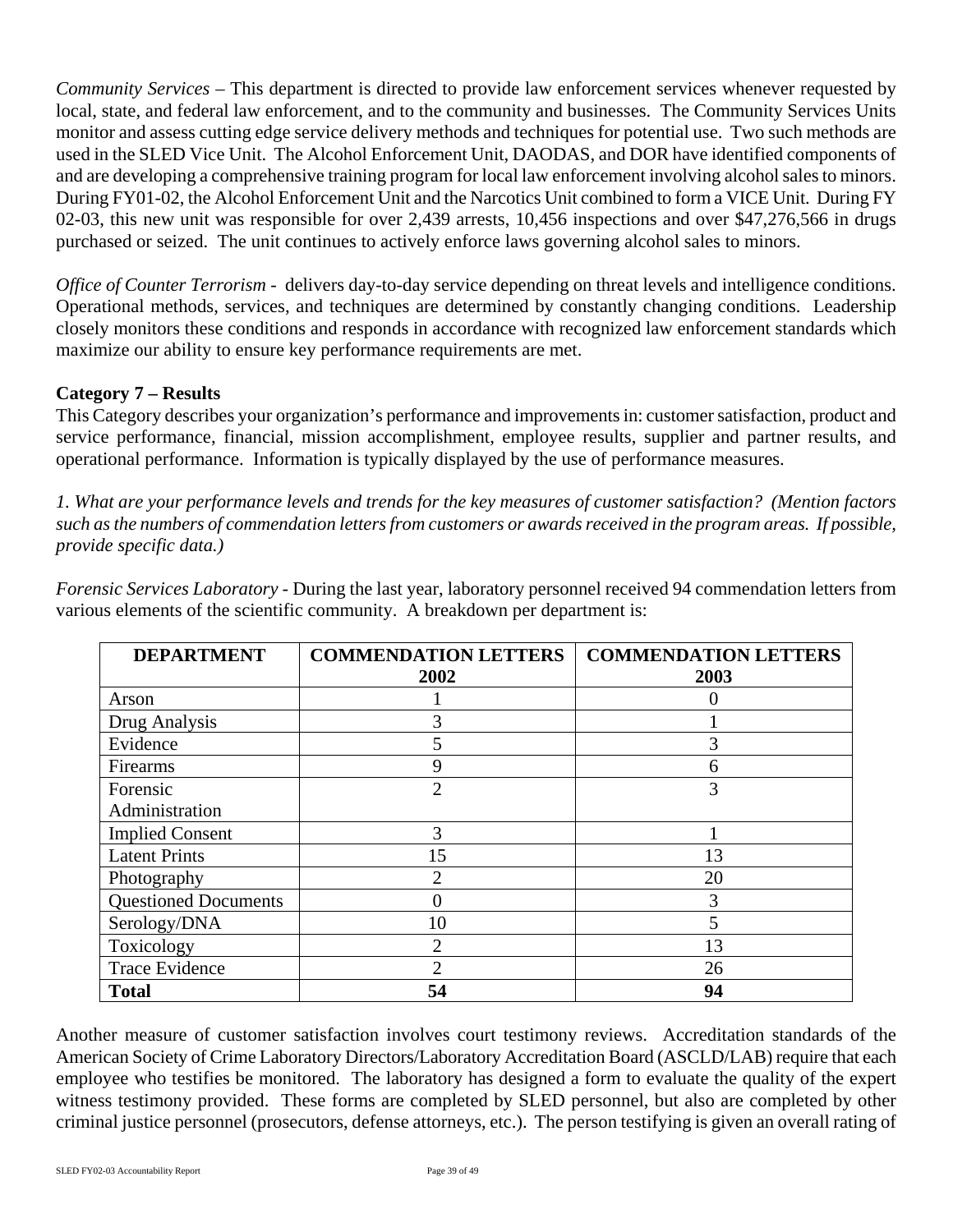*Community Services* – This department is directed to provide law enforcement services whenever requested by local, state, and federal law enforcement, and to the community and businesses. The Community Services Units monitor and assess cutting edge service delivery methods and techniques for potential use. Two such methods are used in the SLED Vice Unit. The Alcohol Enforcement Unit, DAODAS, and DOR have identified components of and are developing a comprehensive training program for local law enforcement involving alcohol sales to minors. During FY01-02, the Alcohol Enforcement Unit and the Narcotics Unit combined to form a VICE Unit. During FY 02-03, this new unit was responsible for over 2,439 arrests, 10,456 inspections and over $47,276,566 in drugs purchased or seized. The unit continues to actively enforce laws governing alcohol sales to minors.

*Office of Counter Terrorism* - delivers day-to-day service depending on threat levels and intelligence conditions. Operational methods, services, and techniques are determined by constantly changing conditions. Leadership closely monitors these conditions and responds in accordance with recognized law enforcement standards which maximize our ability to ensure key performance requirements are met.

**Category 7 – Results**

This Category describes your organization's performance and improvements in: customer satisfaction, product and service performance, financial, mission accomplishment, employee results, supplier and partner results, and operational performance. Information is typically displayed by the use of performance measures.

*1. What are your performance levels and trends for the key measures of customer satisfaction? (Mention factors such as the numbers of commendation letters from customers or awards received in the program areas. If possible, provide specific data.)*

*Forensic Services Laboratory* - During the last year, laboratory personnel received 94 commendation letters from various elements of the scientific community. A breakdown per department is:

| DEPARTMENT | COMMENDATION LETTERS 2002 | COMMENDATION LETTERS 2003 |
|---|---|---|
| Arson | 1 | 0 |
| Drug Analysis | 3 | 1 |
| Evidence | 5 | 3 |
| Firearms | 9 | 6 |
| Forensic Administration | 2 | 3 |
| Implied Consent | 3 | 1 |
| Latent Prints | 15 | 13 |
| Photography | 2 | 20 |
| Questioned Documents | 0 | 3 |
| Serology/DNA | 10 | 5 |
| Toxicology | 2 | 13 |
| Trace Evidence | 2 | 26 |
| **Total** | **54** | **94** |

Another measure of customer satisfaction involves court testimony reviews. Accreditation standards of the American Society of Crime Laboratory Directors/Laboratory Accreditation Board (ASCLD/LAB) require that each employee who testifies be monitored. The laboratory has designed a form to evaluate the quality of the expert witness testimony provided. These forms are completed by SLED personnel, but also are completed by other criminal justice personnel (prosecutors, defense attorneys, etc.). The person testifying is given an overall rating of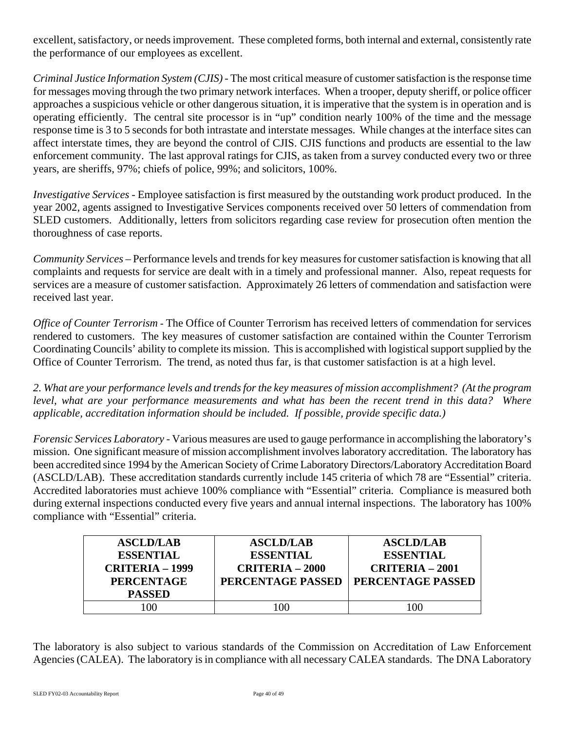excellent, satisfactory, or needs improvement. These completed forms, both internal and external, consistently rate the performance of our employees as excellent.

*Criminal Justice Information System (CJIS)* - The most critical measure of customer satisfaction is the response time for messages moving through the two primary network interfaces. When a trooper, deputy sheriff, or police officer approaches a suspicious vehicle or other dangerous situation, it is imperative that the system is in operation and is operating efficiently. The central site processor is in "up" condition nearly 100% of the time and the message response time is 3 to 5 seconds for both intrastate and interstate messages. While changes at the interface sites can affect interstate times, they are beyond the control of CJIS. CJIS functions and products are essential to the law enforcement community. The last approval ratings for CJIS, as taken from a survey conducted every two or three years, are sheriffs, 97%; chiefs of police, 99%; and solicitors, 100%.

*Investigative Services* - Employee satisfaction is first measured by the outstanding work product produced. In the year 2002, agents assigned to Investigative Services components received over 50 letters of commendation from SLED customers. Additionally, letters from solicitors regarding case review for prosecution often mention the thoroughness of case reports.

*Community Services* – Performance levels and trends for key measures for customer satisfaction is knowing that all complaints and requests for service are dealt with in a timely and professional manner. Also, repeat requests for services are a measure of customer satisfaction. Approximately 26 letters of commendation and satisfaction were received last year.

*Office of Counter Terrorism* - The Office of Counter Terrorism has received letters of commendation for services rendered to customers. The key measures of customer satisfaction are contained within the Counter Terrorism Coordinating Councils' ability to complete its mission. This is accomplished with logistical support supplied by the Office of Counter Terrorism. The trend, as noted thus far, is that customer satisfaction is at a high level.

*2. What are your performance levels and trends for the key measures of mission accomplishment? (At the program level, what are your performance measurements and what has been the recent trend in this data? Where applicable, accreditation information should be included. If possible, provide specific data.)*

*Forensic Services Laboratory* - Various measures are used to gauge performance in accomplishing the laboratory's mission. One significant measure of mission accomplishment involves laboratory accreditation. The laboratory has been accredited since 1994 by the American Society of Crime Laboratory Directors/Laboratory Accreditation Board (ASCLD/LAB). These accreditation standards currently include 145 criteria of which 78 are "Essential" criteria. Accredited laboratories must achieve 100% compliance with "Essential" criteria. Compliance is measured both during external inspections conducted every five years and annual internal inspections. The laboratory has 100% compliance with "Essential" criteria.

| ASCLD/LAB ESSENTIAL CRITERIA – 1999 PERCENTAGE PASSED | ASCLD/LAB ESSENTIAL CRITERIA – 2000 PERCENTAGE PASSED | ASCLD/LAB ESSENTIAL CRITERIA – 2001 PERCENTAGE PASSED |
|---|---|---|
| 100 | 100 | 100 |

The laboratory is also subject to various standards of the Commission on Accreditation of Law Enforcement Agencies (CALEA). The laboratory is in compliance with all necessary CALEA standards. The DNA Laboratory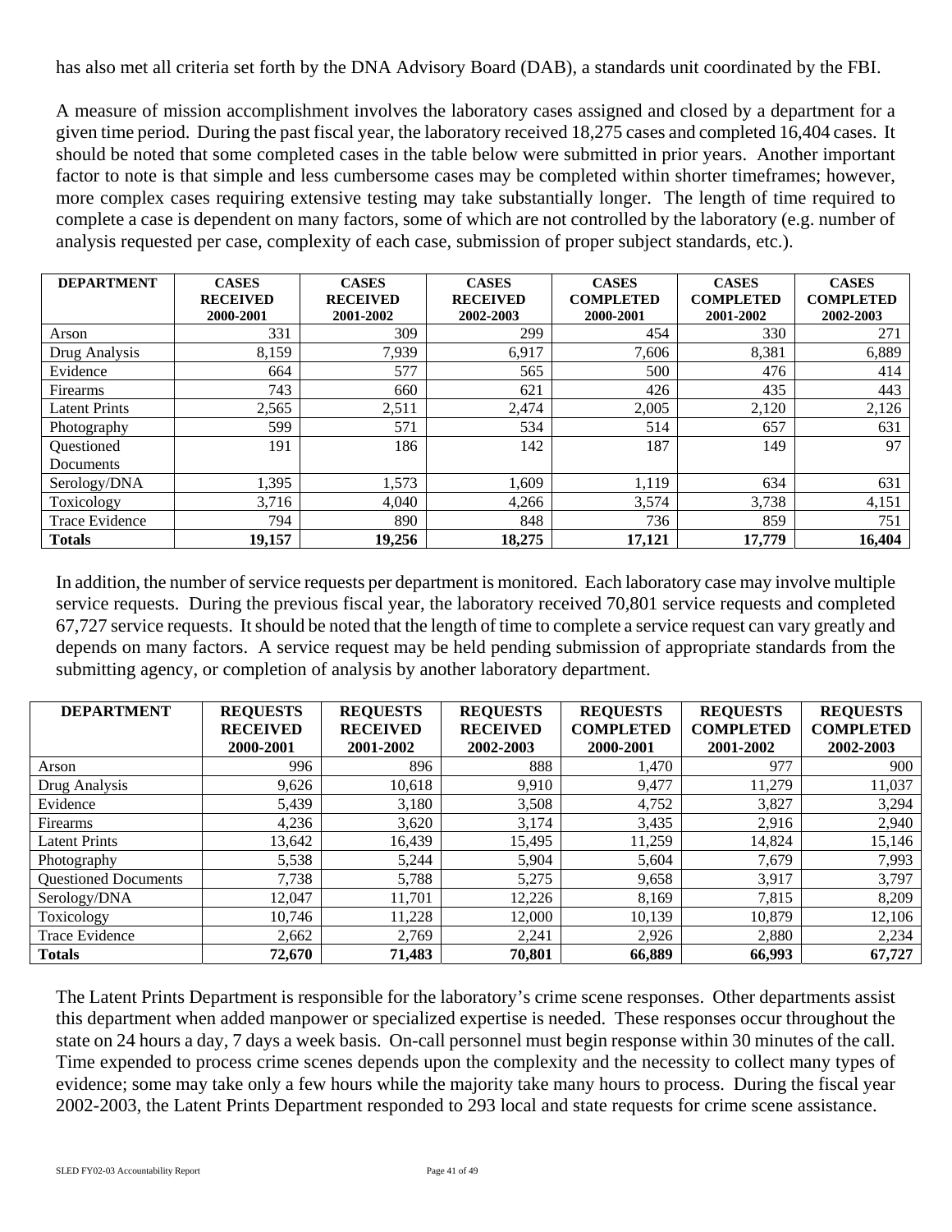has also met all criteria set forth by the DNA Advisory Board (DAB), a standards unit coordinated by the FBI.

A measure of mission accomplishment involves the laboratory cases assigned and closed by a department for a given time period. During the past fiscal year, the laboratory received 18,275 cases and completed 16,404 cases. It should be noted that some completed cases in the table below were submitted in prior years. Another important factor to note is that simple and less cumbersome cases may be completed within shorter timeframes; however, more complex cases requiring extensive testing may take substantially longer. The length of time required to complete a case is dependent on many factors, some of which are not controlled by the laboratory (e.g. number of analysis requested per case, complexity of each case, submission of proper subject standards, etc.).

| DEPARTMENT | CASES RECEIVED 2000-2001 | CASES RECEIVED 2001-2002 | CASES RECEIVED 2002-2003 | CASES COMPLETED 2000-2001 | CASES COMPLETED 2001-2002 | CASES COMPLETED 2002-2003 |
|---|---|---|---|---|---|---|
| Arson | 331 | 309 | 299 | 454 | 330 | 271 |
| Drug Analysis | 8,159 | 7,939 | 6,917 | 7,606 | 8,381 | 6,889 |
| Evidence | 664 | 577 | 565 | 500 | 476 | 414 |
| Firearms | 743 | 660 | 621 | 426 | 435 | 443 |
| Latent Prints | 2,565 | 2,511 | 2,474 | 2,005 | 2,120 | 2,126 |
| Photography | 599 | 571 | 534 | 514 | 657 | 631 |
| Questioned Documents | 191 | 186 | 142 | 187 | 149 | 97 |
| Serology/DNA | 1,395 | 1,573 | 1,609 | 1,119 | 634 | 631 |
| Toxicology | 3,716 | 4,040 | 4,266 | 3,574 | 3,738 | 4,151 |
| Trace Evidence | 794 | 890 | 848 | 736 | 859 | 751 |
| **Totals** | **19,157** | **19,256** | **18,275** | **17,121** | **17,779** | **16,404** |

In addition, the number of service requests per department is monitored. Each laboratory case may involve multiple service requests. During the previous fiscal year, the laboratory received 70,801 service requests and completed 67,727 service requests. It should be noted that the length of time to complete a service request can vary greatly and depends on many factors. A service request may be held pending submission of appropriate standards from the submitting agency, or completion of analysis by another laboratory department.

| DEPARTMENT | REQUESTS RECEIVED 2000-2001 | REQUESTS RECEIVED 2001-2002 | REQUESTS RECEIVED 2002-2003 | REQUESTS COMPLETED 2000-2001 | REQUESTS COMPLETED 2001-2002 | REQUESTS COMPLETED 2002-2003 |
|---|---|---|---|---|---|---|
| Arson | 996 | 896 | 888 | 1,470 | 977 | 900 |
| Drug Analysis | 9,626 | 10,618 | 9,910 | 9,477 | 11,279 | 11,037 |
| Evidence | 5,439 | 3,180 | 3,508 | 4,752 | 3,827 | 3,294 |
| Firearms | 4,236 | 3,620 | 3,174 | 3,435 | 2,916 | 2,940 |
| Latent Prints | 13,642 | 16,439 | 15,495 | 11,259 | 14,824 | 15,146 |
| Photography | 5,538 | 5,244 | 5,904 | 5,604 | 7,679 | 7,993 |
| Questioned Documents | 7,738 | 5,788 | 5,275 | 9,658 | 3,917 | 3,797 |
| Serology/DNA | 12,047 | 11,701 | 12,226 | 8,169 | 7,815 | 8,209 |
| Toxicology | 10,746 | 11,228 | 12,000 | 10,139 | 10,879 | 12,106 |
| Trace Evidence | 2,662 | 2,769 | 2,241 | 2,926 | 2,880 | 2,234 |
| **Totals** | **72,670** | **71,483** | **70,801** | **66,889** | **66,993** | **67,727** |

The Latent Prints Department is responsible for the laboratory's crime scene responses. Other departments assist this department when added manpower or specialized expertise is needed. These responses occur throughout the state on 24 hours a day, 7 days a week basis. On-call personnel must begin response within 30 minutes of the call. Time expended to process crime scenes depends upon the complexity and the necessity to collect many types of evidence; some may take only a few hours while the majority take many hours to process. During the fiscal year 2002-2003, the Latent Prints Department responded to 293 local and state requests for crime scene assistance.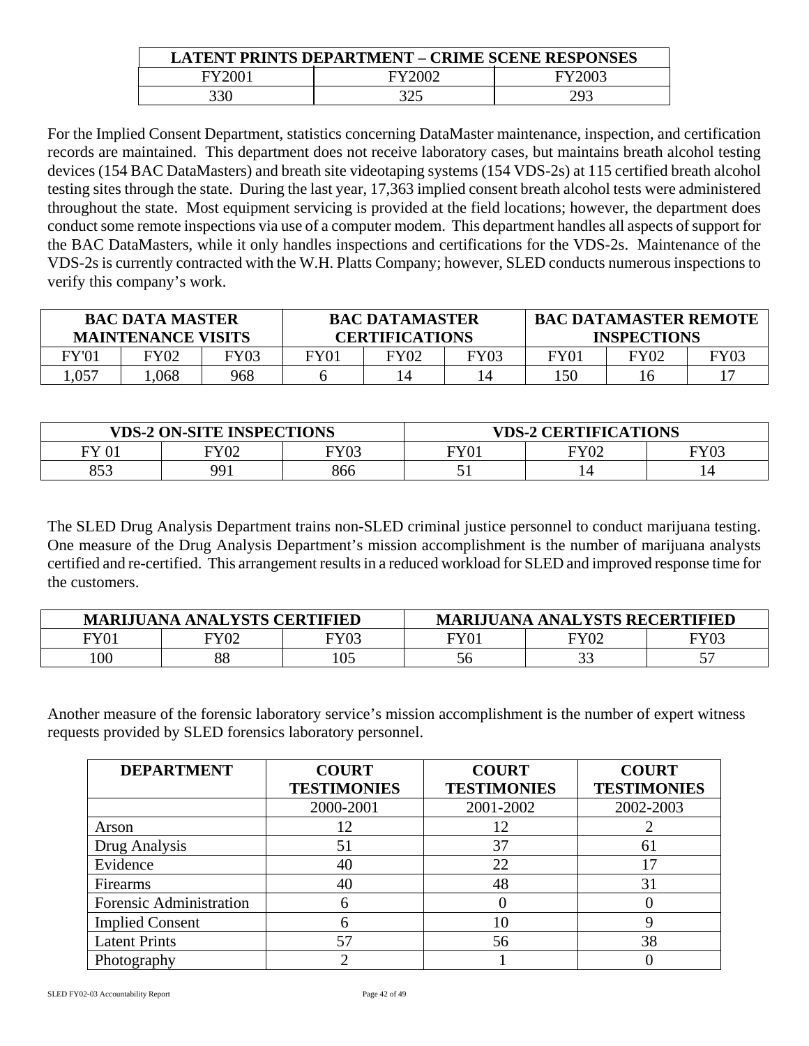| LATENT PRINTS DEPARTMENT – CRIME SCENE RESPONSES | | |
|---|---|---|
| FY2001 | FY2002 | FY2003 |
| 330 | 325 | 293 |

For the Implied Consent Department, statistics concerning DataMaster maintenance, inspection, and certification records are maintained. This department does not receive laboratory cases, but maintains breath alcohol testing devices (154 BAC DataMasters) and breath site videotaping systems (154 VDS-2s) at 115 certified breath alcohol testing sites through the state. During the last year, 17,363 implied consent breath alcohol tests were administered throughout the state. Most equipment servicing is provided at the field locations; however, the department does conduct some remote inspections via use of a computer modem. This department handles all aspects of support for the BAC DataMasters, while it only handles inspections and certifications for the VDS-2s. Maintenance of the VDS-2s is currently contracted with the W.H. Platts Company; however, SLED conducts numerous inspections to verify this company's work.

| BAC DATA MASTER MAINTENANCE VISITS | | | BAC DATAMASTER CERTIFICATIONS | | | BAC DATAMASTER REMOTE INSPECTIONS | | |
|---|---|---|---|---|---|---|---|---|
| FY'01 | FY02 | FY03 | FY01 | FY02 | FY03 | FY01 | FY02 | FY03 |
| 1,057 | 1,068 | 968 | 6 | 14 | 14 | 150 | 16 | 17 |

| VDS-2 ON-SITE INSPECTIONS | | | VDS-2 CERTIFICATIONS | | |
|---|---|---|---|---|---|
| FY 01 | FY02 | FY03 | FY01 | FY02 | FY03 |
| 853 | 991 | 866 | 51 | 14 | 14 |

The SLED Drug Analysis Department trains non-SLED criminal justice personnel to conduct marijuana testing. One measure of the Drug Analysis Department's mission accomplishment is the number of marijuana analysts certified and re-certified. This arrangement results in a reduced workload for SLED and improved response time for the customers.

| MARIJUANA ANALYSTS CERTIFIED | | | MARIJUANA ANALYSTS RECERTIFIED | | |
|---|---|---|---|---|---|
| FY01 | FY02 | FY03 | FY01 | FY02 | FY03 |
| 100 | 88 | 105 | 56 | 33 | 57 |

Another measure of the forensic laboratory service's mission accomplishment is the number of expert witness requests provided by SLED forensics laboratory personnel.

| DEPARTMENT | COURT TESTIMONIES | COURT TESTIMONIES | COURT TESTIMONIES |
|---|---|---|---|
| | 2000-2001 | 2001-2002 | 2002-2003 |
| Arson | 12 | 12 | 2 |
| Drug Analysis | 51 | 37 | 61 |
| Evidence | 40 | 22 | 17 |
| Firearms | 40 | 48 | 31 |
| Forensic Administration | 6 | 0 | 0 |
| Implied Consent | 6 | 10 | 9 |
| Latent Prints | 57 | 56 | 38 |
| Photography | 2 | 1 | 0 |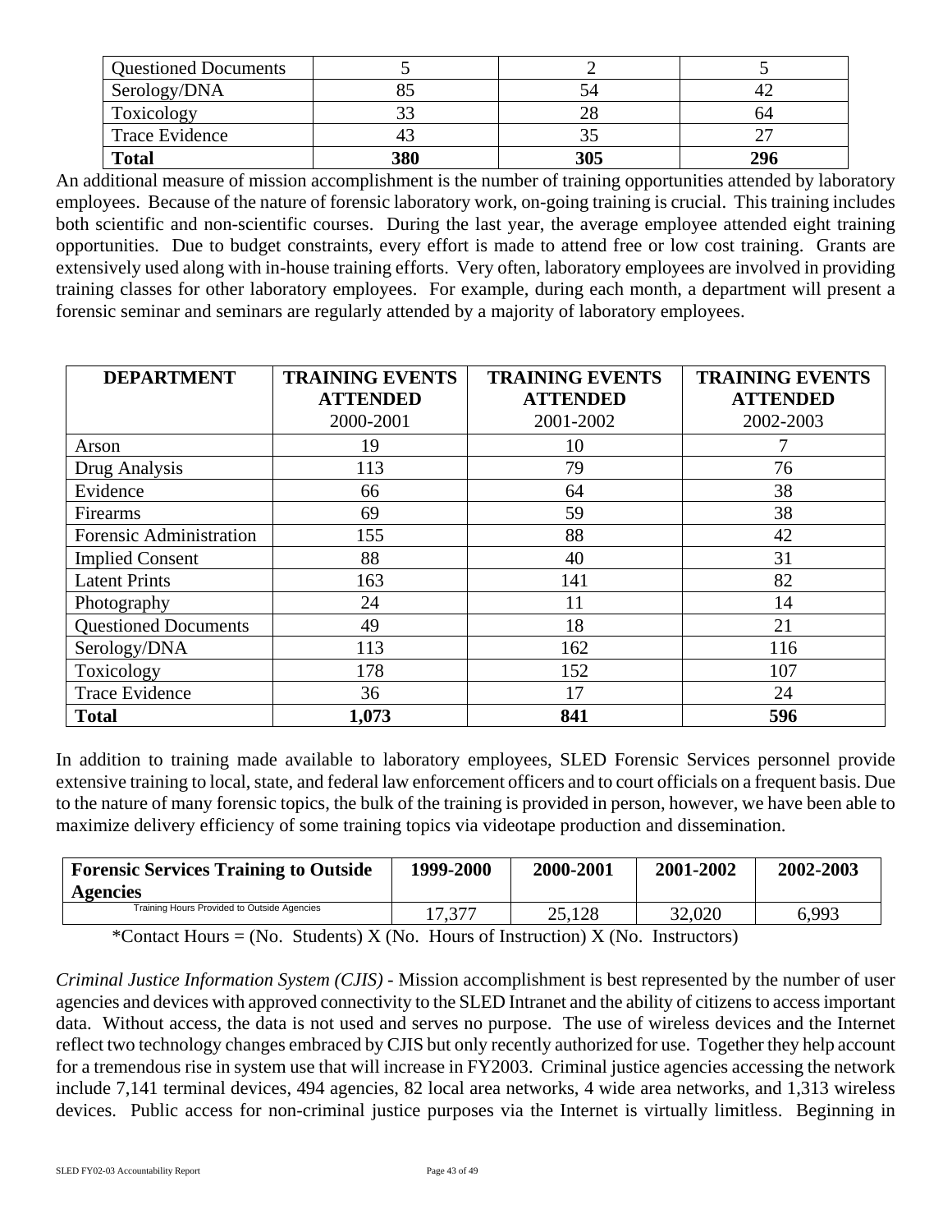| Questioned Documents | 5 | 2 | 5 |
| --- | --- | --- | --- |
| Serology/DNA | 85 | 54 | 42 |
| Toxicology | 33 | 28 | 64 |
| Trace Evidence | 43 | 35 | 27 |
| **Total** | **380** | **305** | **296** |

An additional measure of mission accomplishment is the number of training opportunities attended by laboratory employees. Because of the nature of forensic laboratory work, on-going training is crucial. This training includes both scientific and non-scientific courses. During the last year, the average employee attended eight training opportunities. Due to budget constraints, every effort is made to attend free or low cost training. Grants are extensively used along with in-house training efforts. Very often, laboratory employees are involved in providing training classes for other laboratory employees. For example, during each month, a department will present a forensic seminar and seminars are regularly attended by a majority of laboratory employees.

| **DEPARTMENT** | **TRAINING EVENTS ATTENDED** 2000-2001 | **TRAINING EVENTS ATTENDED** 2001-2002 | **TRAINING EVENTS ATTENDED** 2002-2003 |
| --- | --- | --- | --- |
| Arson | 19 | 10 | 7 |
| Drug Analysis | 113 | 79 | 76 |
| Evidence | 66 | 64 | 38 |
| Firearms | 69 | 59 | 38 |
| Forensic Administration | 155 | 88 | 42 |
| Implied Consent | 88 | 40 | 31 |
| Latent Prints | 163 | 141 | 82 |
| Photography | 24 | 11 | 14 |
| Questioned Documents | 49 | 18 | 21 |
| Serology/DNA | 113 | 162 | 116 |
| Toxicology | 178 | 152 | 107 |
| Trace Evidence | 36 | 17 | 24 |
| **Total** | **1,073** | **841** | **596** |

In addition to training made available to laboratory employees, SLED Forensic Services personnel provide extensive training to local, state, and federal law enforcement officers and to court officials on a frequent basis. Due to the nature of many forensic topics, the bulk of the training is provided in person, however, we have been able to maximize delivery efficiency of some training topics via videotape production and dissemination.

| **Forensic Services Training to Outside Agencies** | **1999-2000** | **2000-2001** | **2001-2002** | **2002-2003** |
| --- | --- | --- | --- | --- |
| Training Hours Provided to Outside Agencies | 17,377 | 25,128 | 32,020 | 6,993 |

*Contact Hours = (No. Students) X (No. Hours of Instruction) X (No. Instructors)

*Criminal Justice Information System (CJIS)* - Mission accomplishment is best represented by the number of user agencies and devices with approved connectivity to the SLED Intranet and the ability of citizens to access important data. Without access, the data is not used and serves no purpose. The use of wireless devices and the Internet reflect two technology changes embraced by CJIS but only recently authorized for use. Together they help account for a tremendous rise in system use that will increase in FY2003. Criminal justice agencies accessing the network include 7,141 terminal devices, 494 agencies, 82 local area networks, 4 wide area networks, and 1,313 wireless devices. Public access for non-criminal justice purposes via the Internet is virtually limitless. Beginning in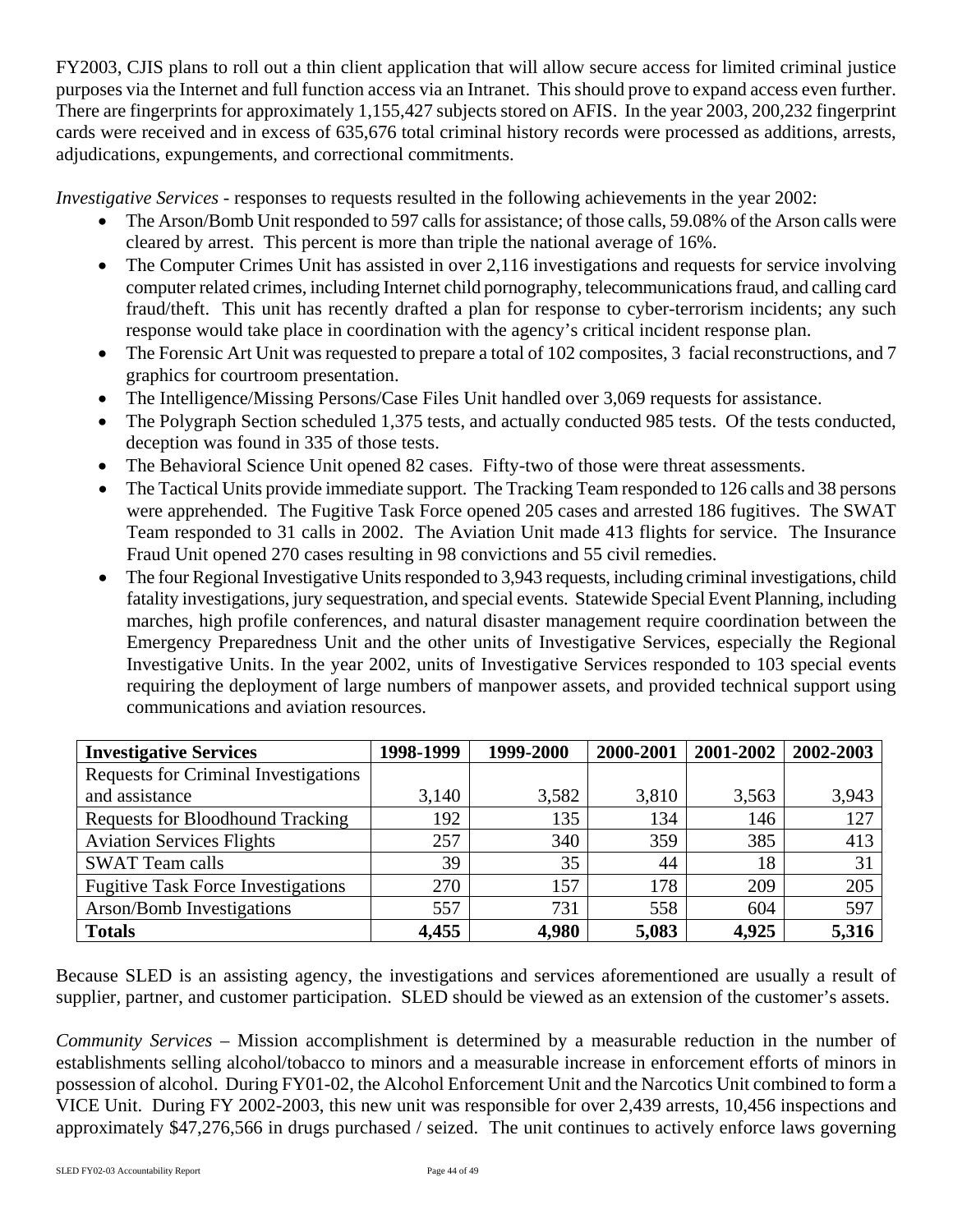FY2003, CJIS plans to roll out a thin client application that will allow secure access for limited criminal justice purposes via the Internet and full function access via an Intranet. This should prove to expand access even further. There are fingerprints for approximately 1,155,427 subjects stored on AFIS. In the year 2003, 200,232 fingerprint cards were received and in excess of 635,676 total criminal history records were processed as additions, arrests, adjudications, expungements, and correctional commitments.

*Investigative Services* - responses to requests resulted in the following achievements in the year 2002:

- The Arson/Bomb Unit responded to 597 calls for assistance; of those calls, 59.08% of the Arson calls were cleared by arrest. This percent is more than triple the national average of 16%.
- The Computer Crimes Unit has assisted in over 2,116 investigations and requests for service involving computer related crimes, including Internet child pornography, telecommunications fraud, and calling card fraud/theft. This unit has recently drafted a plan for response to cyber-terrorism incidents; any such response would take place in coordination with the agency's critical incident response plan.
- The Forensic Art Unit was requested to prepare a total of 102 composites, 3 facial reconstructions, and 7 graphics for courtroom presentation.
- The Intelligence/Missing Persons/Case Files Unit handled over 3,069 requests for assistance.
- The Polygraph Section scheduled 1,375 tests, and actually conducted 985 tests. Of the tests conducted, deception was found in 335 of those tests.
- The Behavioral Science Unit opened 82 cases. Fifty-two of those were threat assessments.
- The Tactical Units provide immediate support. The Tracking Team responded to 126 calls and 38 persons were apprehended. The Fugitive Task Force opened 205 cases and arrested 186 fugitives. The SWAT Team responded to 31 calls in 2002. The Aviation Unit made 413 flights for service. The Insurance Fraud Unit opened 270 cases resulting in 98 convictions and 55 civil remedies.
- The four Regional Investigative Units responded to 3,943 requests, including criminal investigations, child fatality investigations, jury sequestration, and special events. Statewide Special Event Planning, including marches, high profile conferences, and natural disaster management require coordination between the Emergency Preparedness Unit and the other units of Investigative Services, especially the Regional Investigative Units. In the year 2002, units of Investigative Services responded to 103 special events requiring the deployment of large numbers of manpower assets, and provided technical support using communications and aviation resources.

| **Investigative Services** | **1998-1999** | **1999-2000** | **2000-2001** | **2001-2002** | **2002-2003** |
|---|---|---|---|---|---|
| Requests for Criminal Investigations and assistance | 3,140 | 3,582 | 3,810 | 3,563 | 3,943 |
| Requests for Bloodhound Tracking | 192 | 135 | 134 | 146 | 127 |
| Aviation Services Flights | 257 | 340 | 359 | 385 | 413 |
| SWAT Team calls | 39 | 35 | 44 | 18 | 31 |
| Fugitive Task Force Investigations | 270 | 157 | 178 | 209 | 205 |
| Arson/Bomb Investigations | 557 | 731 | 558 | 604 | 597 |
| **Totals** | **4,455** | **4,980** | **5,083** | **4,925** | **5,316** |

Because SLED is an assisting agency, the investigations and services aforementioned are usually a result of supplier, partner, and customer participation. SLED should be viewed as an extension of the customer's assets.

*Community Services* – Mission accomplishment is determined by a measurable reduction in the number of establishments selling alcohol/tobacco to minors and a measurable increase in enforcement efforts of minors in possession of alcohol. During FY01-02, the Alcohol Enforcement Unit and the Narcotics Unit combined to form a VICE Unit. During FY 2002-2003, this new unit was responsible for over 2,439 arrests, 10,456 inspections and approximately $47,276,566 in drugs purchased / seized. The unit continues to actively enforce laws governing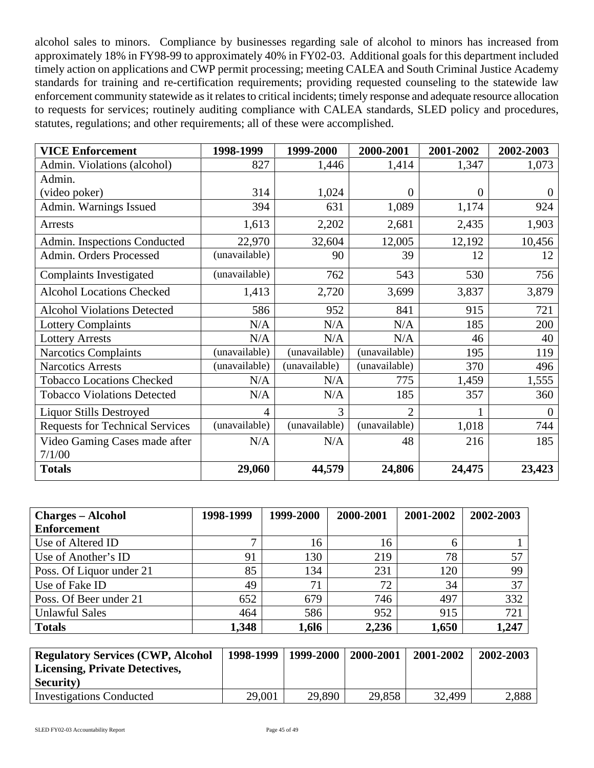alcohol sales to minors. Compliance by businesses regarding sale of alcohol to minors has increased from approximately 18% in FY98-99 to approximately 40% in FY02-03. Additional goals for this department included timely action on applications and CWP permit processing; meeting CALEA and South Criminal Justice Academy standards for training and re-certification requirements; providing requested counseling to the statewide law enforcement community statewide as it relates to critical incidents; timely response and adequate resource allocation to requests for services; routinely auditing compliance with CALEA standards, SLED policy and procedures, statutes, regulations; and other requirements; all of these were accomplished.

| **VICE Enforcement** | **1998-1999** | **1999-2000** | **2000-2001** | **2001-2002** | **2002-2003** |
|---|---|---|---|---|---|
| Admin. Violations (alcohol) | 827 | 1,446 | 1,414 | 1,347 | 1,073 |
| Admin. (video poker) | 314 | 1,024 | 0 | 0 | 0 |
| Admin. Warnings Issued | 394 | 631 | 1,089 | 1,174 | 924 |
| Arrests | 1,613 | 2,202 | 2,681 | 2,435 | 1,903 |
| Admin. Inspections Conducted | 22,970 | 32,604 | 12,005 | 12,192 | 10,456 |
| Admin. Orders Processed | (unavailable) | 90 | 39 | 12 | 12 |
| Complaints Investigated | (unavailable) | 762 | 543 | 530 | 756 |
| Alcohol Locations Checked | 1,413 | 2,720 | 3,699 | 3,837 | 3,879 |
| Alcohol Violations Detected | 586 | 952 | 841 | 915 | 721 |
| Lottery Complaints | N/A | N/A | N/A | 185 | 200 |
| Lottery Arrests | N/A | N/A | N/A | 46 | 40 |
| Narcotics Complaints | (unavailable) | (unavailable) | (unavailable) | 195 | 119 |
| Narcotics Arrests | (unavailable) | (unavailable) | (unavailable) | 370 | 496 |
| Tobacco Locations Checked | N/A | N/A | 775 | 1,459 | 1,555 |
| Tobacco Violations Detected | N/A | N/A | 185 | 357 | 360 |
| Liquor Stills Destroyed | 4 | 3 | 2 | 1 | 0 |
| Requests for Technical Services | (unavailable) | (unavailable) | (unavailable) | 1,018 | 744 |
| Video Gaming Cases made after 7/1/00 | N/A | N/A | 48 | 216 | 185 |
| **Totals** | **29,060** | **44,579** | **24,806** | **24,475** | **23,423** |

| **Charges – Alcohol Enforcement** | **1998-1999** | **1999-2000** | **2000-2001** | **2001-2002** | **2002-2003** |
|---|---|---|---|---|---|
| Use of Altered ID | 7 | 16 | 16 | 6 | 1 |
| Use of Another's ID | 91 | 130 | 219 | 78 | 57 |
| Poss. Of Liquor under 21 | 85 | 134 | 231 | 120 | 99 |
| Use of Fake ID | 49 | 71 | 72 | 34 | 37 |
| Poss. Of Beer under 21 | 652 | 679 | 746 | 497 | 332 |
| Unlawful Sales | 464 | 586 | 952 | 915 | 721 |
| **Totals** | **1,348** | **1,6l6** | **2,236** | **1,650** | **1,247** |

| **Regulatory Services (CWP, Alcohol Licensing, Private Detectives, Security)** | **1998-1999** | **1999-2000** | **2000-2001** | **2001-2002** | **2002-2003** |
|---|---|---|---|---|---|
| Investigations Conducted | 29,001 | 29,890 | 29,858 | 32,499 | 2,888 |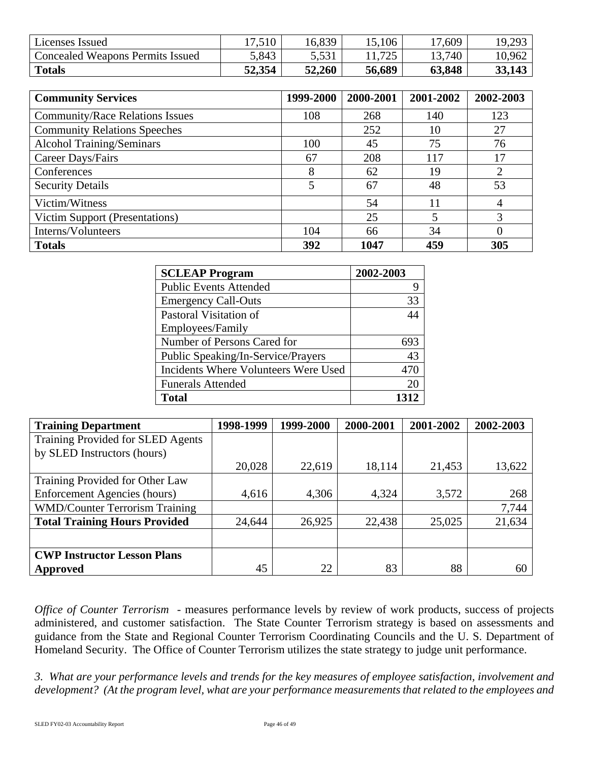| Licenses Issued | 17,510 | 16,839 | 15,106 | 17,609 | 19,293 |
|---|---|---|---|---|---|
| Concealed Weapons Permits Issued | 5,843 | 5,531 | 11,725 | 13,740 | 10,962 |
| **Totals** | **52,354** | **52,260** | **56,689** | **63,848** | **33,143** |

| **Community Services** | **1999-2000** | **2000-2001** | **2001-2002** | **2002-2003** |
|---|---|---|---|---|
| Community/Race Relations Issues | 108 | 268 | 140 | 123 |
| Community Relations Speeches | | 252 | 10 | 27 |
| Alcohol Training/Seminars | 100 | 45 | 75 | 76 |
| Career Days/Fairs | 67 | 208 | 117 | 17 |
| Conferences | 8 | 62 | 19 | 2 |
| Security Details | 5 | 67 | 48 | 53 |
| Victim/Witness | | 54 | 11 | 4 |
| Victim Support (Presentations) | | 25 | 5 | 3 |
| Interns/Volunteers | 104 | 66 | 34 | 0 |
| **Totals** | **392** | **1047** | **459** | **305** |

| **SCLEAP Program** | **2002-2003** |
|---|---|
| Public Events Attended | 9 |
| Emergency Call-Outs | 33 |
| Pastoral Visitation of Employees/Family | 44 |
| Number of Persons Cared for | 693 |
| Public Speaking/In-Service/Prayers | 43 |
| Incidents Where Volunteers Were Used | 470 |
| Funerals Attended | 20 |
| **Total** | **1312** |

| **Training Department** | **1998-1999** | **1999-2000** | **2000-2001** | **2001-2002** | **2002-2003** |
|---|---|---|---|---|---|
| Training Provided for SLED Agents by SLED Instructors (hours) | 20,028 | 22,619 | 18,114 | 21,453 | 13,622 |
| Training Provided for Other Law Enforcement Agencies (hours) | 4,616 | 4,306 | 4,324 | 3,572 | 268 |
| WMD/Counter Terrorism Training | | | | | 7,744 |
| **Total Training Hours Provided** | 24,644 | 26,925 | 22,438 | 25,025 | 21,634 |
| | | | | | |
| **CWP Instructor Lesson Plans Approved** | 45 | 22 | 83 | 88 | 60 |

*Office of Counter Terrorism* - measures performance levels by review of work products, success of projects administered, and customer satisfaction. The State Counter Terrorism strategy is based on assessments and guidance from the State and Regional Counter Terrorism Coordinating Councils and the U. S. Department of Homeland Security. The Office of Counter Terrorism utilizes the state strategy to judge unit performance.

*3. What are your performance levels and trends for the key measures of employee satisfaction, involvement and development? (At the program level, what are your performance measurements that related to the employees and*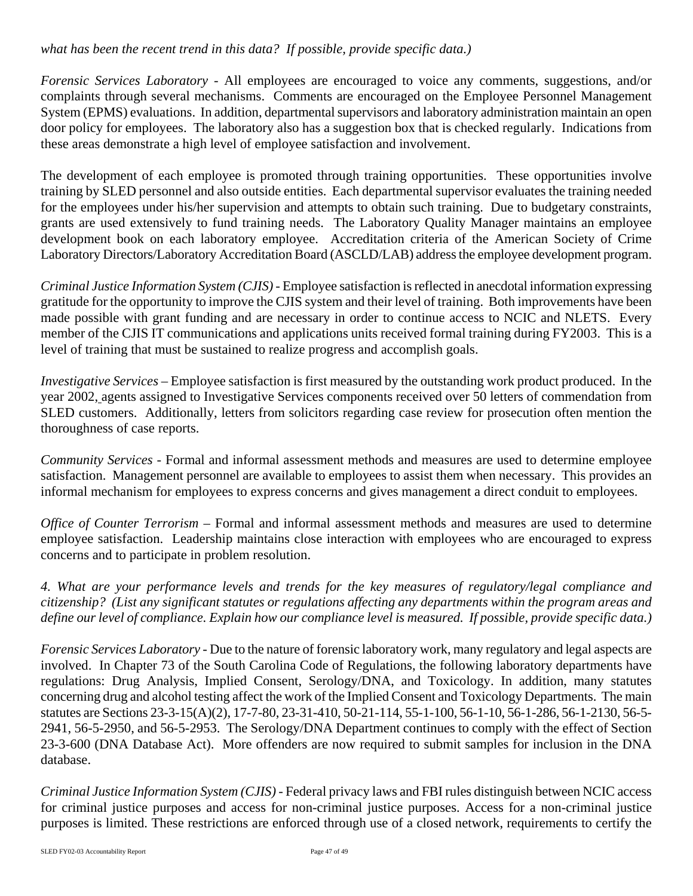*what has been the recent trend in this data? If possible, provide specific data.)*

*Forensic Services Laboratory* - All employees are encouraged to voice any comments, suggestions, and/or complaints through several mechanisms. Comments are encouraged on the Employee Personnel Management System (EPMS) evaluations. In addition, departmental supervisors and laboratory administration maintain an open door policy for employees. The laboratory also has a suggestion box that is checked regularly. Indications from these areas demonstrate a high level of employee satisfaction and involvement.

The development of each employee is promoted through training opportunities. These opportunities involve training by SLED personnel and also outside entities. Each departmental supervisor evaluates the training needed for the employees under his/her supervision and attempts to obtain such training. Due to budgetary constraints, grants are used extensively to fund training needs. The Laboratory Quality Manager maintains an employee development book on each laboratory employee. Accreditation criteria of the American Society of Crime Laboratory Directors/Laboratory Accreditation Board (ASCLD/LAB) address the employee development program.

*Criminal Justice Information System (CJIS)* - Employee satisfaction is reflected in anecdotal information expressing gratitude for the opportunity to improve the CJIS system and their level of training. Both improvements have been made possible with grant funding and are necessary in order to continue access to NCIC and NLETS. Every member of the CJIS IT communications and applications units received formal training during FY2003. This is a level of training that must be sustained to realize progress and accomplish goals.

*Investigative Services* – Employee satisfaction is first measured by the outstanding work product produced. In the year 2002, agents assigned to Investigative Services components received over 50 letters of commendation from SLED customers. Additionally, letters from solicitors regarding case review for prosecution often mention the thoroughness of case reports.

*Community Services* - Formal and informal assessment methods and measures are used to determine employee satisfaction. Management personnel are available to employees to assist them when necessary. This provides an informal mechanism for employees to express concerns and gives management a direct conduit to employees.

*Office of Counter Terrorism* – Formal and informal assessment methods and measures are used to determine employee satisfaction. Leadership maintains close interaction with employees who are encouraged to express concerns and to participate in problem resolution.

*4. What are your performance levels and trends for the key measures of regulatory/legal compliance and citizenship? (List any significant statutes or regulations affecting any departments within the program areas and define our level of compliance. Explain how our compliance level is measured. If possible, provide specific data.)*

*Forensic Services Laboratory* - Due to the nature of forensic laboratory work, many regulatory and legal aspects are involved. In Chapter 73 of the South Carolina Code of Regulations, the following laboratory departments have regulations: Drug Analysis, Implied Consent, Serology/DNA, and Toxicology. In addition, many statutes concerning drug and alcohol testing affect the work of the Implied Consent and Toxicology Departments. The main statutes are Sections 23-3-15(A)(2), 17-7-80, 23-31-410, 50-21-114, 55-1-100, 56-1-10, 56-1-286, 56-1-2130, 56-5-2941, 56-5-2950, and 56-5-2953. The Serology/DNA Department continues to comply with the effect of Section 23-3-600 (DNA Database Act). More offenders are now required to submit samples for inclusion in the DNA database.

*Criminal Justice Information System (CJIS)* - Federal privacy laws and FBI rules distinguish between NCIC access for criminal justice purposes and access for non-criminal justice purposes. Access for a non-criminal justice purposes is limited. These restrictions are enforced through use of a closed network, requirements to certify the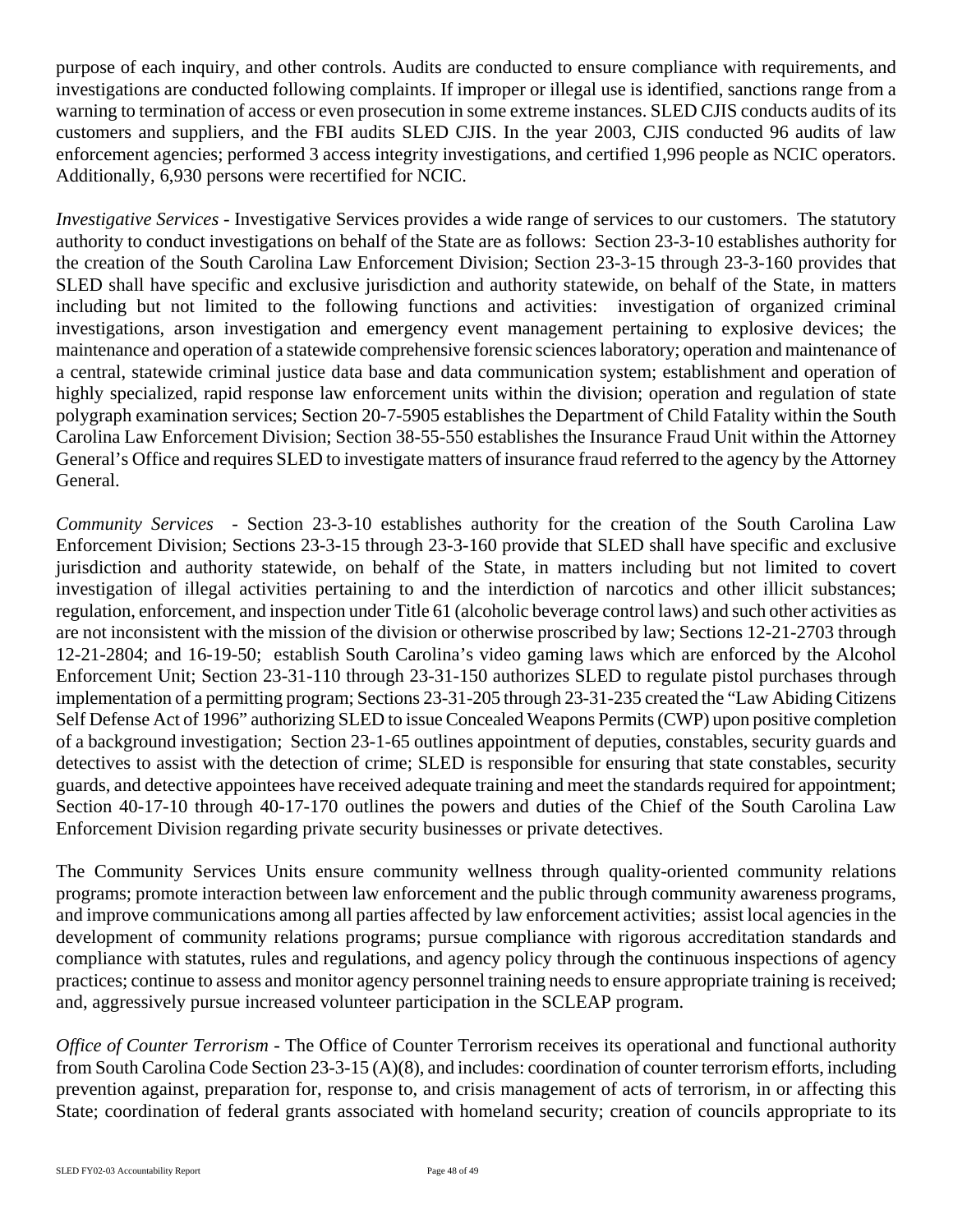purpose of each inquiry, and other controls. Audits are conducted to ensure compliance with requirements, and investigations are conducted following complaints. If improper or illegal use is identified, sanctions range from a warning to termination of access or even prosecution in some extreme instances. SLED CJIS conducts audits of its customers and suppliers, and the FBI audits SLED CJIS. In the year 2003, CJIS conducted 96 audits of law enforcement agencies; performed 3 access integrity investigations, and certified 1,996 people as NCIC operators. Additionally, 6,930 persons were recertified for NCIC.

*Investigative Services* - Investigative Services provides a wide range of services to our customers. The statutory authority to conduct investigations on behalf of the State are as follows: Section 23-3-10 establishes authority for the creation of the South Carolina Law Enforcement Division; Section 23-3-15 through 23-3-160 provides that SLED shall have specific and exclusive jurisdiction and authority statewide, on behalf of the State, in matters including but not limited to the following functions and activities: investigation of organized criminal investigations, arson investigation and emergency event management pertaining to explosive devices; the maintenance and operation of a statewide comprehensive forensic sciences laboratory; operation and maintenance of a central, statewide criminal justice data base and data communication system; establishment and operation of highly specialized, rapid response law enforcement units within the division; operation and regulation of state polygraph examination services; Section 20-7-5905 establishes the Department of Child Fatality within the South Carolina Law Enforcement Division; Section 38-55-550 establishes the Insurance Fraud Unit within the Attorney General's Office and requires SLED to investigate matters of insurance fraud referred to the agency by the Attorney General.

*Community Services* - Section 23-3-10 establishes authority for the creation of the South Carolina Law Enforcement Division; Sections 23-3-15 through 23-3-160 provide that SLED shall have specific and exclusive jurisdiction and authority statewide, on behalf of the State, in matters including but not limited to covert investigation of illegal activities pertaining to and the interdiction of narcotics and other illicit substances; regulation, enforcement, and inspection under Title 61 (alcoholic beverage control laws) and such other activities as are not inconsistent with the mission of the division or otherwise proscribed by law; Sections 12-21-2703 through 12-21-2804; and 16-19-50; establish South Carolina's video gaming laws which are enforced by the Alcohol Enforcement Unit; Section 23-31-110 through 23-31-150 authorizes SLED to regulate pistol purchases through implementation of a permitting program; Sections 23-31-205 through 23-31-235 created the "Law Abiding Citizens Self Defense Act of 1996" authorizing SLED to issue Concealed Weapons Permits (CWP) upon positive completion of a background investigation; Section 23-1-65 outlines appointment of deputies, constables, security guards and detectives to assist with the detection of crime; SLED is responsible for ensuring that state constables, security guards, and detective appointees have received adequate training and meet the standards required for appointment; Section 40-17-10 through 40-17-170 outlines the powers and duties of the Chief of the South Carolina Law Enforcement Division regarding private security businesses or private detectives.

The Community Services Units ensure community wellness through quality-oriented community relations programs; promote interaction between law enforcement and the public through community awareness programs, and improve communications among all parties affected by law enforcement activities; assist local agencies in the development of community relations programs; pursue compliance with rigorous accreditation standards and compliance with statutes, rules and regulations, and agency policy through the continuous inspections of agency practices; continue to assess and monitor agency personnel training needs to ensure appropriate training is received; and, aggressively pursue increased volunteer participation in the SCLEAP program.

*Office of Counter Terrorism* - The Office of Counter Terrorism receives its operational and functional authority from South Carolina Code Section 23-3-15 (A)(8), and includes: coordination of counter terrorism efforts, including prevention against, preparation for, response to, and crisis management of acts of terrorism, in or affecting this State; coordination of federal grants associated with homeland security; creation of councils appropriate to its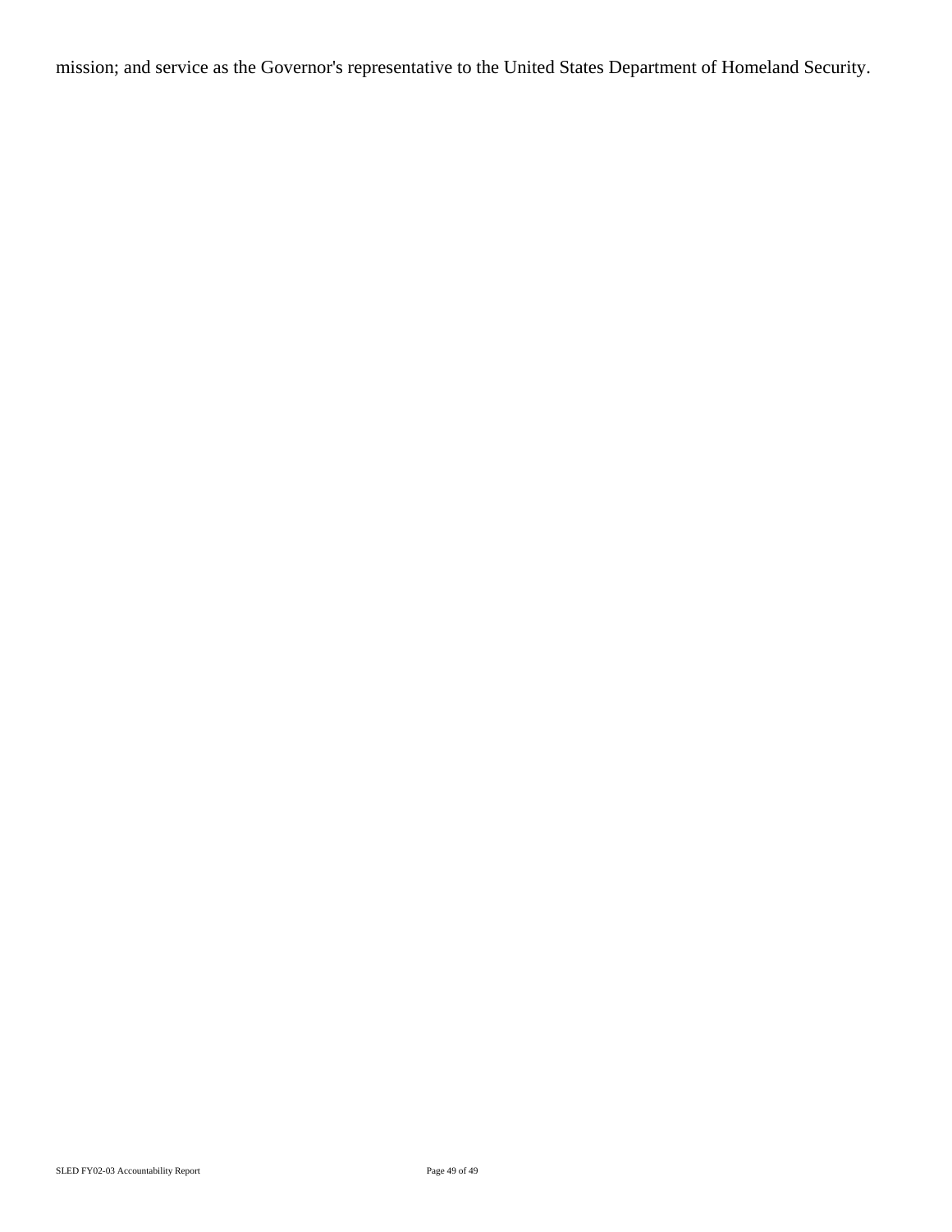mission; and service as the Governor's representative to the United States Department of Homeland Security.